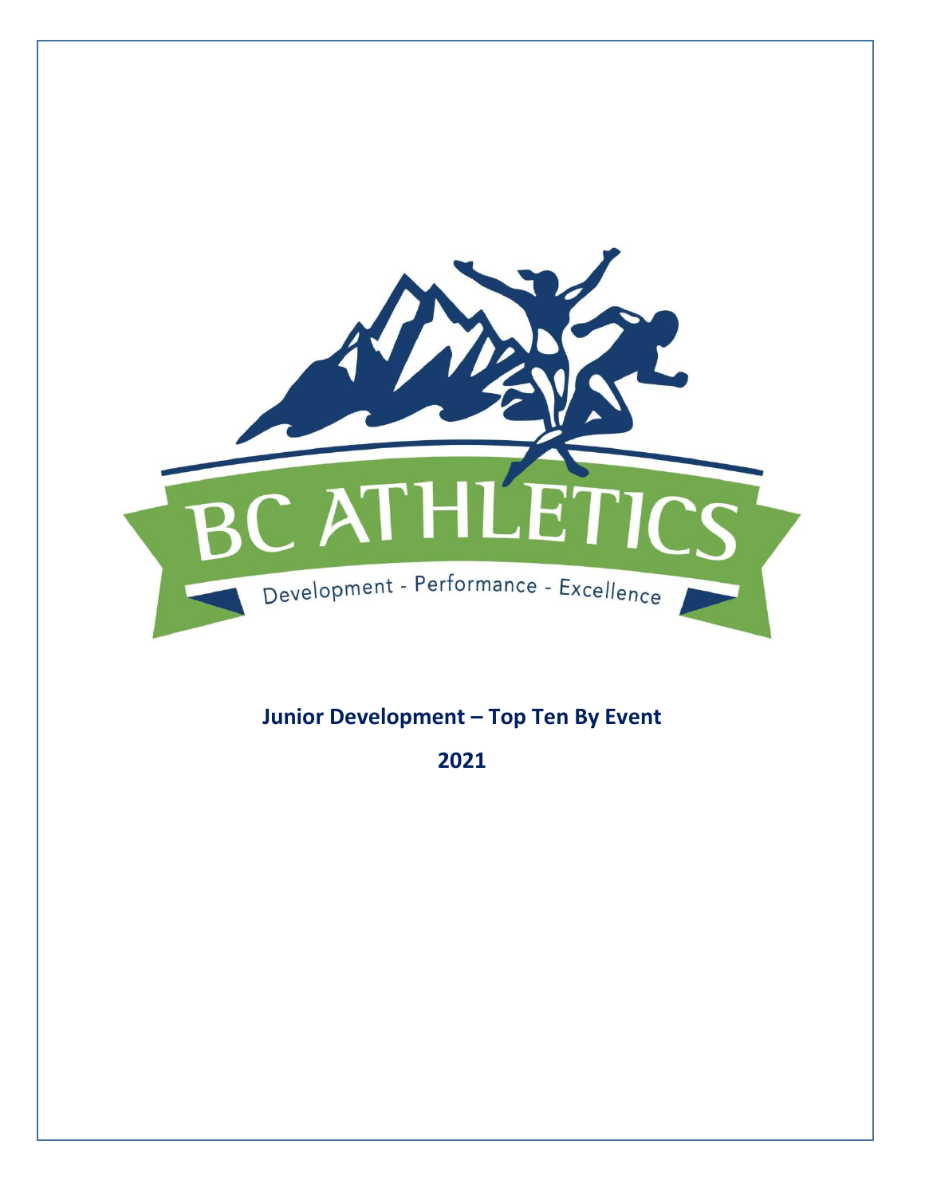BC ATHLETICS

Development - Performance - Excellence

**Junior Development – Top Ten By Event**

**2021**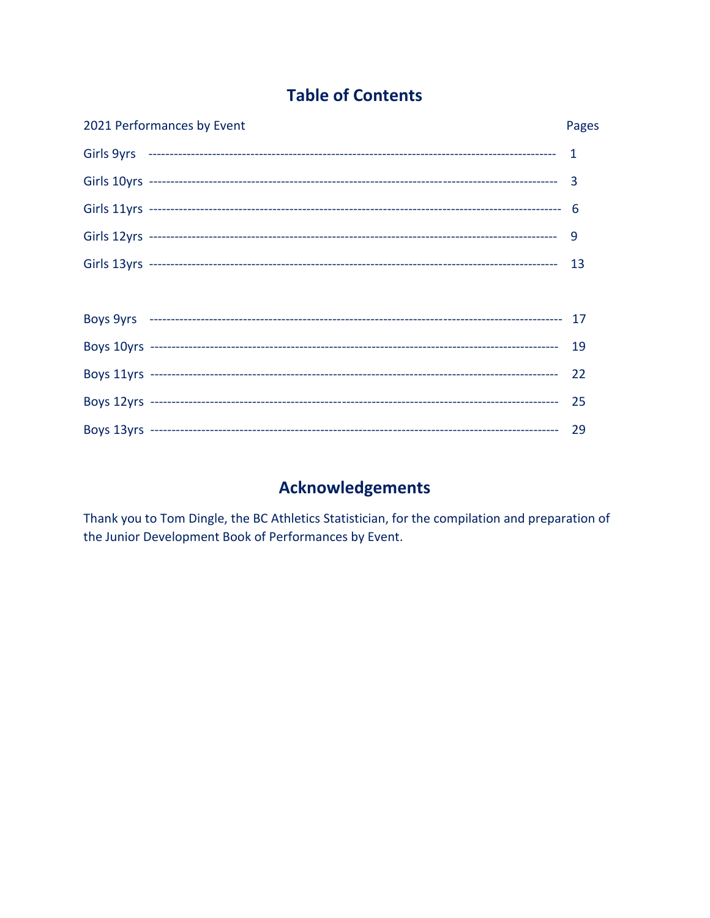# Table of Contents

| 2021 Performances by Event | Pages |
|---|---|
| Girls 9yrs | 1 |
| Girls 10yrs | 3 |
| Girls 11yrs | 6 |
| Girls 12yrs | 9 |
| Girls 13yrs | 13 |
| | |
| Boys 9yrs | 17 |
| Boys 10yrs | 19 |
| Boys 11yrs | 22 |
| Boys 12yrs | 25 |
| Boys 13yrs | 29 |

# Acknowledgements

Thank you to Tom Dingle, the BC Athletics Statistician, for the compilation and preparation of the Junior Development Book of Performances by Event.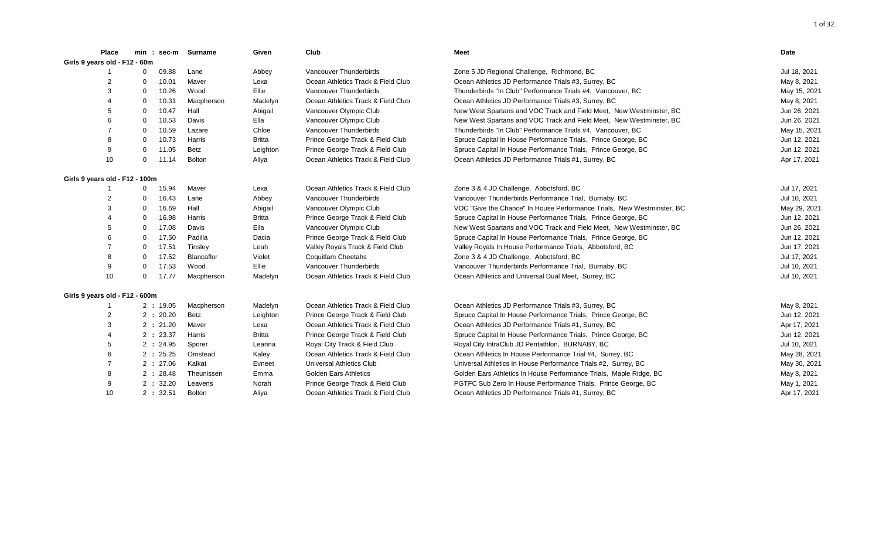| Place | min | : | sec-m | Surname | Given | Club | Meet | Date |
|---|---|---|---|---|---|---|---|---|
| **Girls 9 years old - F12 - 60m** | | | | | | | | |
| 1 | 0 | | 09.88 | Lane | Abbey | Vancouver Thunderbirds | Zone 5 JD Regional Challenge, Richmond, BC | Jul 18, 2021 |
| 2 | 0 | | 10.01 | Maver | Lexa | Ocean Athletics Track & Field Club | Ocean Athletics JD Performance Trials #3, Surrey, BC | May 8, 2021 |
| 3 | 0 | | 10.26 | Wood | Ellie | Vancouver Thunderbirds | Thunderbirds "In Club" Performance Trials #4, Vancouver, BC | May 15, 2021 |
| 4 | 0 | | 10.31 | Macpherson | Madelyn | Ocean Athletics Track & Field Club | Ocean Athletics JD Performance Trials #3, Surrey, BC | May 8, 2021 |
| 5 | 0 | | 10.47 | Hall | Abigail | Vancouver Olympic Club | New West Spartans and VOC Track and Field Meet, New Westminster, BC | Jun 26, 2021 |
| 6 | 0 | | 10.53 | Davis | Ella | Vancouver Olympic Club | New West Spartans and VOC Track and Field Meet, New Westminster, BC | Jun 26, 2021 |
| 7 | 0 | | 10.59 | Lazare | Chloe | Vancouver Thunderbirds | Thunderbirds "In Club" Performance Trials #4, Vancouver, BC | May 15, 2021 |
| 8 | 0 | | 10.73 | Harris | Britta | Prince George Track & Field Club | Spruce Capital In House Performance Trials, Prince George, BC | Jun 12, 2021 |
| 9 | 0 | | 11.05 | Betz | Leighton | Prince George Track & Field Club | Spruce Capital In House Performance Trials, Prince George, BC | Jun 12, 2021 |
| 10 | 0 | | 11.14 | Bolton | Aliya | Ocean Athletics Track & Field Club | Ocean Athletics JD Performance Trials #1, Surrey, BC | Apr 17, 2021 |
| **Girls 9 years old - F12 - 100m** | | | | | | | | |
| 1 | 0 | | 15.94 | Maver | Lexa | Ocean Athletics Track & Field Club | Zone 3 & 4 JD Challenge, Abbotsford, BC | Jul 17, 2021 |
| 2 | 0 | | 16.43 | Lane | Abbey | Vancouver Thunderbirds | Vancouver Thunderbirds Performance Trial, Burnaby, BC | Jul 10, 2021 |
| 3 | 0 | | 16.69 | Hall | Abigail | Vancouver Olympic Club | VOC "Give the Chance" In House Performance Trials, New Westminster, BC | May 29, 2021 |
| 4 | 0 | | 16.98 | Harris | Britta | Prince George Track & Field Club | Spruce Capital In House Performance Trials, Prince George, BC | Jun 12, 2021 |
| 5 | 0 | | 17.08 | Davis | Ella | Vancouver Olympic Club | New West Spartans and VOC Track and Field Meet, New Westminster, BC | Jun 26, 2021 |
| 6 | 0 | | 17.50 | Padilla | Dacia | Prince George Track & Field Club | Spruce Capital In House Performance Trials, Prince George, BC | Jun 12, 2021 |
| 7 | 0 | | 17.51 | Tinsley | Leah | Valley Royals Track & Field Club | Valley Royals In House Performance Trials, Abbotsford, BC | Jun 17, 2021 |
| 8 | 0 | | 17.52 | Blancaflor | Violet | Coquitlam Cheetahs | Zone 3 & 4 JD Challenge, Abbotsford, BC | Jul 17, 2021 |
| 9 | 0 | | 17.53 | Wood | Ellie | Vancouver Thunderbirds | Vancouver Thunderbirds Performance Trial, Burnaby, BC | Jul 10, 2021 |
| 10 | 0 | | 17.77 | Macpherson | Madelyn | Ocean Athletics Track & Field Club | Ocean Athletics and Universal Dual Meet, Surrey, BC | Jul 10, 2021 |
| **Girls 9 years old - F12 - 600m** | | | | | | | | |
| 1 | 2 | : | 19.05 | Macpherson | Madelyn | Ocean Athletics Track & Field Club | Ocean Athletics JD Performance Trials #3, Surrey, BC | May 8, 2021 |
| 2 | 2 | : | 20.20 | Betz | Leighton | Prince George Track & Field Club | Spruce Capital In House Performance Trials, Prince George, BC | Jun 12, 2021 |
| 3 | 2 | : | 21.20 | Maver | Lexa | Ocean Athletics Track & Field Club | Ocean Athletics JD Performance Trials #1, Surrey, BC | Apr 17, 2021 |
| 4 | 2 | : | 23.37 | Harris | Britta | Prince George Track & Field Club | Spruce Capital In House Performance Trials, Prince George, BC | Jun 12, 2021 |
| 5 | 2 | : | 24.95 | Sporer | Leanna | Royal City Track & Field Club | Royal City IntraClub JD Pentathlon, BURNABY, BC | Jul 10, 2021 |
| 6 | 2 | : | 25.25 | Omstead | Kaley | Ocean Athletics Track & Field Club | Ocean Athletics In House Performance Trial #4, Surrey, BC | May 28, 2021 |
| 7 | 2 | : | 27.06 | Kalkat | Evneet | Universal Athletics Club | Universal Athletics In House Performance Trials #2, Surrey, BC | May 30, 2021 |
| 8 | 2 | : | 28.48 | Theunissen | Emma | Golden Ears Athletics | Golden Ears Athletics In House Performance Trials, Maple Ridge, BC | May 8, 2021 |
| 9 | 2 | : | 32.20 | Leavens | Norah | Prince George Track & Field Club | PGTFC Sub Zero In House Performance Trials, Prince George, BC | May 1, 2021 |
| 10 | 2 | : | 32.51 | Bolton | Aliya | Ocean Athletics Track & Field Club | Ocean Athletics JD Performance Trials #1, Surrey, BC | Apr 17, 2021 |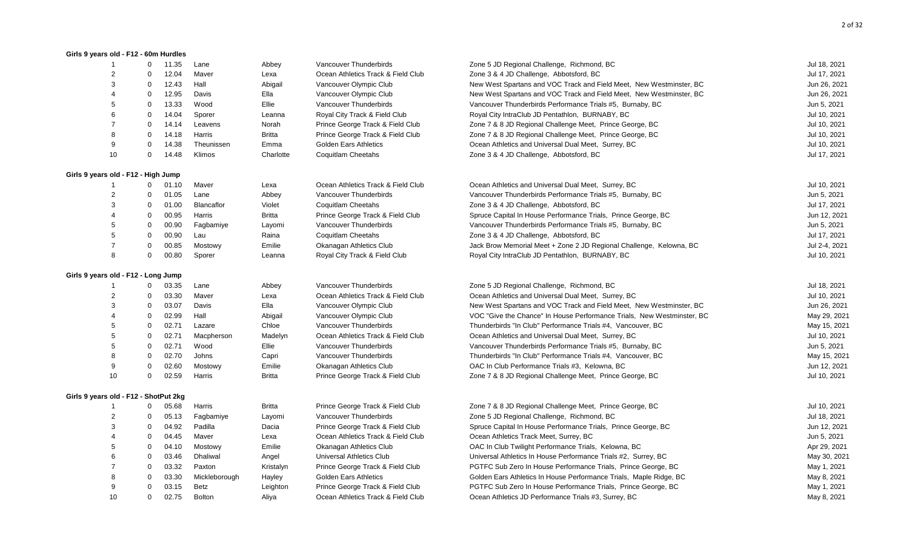**Girls 9 years old - F12 - 60m Hurdles**

| | | | | | | | |
|---|---|---|---|---|---|---|---|
| 1 | 0 | 11.35 | Lane | Abbey | Vancouver Thunderbirds | Zone 5 JD Regional Challenge, Richmond, BC | Jul 18, 2021 |
| 2 | 0 | 12.04 | Maver | Lexa | Ocean Athletics Track & Field Club | Zone 3 & 4 JD Challenge, Abbotsford, BC | Jul 17, 2021 |
| 3 | 0 | 12.43 | Hall | Abigail | Vancouver Olympic Club | New West Spartans and VOC Track and Field Meet, New Westminster, BC | Jun 26, 2021 |
| 4 | 0 | 12.95 | Davis | Ella | Vancouver Olympic Club | New West Spartans and VOC Track and Field Meet, New Westminster, BC | Jun 26, 2021 |
| 5 | 0 | 13.33 | Wood | Ellie | Vancouver Thunderbirds | Vancouver Thunderbirds Performance Trials #5, Burnaby, BC | Jun 5, 2021 |
| 6 | 0 | 14.04 | Sporer | Leanna | Royal City Track & Field Club | Royal City IntraClub JD Pentathlon, BURNABY, BC | Jul 10, 2021 |
| 7 | 0 | 14.14 | Leavens | Norah | Prince George Track & Field Club | Zone 7 & 8 JD Regional Challenge Meet, Prince George, BC | Jul 10, 2021 |
| 8 | 0 | 14.18 | Harris | Britta | Prince George Track & Field Club | Zone 7 & 8 JD Regional Challenge Meet, Prince George, BC | Jul 10, 2021 |
| 9 | 0 | 14.38 | Theunissen | Emma | Golden Ears Athletics | Ocean Athletics and Universal Dual Meet, Surrey, BC | Jul 10, 2021 |
| 10 | 0 | 14.48 | Klimos | Charlotte | Coquitlam Cheetahs | Zone 3 & 4 JD Challenge, Abbotsford, BC | Jul 17, 2021 |

**Girls 9 years old - F12 - High Jump**

| | | | | | | | |
|---|---|---|---|---|---|---|---|
| 1 | 0 | 01.10 | Maver | Lexa | Ocean Athletics Track & Field Club | Ocean Athletics and Universal Dual Meet, Surrey, BC | Jul 10, 2021 |
| 2 | 0 | 01.05 | Lane | Abbey | Vancouver Thunderbirds | Vancouver Thunderbirds Performance Trials #5, Burnaby, BC | Jun 5, 2021 |
| 3 | 0 | 01.00 | Blancaflor | Violet | Coquitlam Cheetahs | Zone 3 & 4 JD Challenge, Abbotsford, BC | Jul 17, 2021 |
| 4 | 0 | 00.95 | Harris | Britta | Prince George Track & Field Club | Spruce Capital In House Performance Trials, Prince George, BC | Jun 12, 2021 |
| 5 | 0 | 00.90 | Fagbamiye | Layomi | Vancouver Thunderbirds | Vancouver Thunderbirds Performance Trials #5, Burnaby, BC | Jun 5, 2021 |
| 5 | 0 | 00.90 | Lau | Raina | Coquitlam Cheetahs | Zone 3 & 4 JD Challenge, Abbotsford, BC | Jul 17, 2021 |
| 7 | 0 | 00.85 | Mostowy | Emilie | Okanagan Athletics Club | Jack Brow Memorial Meet + Zone 2 JD Regional Challenge, Kelowna, BC | Jul 2-4, 2021 |
| 8 | 0 | 00.80 | Sporer | Leanna | Royal City Track & Field Club | Royal City IntraClub JD Pentathlon, BURNABY, BC | Jul 10, 2021 |

**Girls 9 years old - F12 - Long Jump**

| | | | | | | | |
|---|---|---|---|---|---|---|---|
| 1 | 0 | 03.35 | Lane | Abbey | Vancouver Thunderbirds | Zone 5 JD Regional Challenge, Richmond, BC | Jul 18, 2021 |
| 2 | 0 | 03.30 | Maver | Lexa | Ocean Athletics Track & Field Club | Ocean Athletics and Universal Dual Meet, Surrey, BC | Jul 10, 2021 |
| 3 | 0 | 03.07 | Davis | Ella | Vancouver Olympic Club | New West Spartans and VOC Track and Field Meet, New Westminster, BC | Jun 26, 2021 |
| 4 | 0 | 02.99 | Hall | Abigail | Vancouver Olympic Club | VOC "Give the Chance" In House Performance Trials, New Westminster, BC | May 29, 2021 |
| 5 | 0 | 02.71 | Lazare | Chloe | Vancouver Thunderbirds | Thunderbirds "In Club" Performance Trials #4, Vancouver, BC | May 15, 2021 |
| 5 | 0 | 02.71 | Macpherson | Madelyn | Ocean Athletics Track & Field Club | Ocean Athletics and Universal Dual Meet, Surrey, BC | Jul 10, 2021 |
| 5 | 0 | 02.71 | Wood | Ellie | Vancouver Thunderbirds | Vancouver Thunderbirds Performance Trials #5, Burnaby, BC | Jun 5, 2021 |
| 8 | 0 | 02.70 | Johns | Capri | Vancouver Thunderbirds | Thunderbirds "In Club" Performance Trials #4, Vancouver, BC | May 15, 2021 |
| 9 | 0 | 02.60 | Mostowy | Emilie | Okanagan Athletics Club | OAC In Club Performance Trials #3, Kelowna, BC | Jun 12, 2021 |
| 10 | 0 | 02.59 | Harris | Britta | Prince George Track & Field Club | Zone 7 & 8 JD Regional Challenge Meet, Prince George, BC | Jul 10, 2021 |

**Girls 9 years old - F12 - ShotPut 2kg**

| | | | | | | | |
|---|---|---|---|---|---|---|---|
| 1 | 0 | 05.68 | Harris | Britta | Prince George Track & Field Club | Zone 7 & 8 JD Regional Challenge Meet, Prince George, BC | Jul 10, 2021 |
| 2 | 0 | 05.13 | Fagbamiye | Layomi | Vancouver Thunderbirds | Zone 5 JD Regional Challenge, Richmond, BC | Jul 18, 2021 |
| 3 | 0 | 04.92 | Padilla | Dacia | Prince George Track & Field Club | Spruce Capital In House Performance Trials, Prince George, BC | Jun 12, 2021 |
| 4 | 0 | 04.45 | Maver | Lexa | Ocean Athletics Track & Field Club | Ocean Athletics Track Meet, Surrey, BC | Jun 5, 2021 |
| 5 | 0 | 04.10 | Mostowy | Emilie | Okanagan Athletics Club | OAC In Club Twilight Performance Trials, Kelowna, BC | Apr 29, 2021 |
| 6 | 0 | 03.46 | Dhaliwal | Angel | Universal Athletics Club | Universal Athletics In House Performance Trials #2, Surrey, BC | May 30, 2021 |
| 7 | 0 | 03.32 | Paxton | Kristalyn | Prince George Track & Field Club | PGTFC Sub Zero In House Performance Trials, Prince George, BC | May 1, 2021 |
| 8 | 0 | 03.30 | Mickleborough | Hayley | Golden Ears Athletics | Golden Ears Athletics In House Performance Trials, Maple Ridge, BC | May 8, 2021 |
| 9 | 0 | 03.15 | Betz | Leighton | Prince George Track & Field Club | PGTFC Sub Zero In House Performance Trials, Prince George, BC | May 1, 2021 |
| 10 | 0 | 02.75 | Bolton | Aliya | Ocean Athletics Track & Field Club | Ocean Athletics JD Performance Trials #3, Surrey, BC | May 8, 2021 |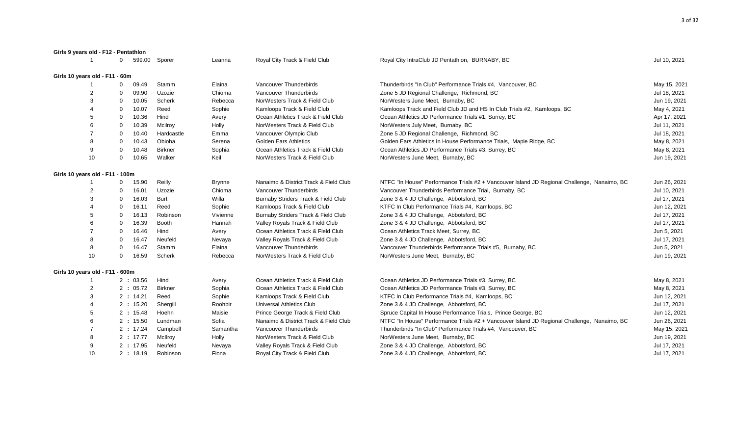**Girls 9 years old - F12 - Pentathlon**

| | | | | | | | |
|---|---|---|---|---|---|---|---|
| 1 | 0 | 599.00 | Sporer | Leanna | Royal City Track & Field Club | Royal City IntraClub JD Pentathlon, BURNABY, BC | Jul 10, 2021 |

**Girls 10 years old - F11 - 60m**

| | | | | | | | |
|---|---|---|---|---|---|---|---|
| 1 | 0 | 09.49 | Stamm | Elaina | Vancouver Thunderbirds | Thunderbirds "In Club" Performance Trials #4, Vancouver, BC | May 15, 2021 |
| 2 | 0 | 09.90 | Uzozie | Chioma | Vancouver Thunderbirds | Zone 5 JD Regional Challenge, Richmond, BC | Jul 18, 2021 |
| 3 | 0 | 10.05 | Scherk | Rebecca | NorWesters Track & Field Club | NorWesters June Meet, Burnaby, BC | Jun 19, 2021 |
| 4 | 0 | 10.07 | Reed | Sophie | Kamloops Track & Field Club | Kamloops Track and Field Club JD and HS In Club Trials #2, Kamloops, BC | May 4, 2021 |
| 5 | 0 | 10.36 | Hind | Avery | Ocean Athletics Track & Field Club | Ocean Athletics JD Performance Trials #1, Surrey, BC | Apr 17, 2021 |
| 6 | 0 | 10.39 | Mcilroy | Holly | NorWesters Track & Field Club | NorWesters July Meet, Burnaby, BC | Jul 11, 2021 |
| 7 | 0 | 10.40 | Hardcastle | Emma | Vancouver Olympic Club | Zone 5 JD Regional Challenge, Richmond, BC | Jul 18, 2021 |
| 8 | 0 | 10.43 | Obioha | Serena | Golden Ears Athletics | Golden Ears Athletics In House Performance Trials, Maple Ridge, BC | May 8, 2021 |
| 9 | 0 | 10.48 | Birkner | Sophia | Ocean Athletics Track & Field Club | Ocean Athletics JD Performance Trials #3, Surrey, BC | May 8, 2021 |
| 10 | 0 | 10.65 | Walker | Keil | NorWesters Track & Field Club | NorWesters June Meet, Burnaby, BC | Jun 19, 2021 |

**Girls 10 years old - F11 - 100m**

| | | | | | | | |
|---|---|---|---|---|---|---|---|
| 1 | 0 | 15.90 | Reilly | Brynne | Nanaimo & District Track & Field Club | NTFC "In House" Performance Trials #2 + Vancouver Island JD Regional Challenge, Nanaimo, BC | Jun 26, 2021 |
| 2 | 0 | 16.01 | Uzozie | Chioma | Vancouver Thunderbirds | Vancouver Thunderbirds Performance Trial, Burnaby, BC | Jul 10, 2021 |
| 3 | 0 | 16.03 | Burt | Willa | Burnaby Striders Track & Field Club | Zone 3 & 4 JD Challenge, Abbotsford, BC | Jul 17, 2021 |
| 4 | 0 | 16.11 | Reed | Sophie | Kamloops Track & Field Club | KTFC In Club Performance Trials #4, Kamloops, BC | Jun 12, 2021 |
| 5 | 0 | 16.13 | Robinson | Vivienne | Burnaby Striders Track & Field Club | Zone 3 & 4 JD Challenge, Abbotsford, BC | Jul 17, 2021 |
| 6 | 0 | 16.39 | Booth | Hannah | Valley Royals Track & Field Club | Zone 3 & 4 JD Challenge, Abbotsford, BC | Jul 17, 2021 |
| 7 | 0 | 16.46 | Hind | Avery | Ocean Athletics Track & Field Club | Ocean Athletics Track Meet, Surrey, BC | Jun 5, 2021 |
| 8 | 0 | 16.47 | Neufeld | Nevaya | Valley Royals Track & Field Club | Zone 3 & 4 JD Challenge, Abbotsford, BC | Jul 17, 2021 |
| 8 | 0 | 16.47 | Stamm | Elaina | Vancouver Thunderbirds | Vancouver Thunderbirds Performance Trials #5, Burnaby, BC | Jun 5, 2021 |
| 10 | 0 | 16.59 | Scherk | Rebecca | NorWesters Track & Field Club | NorWesters June Meet, Burnaby, BC | Jun 19, 2021 |

**Girls 10 years old - F11 - 600m**

| | | | | | | |
|---|---|---|---|---|---|---|
| 1 | 2 : 03.56 | Hind | Avery | Ocean Athletics Track & Field Club | Ocean Athletics JD Performance Trials #3, Surrey, BC | May 8, 2021 |
| 2 | 2 : 05.72 | Birkner | Sophia | Ocean Athletics Track & Field Club | Ocean Athletics JD Performance Trials #3, Surrey, BC | May 8, 2021 |
| 3 | 2 : 14.21 | Reed | Sophie | Kamloops Track & Field Club | KTFC In Club Performance Trials #4, Kamloops, BC | Jun 12, 2021 |
| 4 | 2 : 15.20 | Shergill | Roohbir | Universal Athletics Club | Zone 3 & 4 JD Challenge, Abbotsford, BC | Jul 17, 2021 |
| 5 | 2 : 15.48 | Hoehn | Maisie | Prince George Track & Field Club | Spruce Capital In House Performance Trials, Prince George, BC | Jun 12, 2021 |
| 6 | 2 : 15.50 | Lundman | Sofia | Nanaimo & District Track & Field Club | NTFC "In House" Performance Trials #2 + Vancouver Island JD Regional Challenge, Nanaimo, BC | Jun 26, 2021 |
| 7 | 2 : 17.24 | Campbell | Samantha | Vancouver Thunderbirds | Thunderbirds "In Club" Performance Trials #4, Vancouver, BC | May 15, 2021 |
| 8 | 2 : 17.77 | McIlroy | Holly | NorWesters Track & Field Club | NorWesters June Meet, Burnaby, BC | Jun 19, 2021 |
| 9 | 2 : 17.95 | Neufeld | Nevaya | Valley Royals Track & Field Club | Zone 3 & 4 JD Challenge, Abbotsford, BC | Jul 17, 2021 |
| 10 | 2 : 18.19 | Robinson | Fiona | Royal City Track & Field Club | Zone 3 & 4 JD Challenge, Abbotsford, BC | Jul 17, 2021 |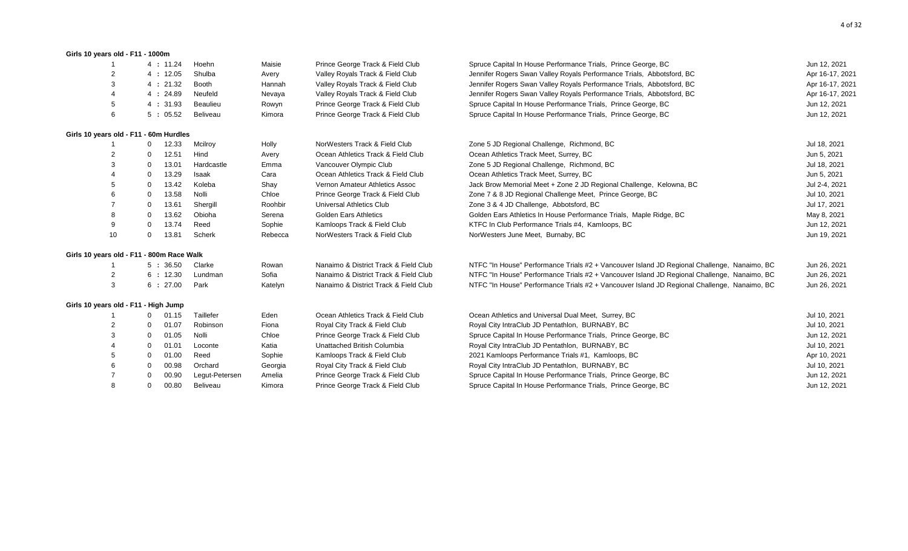### Girls 10 years old - F11 - 1000m

| Rank | Result | Last Name | First Name | Club | Meet | Date |
|---|---|---|---|---|---|---|
| 1 | 4 : 11.24 | Hoehn | Maisie | Prince George Track & Field Club | Spruce Capital In House Performance Trials, Prince George, BC | Jun 12, 2021 |
| 2 | 4 : 12.05 | Shulba | Avery | Valley Royals Track & Field Club | Jennifer Rogers Swan Valley Royals Performance Trials, Abbotsford, BC | Apr 16-17, 2021 |
| 3 | 4 : 21.32 | Booth | Hannah | Valley Royals Track & Field Club | Jennifer Rogers Swan Valley Royals Performance Trials, Abbotsford, BC | Apr 16-17, 2021 |
| 4 | 4 : 24.89 | Neufeld | Nevaya | Valley Royals Track & Field Club | Jennifer Rogers Swan Valley Royals Performance Trials, Abbotsford, BC | Apr 16-17, 2021 |
| 5 | 4 : 31.93 | Beaulieu | Rowyn | Prince George Track & Field Club | Spruce Capital In House Performance Trials, Prince George, BC | Jun 12, 2021 |
| 6 | 5 : 05.52 | Beliveau | Kimora | Prince George Track & Field Club | Spruce Capital In House Performance Trials, Prince George, BC | Jun 12, 2021 |

### Girls 10 years old - F11 - 60m Hurdles

| Rank | Result | Last Name | First Name | Club | Meet | Date |
|---|---|---|---|---|---|---|
| 1 | 0 12.33 | Mcilroy | Holly | NorWesters Track & Field Club | Zone 5 JD Regional Challenge, Richmond, BC | Jul 18, 2021 |
| 2 | 0 12.51 | Hind | Avery | Ocean Athletics Track & Field Club | Ocean Athletics Track Meet, Surrey, BC | Jun 5, 2021 |
| 3 | 0 13.01 | Hardcastle | Emma | Vancouver Olympic Club | Zone 5 JD Regional Challenge, Richmond, BC | Jul 18, 2021 |
| 4 | 0 13.29 | Isaak | Cara | Ocean Athletics Track & Field Club | Ocean Athletics Track Meet, Surrey, BC | Jun 5, 2021 |
| 5 | 0 13.42 | Koleba | Shay | Vernon Amateur Athletics Assoc | Jack Brow Memorial Meet + Zone 2 JD Regional Challenge, Kelowna, BC | Jul 2-4, 2021 |
| 6 | 0 13.58 | Nolli | Chloe | Prince George Track & Field Club | Zone 7 & 8 JD Regional Challenge Meet, Prince George, BC | Jul 10, 2021 |
| 7 | 0 13.61 | Shergill | Roohbir | Universal Athletics Club | Zone 3 & 4 JD Challenge, Abbotsford, BC | Jul 17, 2021 |
| 8 | 0 13.62 | Obioha | Serena | Golden Ears Athletics | Golden Ears Athletics In House Performance Trials, Maple Ridge, BC | May 8, 2021 |
| 9 | 0 13.74 | Reed | Sophie | Kamloops Track & Field Club | KTFC In Club Performance Trials #4, Kamloops, BC | Jun 12, 2021 |
| 10 | 0 13.81 | Scherk | Rebecca | NorWesters Track & Field Club | NorWesters June Meet, Burnaby, BC | Jun 19, 2021 |

### Girls 10 years old - F11 - 800m Race Walk

| Rank | Result | Last Name | First Name | Club | Meet | Date |
|---|---|---|---|---|---|---|
| 1 | 5 : 36.50 | Clarke | Rowan | Nanaimo & District Track & Field Club | NTFC "In House" Performance Trials #2 + Vancouver Island JD Regional Challenge, Nanaimo, BC | Jun 26, 2021 |
| 2 | 6 : 12.30 | Lundman | Sofia | Nanaimo & District Track & Field Club | NTFC "In House" Performance Trials #2 + Vancouver Island JD Regional Challenge, Nanaimo, BC | Jun 26, 2021 |
| 3 | 6 : 27.00 | Park | Katelyn | Nanaimo & District Track & Field Club | NTFC "In House" Performance Trials #2 + Vancouver Island JD Regional Challenge, Nanaimo, BC | Jun 26, 2021 |

### Girls 10 years old - F11 - High Jump

| Rank | Result | Last Name | First Name | Club | Meet | Date |
|---|---|---|---|---|---|---|
| 1 | 0 01.15 | Taillefer | Eden | Ocean Athletics Track & Field Club | Ocean Athletics and Universal Dual Meet, Surrey, BC | Jul 10, 2021 |
| 2 | 0 01.07 | Robinson | Fiona | Royal City Track & Field Club | Royal City IntraClub JD Pentathlon, BURNABY, BC | Jul 10, 2021 |
| 3 | 0 01.05 | Nolli | Chloe | Prince George Track & Field Club | Spruce Capital In House Performance Trials, Prince George, BC | Jun 12, 2021 |
| 4 | 0 01.01 | Loconte | Katia | Unattached British Columbia | Royal City IntraClub JD Pentathlon, BURNABY, BC | Jul 10, 2021 |
| 5 | 0 01.00 | Reed | Sophie | Kamloops Track & Field Club | 2021 Kamloops Performance Trials #1, Kamloops, BC | Apr 10, 2021 |
| 6 | 0 00.98 | Orchard | Georgia | Royal City Track & Field Club | Royal City IntraClub JD Pentathlon, BURNABY, BC | Jul 10, 2021 |
| 7 | 0 00.90 | Legut-Petersen | Amelia | Prince George Track & Field Club | Spruce Capital In House Performance Trials, Prince George, BC | Jun 12, 2021 |
| 8 | 0 00.80 | Beliveau | Kimora | Prince George Track & Field Club | Spruce Capital In House Performance Trials, Prince George, BC | Jun 12, 2021 |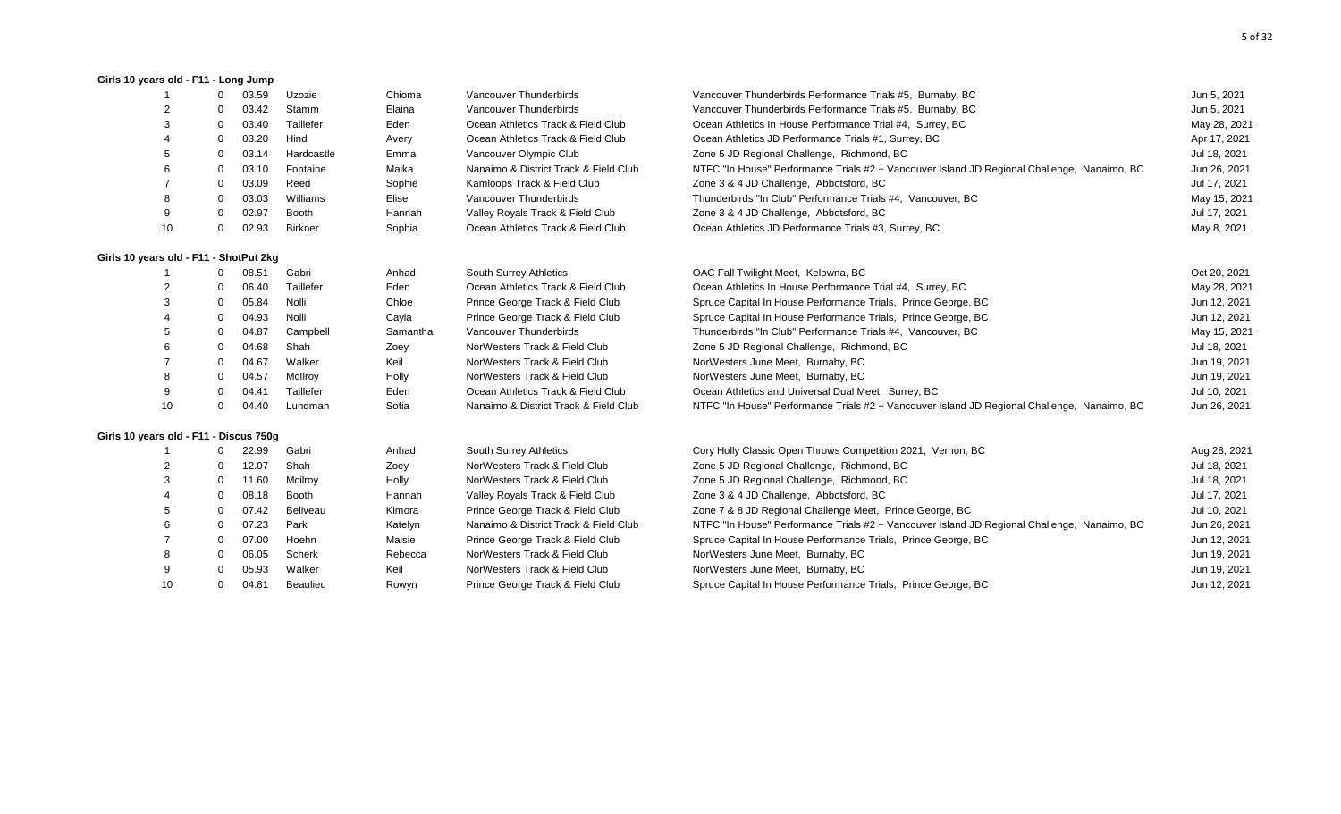### Girls 10 years old - F11 - Long Jump

| | | | | | | | |
|---|---|---|---|---|---|---|---|
| 1 | 0 | 03.59 | Uzozie | Chioma | Vancouver Thunderbirds | Vancouver Thunderbirds Performance Trials #5, Burnaby, BC | Jun 5, 2021 |
| 2 | 0 | 03.42 | Stamm | Elaina | Vancouver Thunderbirds | Vancouver Thunderbirds Performance Trials #5, Burnaby, BC | Jun 5, 2021 |
| 3 | 0 | 03.40 | Taillefer | Eden | Ocean Athletics Track & Field Club | Ocean Athletics In House Performance Trial #4, Surrey, BC | May 28, 2021 |
| 4 | 0 | 03.20 | Hind | Avery | Ocean Athletics Track & Field Club | Ocean Athletics JD Performance Trials #1, Surrey, BC | Apr 17, 2021 |
| 5 | 0 | 03.14 | Hardcastle | Emma | Vancouver Olympic Club | Zone 5 JD Regional Challenge, Richmond, BC | Jul 18, 2021 |
| 6 | 0 | 03.10 | Fontaine | Maika | Nanaimo & District Track & Field Club | NTFC "In House" Performance Trials #2 + Vancouver Island JD Regional Challenge, Nanaimo, BC | Jun 26, 2021 |
| 7 | 0 | 03.09 | Reed | Sophie | Kamloops Track & Field Club | Zone 3 & 4 JD Challenge, Abbotsford, BC | Jul 17, 2021 |
| 8 | 0 | 03.03 | Williams | Elise | Vancouver Thunderbirds | Thunderbirds "In Club" Performance Trials #4, Vancouver, BC | May 15, 2021 |
| 9 | 0 | 02.97 | Booth | Hannah | Valley Royals Track & Field Club | Zone 3 & 4 JD Challenge, Abbotsford, BC | Jul 17, 2021 |
| 10 | 0 | 02.93 | Birkner | Sophia | Ocean Athletics Track & Field Club | Ocean Athletics JD Performance Trials #3, Surrey, BC | May 8, 2021 |

### Girls 10 years old - F11 - ShotPut 2kg

| | | | | | | | |
|---|---|---|---|---|---|---|---|
| 1 | 0 | 08.51 | Gabri | Anhad | South Surrey Athletics | OAC Fall Twilight Meet, Kelowna, BC | Oct 20, 2021 |
| 2 | 0 | 06.40 | Taillefer | Eden | Ocean Athletics Track & Field Club | Ocean Athletics In House Performance Trial #4, Surrey, BC | May 28, 2021 |
| 3 | 0 | 05.84 | Nolli | Chloe | Prince George Track & Field Club | Spruce Capital In House Performance Trials, Prince George, BC | Jun 12, 2021 |
| 4 | 0 | 04.93 | Nolli | Cayla | Prince George Track & Field Club | Spruce Capital In House Performance Trials, Prince George, BC | Jun 12, 2021 |
| 5 | 0 | 04.87 | Campbell | Samantha | Vancouver Thunderbirds | Thunderbirds "In Club" Performance Trials #4, Vancouver, BC | May 15, 2021 |
| 6 | 0 | 04.68 | Shah | Zoey | NorWesters Track & Field Club | Zone 5 JD Regional Challenge, Richmond, BC | Jul 18, 2021 |
| 7 | 0 | 04.67 | Walker | Keil | NorWesters Track & Field Club | NorWesters June Meet, Burnaby, BC | Jun 19, 2021 |
| 8 | 0 | 04.57 | McIlroy | Holly | NorWesters Track & Field Club | NorWesters June Meet, Burnaby, BC | Jun 19, 2021 |
| 9 | 0 | 04.41 | Taillefer | Eden | Ocean Athletics Track & Field Club | Ocean Athletics and Universal Dual Meet, Surrey, BC | Jul 10, 2021 |
| 10 | 0 | 04.40 | Lundman | Sofia | Nanaimo & District Track & Field Club | NTFC "In House" Performance Trials #2 + Vancouver Island JD Regional Challenge, Nanaimo, BC | Jun 26, 2021 |

### Girls 10 years old - F11 - Discus 750g

| | | | | | | | |
|---|---|---|---|---|---|---|---|
| 1 | 0 | 22.99 | Gabri | Anhad | South Surrey Athletics | Cory Holly Classic Open Throws Competition 2021, Vernon, BC | Aug 28, 2021 |
| 2 | 0 | 12.07 | Shah | Zoey | NorWesters Track & Field Club | Zone 5 JD Regional Challenge, Richmond, BC | Jul 18, 2021 |
| 3 | 0 | 11.60 | Mcilroy | Holly | NorWesters Track & Field Club | Zone 5 JD Regional Challenge, Richmond, BC | Jul 18, 2021 |
| 4 | 0 | 08.18 | Booth | Hannah | Valley Royals Track & Field Club | Zone 3 & 4 JD Challenge, Abbotsford, BC | Jul 17, 2021 |
| 5 | 0 | 07.42 | Beliveau | Kimora | Prince George Track & Field Club | Zone 7 & 8 JD Regional Challenge Meet, Prince George, BC | Jul 10, 2021 |
| 6 | 0 | 07.23 | Park | Katelyn | Nanaimo & District Track & Field Club | NTFC "In House" Performance Trials #2 + Vancouver Island JD Regional Challenge, Nanaimo, BC | Jun 26, 2021 |
| 7 | 0 | 07.00 | Hoehn | Maisie | Prince George Track & Field Club | Spruce Capital In House Performance Trials, Prince George, BC | Jun 12, 2021 |
| 8 | 0 | 06.05 | Scherk | Rebecca | NorWesters Track & Field Club | NorWesters June Meet, Burnaby, BC | Jun 19, 2021 |
| 9 | 0 | 05.93 | Walker | Keil | NorWesters Track & Field Club | NorWesters June Meet, Burnaby, BC | Jun 19, 2021 |
| 10 | 0 | 04.81 | Beaulieu | Rowyn | Prince George Track & Field Club | Spruce Capital In House Performance Trials, Prince George, BC | Jun 12, 2021 |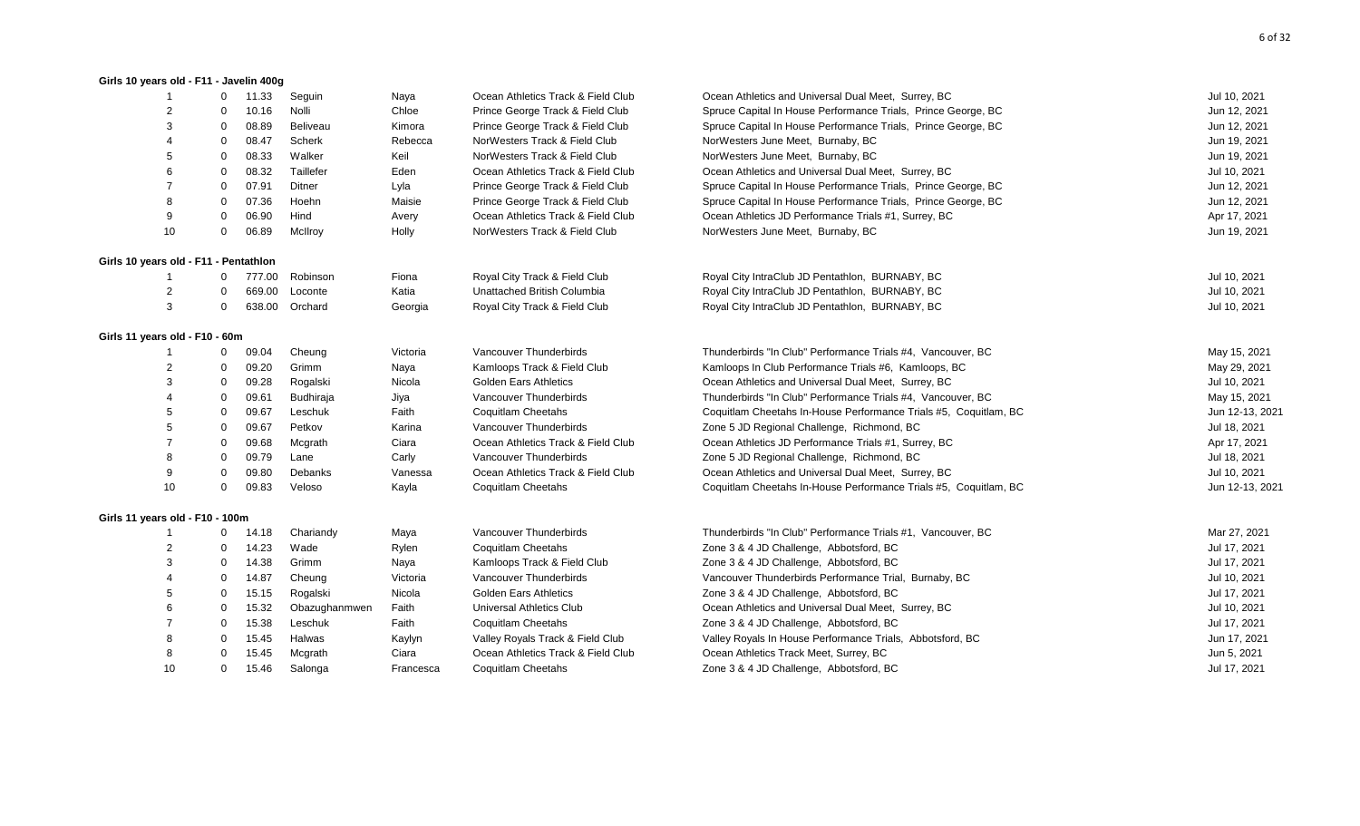**Girls 10 years old - F11 - Javelin 400g**

| | | | | | | | |
|---|---|---|---|---|---|---|---|
| 1 | 0 | 11.33 | Seguin | Naya | Ocean Athletics Track & Field Club | Ocean Athletics and Universal Dual Meet, Surrey, BC | Jul 10, 2021 |
| 2 | 0 | 10.16 | Nolli | Chloe | Prince George Track & Field Club | Spruce Capital In House Performance Trials, Prince George, BC | Jun 12, 2021 |
| 3 | 0 | 08.89 | Beliveau | Kimora | Prince George Track & Field Club | Spruce Capital In House Performance Trials, Prince George, BC | Jun 12, 2021 |
| 4 | 0 | 08.47 | Scherk | Rebecca | NorWesters Track & Field Club | NorWesters June Meet, Burnaby, BC | Jun 19, 2021 |
| 5 | 0 | 08.33 | Walker | Keil | NorWesters Track & Field Club | NorWesters June Meet, Burnaby, BC | Jun 19, 2021 |
| 6 | 0 | 08.32 | Taillefer | Eden | Ocean Athletics Track & Field Club | Ocean Athletics and Universal Dual Meet, Surrey, BC | Jul 10, 2021 |
| 7 | 0 | 07.91 | Ditner | Lyla | Prince George Track & Field Club | Spruce Capital In House Performance Trials, Prince George, BC | Jun 12, 2021 |
| 8 | 0 | 07.36 | Hoehn | Maisie | Prince George Track & Field Club | Spruce Capital In House Performance Trials, Prince George, BC | Jun 12, 2021 |
| 9 | 0 | 06.90 | Hind | Avery | Ocean Athletics Track & Field Club | Ocean Athletics JD Performance Trials #1, Surrey, BC | Apr 17, 2021 |
| 10 | 0 | 06.89 | McIlroy | Holly | NorWesters Track & Field Club | NorWesters June Meet, Burnaby, BC | Jun 19, 2021 |

**Girls 10 years old - F11 - Pentathlon**

| | | | | | | | |
|---|---|---|---|---|---|---|---|
| 1 | 0 | 777.00 | Robinson | Fiona | Royal City Track & Field Club | Royal City IntraClub JD Pentathlon, BURNABY, BC | Jul 10, 2021 |
| 2 | 0 | 669.00 | Loconte | Katia | Unattached British Columbia | Royal City IntraClub JD Pentathlon, BURNABY, BC | Jul 10, 2021 |
| 3 | 0 | 638.00 | Orchard | Georgia | Royal City Track & Field Club | Royal City IntraClub JD Pentathlon, BURNABY, BC | Jul 10, 2021 |

**Girls 11 years old - F10 - 60m**

| | | | | | | | |
|---|---|---|---|---|---|---|---|
| 1 | 0 | 09.04 | Cheung | Victoria | Vancouver Thunderbirds | Thunderbirds "In Club" Performance Trials #4, Vancouver, BC | May 15, 2021 |
| 2 | 0 | 09.20 | Grimm | Naya | Kamloops Track & Field Club | Kamloops In Club Performance Trials #6, Kamloops, BC | May 29, 2021 |
| 3 | 0 | 09.28 | Rogalski | Nicola | Golden Ears Athletics | Ocean Athletics and Universal Dual Meet, Surrey, BC | Jul 10, 2021 |
| 4 | 0 | 09.61 | Budhiraja | Jiya | Vancouver Thunderbirds | Thunderbirds "In Club" Performance Trials #4, Vancouver, BC | May 15, 2021 |
| 5 | 0 | 09.67 | Leschuk | Faith | Coquitlam Cheetahs | Coquitlam Cheetahs In-House Performance Trials #5, Coquitlam, BC | Jun 12-13, 2021 |
| 5 | 0 | 09.67 | Petkov | Karina | Vancouver Thunderbirds | Zone 5 JD Regional Challenge, Richmond, BC | Jul 18, 2021 |
| 7 | 0 | 09.68 | Mcgrath | Ciara | Ocean Athletics Track & Field Club | Ocean Athletics JD Performance Trials #1, Surrey, BC | Apr 17, 2021 |
| 8 | 0 | 09.79 | Lane | Carly | Vancouver Thunderbirds | Zone 5 JD Regional Challenge, Richmond, BC | Jul 18, 2021 |
| 9 | 0 | 09.80 | Debanks | Vanessa | Ocean Athletics Track & Field Club | Ocean Athletics and Universal Dual Meet, Surrey, BC | Jul 10, 2021 |
| 10 | 0 | 09.83 | Veloso | Kayla | Coquitlam Cheetahs | Coquitlam Cheetahs In-House Performance Trials #5, Coquitlam, BC | Jun 12-13, 2021 |

**Girls 11 years old - F10 - 100m**

| | | | | | | | |
|---|---|---|---|---|---|---|---|
| 1 | 0 | 14.18 | Chariandy | Maya | Vancouver Thunderbirds | Thunderbirds "In Club" Performance Trials #1, Vancouver, BC | Mar 27, 2021 |
| 2 | 0 | 14.23 | Wade | Rylen | Coquitlam Cheetahs | Zone 3 & 4 JD Challenge, Abbotsford, BC | Jul 17, 2021 |
| 3 | 0 | 14.38 | Grimm | Naya | Kamloops Track & Field Club | Zone 3 & 4 JD Challenge, Abbotsford, BC | Jul 17, 2021 |
| 4 | 0 | 14.87 | Cheung | Victoria | Vancouver Thunderbirds | Vancouver Thunderbirds Performance Trial, Burnaby, BC | Jul 10, 2021 |
| 5 | 0 | 15.15 | Rogalski | Nicola | Golden Ears Athletics | Zone 3 & 4 JD Challenge, Abbotsford, BC | Jul 17, 2021 |
| 6 | 0 | 15.32 | Obazughanmwen | Faith | Universal Athletics Club | Ocean Athletics and Universal Dual Meet, Surrey, BC | Jul 10, 2021 |
| 7 | 0 | 15.38 | Leschuk | Faith | Coquitlam Cheetahs | Zone 3 & 4 JD Challenge, Abbotsford, BC | Jul 17, 2021 |
| 8 | 0 | 15.45 | Halwas | Kaylyn | Valley Royals Track & Field Club | Valley Royals In House Performance Trials, Abbotsford, BC | Jun 17, 2021 |
| 8 | 0 | 15.45 | Mcgrath | Ciara | Ocean Athletics Track & Field Club | Ocean Athletics Track Meet, Surrey, BC | Jun 5, 2021 |
| 10 | 0 | 15.46 | Salonga | Francesca | Coquitlam Cheetahs | Zone 3 & 4 JD Challenge, Abbotsford, BC | Jul 17, 2021 |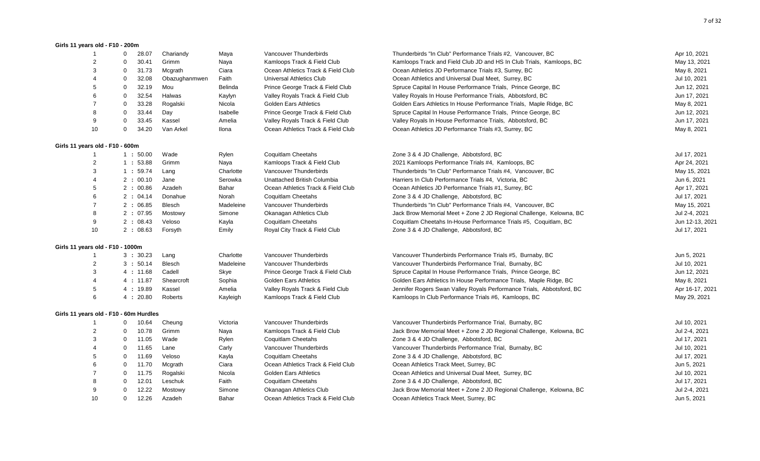**Girls 11 years old - F10 - 200m**

| Rank | | Mark | Last Name | First Name | Club | Meet | Date |
|---|---|---|---|---|---|---|---|
| 1 | 0 | 28.07 | Chariandy | Maya | Vancouver Thunderbirds | Thunderbirds "In Club" Performance Trials #2, Vancouver, BC | Apr 10, 2021 |
| 2 | 0 | 30.41 | Grimm | Naya | Kamloops Track & Field Club | Kamloops Track and Field Club JD and HS In Club Trials, Kamloops, BC | May 13, 2021 |
| 3 | 0 | 31.73 | Mcgrath | Ciara | Ocean Athletics Track & Field Club | Ocean Athletics JD Performance Trials #3, Surrey, BC | May 8, 2021 |
| 4 | 0 | 32.08 | Obazughanmwen | Faith | Universal Athletics Club | Ocean Athletics and Universal Dual Meet, Surrey, BC | Jul 10, 2021 |
| 5 | 0 | 32.19 | Mou | Belinda | Prince George Track & Field Club | Spruce Capital In House Performance Trials, Prince George, BC | Jun 12, 2021 |
| 6 | 0 | 32.54 | Halwas | Kaylyn | Valley Royals Track & Field Club | Valley Royals In House Performance Trials, Abbotsford, BC | Jun 17, 2021 |
| 7 | 0 | 33.28 | Rogalski | Nicola | Golden Ears Athletics | Golden Ears Athletics In House Performance Trials, Maple Ridge, BC | May 8, 2021 |
| 8 | 0 | 33.44 | Day | Isabelle | Prince George Track & Field Club | Spruce Capital In House Performance Trials, Prince George, BC | Jun 12, 2021 |
| 9 | 0 | 33.45 | Kassel | Amelia | Valley Royals Track & Field Club | Valley Royals In House Performance Trials, Abbotsford, BC | Jun 17, 2021 |
| 10 | 0 | 34.20 | Van Arkel | Ilona | Ocean Athletics Track & Field Club | Ocean Athletics JD Performance Trials #3, Surrey, BC | May 8, 2021 |

**Girls 11 years old - F10 - 600m**

| Rank | | Mark | Last Name | First Name | Club | Meet | Date |
|---|---|---|---|---|---|---|---|
| 1 | 1 | : 50.00 | Wade | Rylen | Coquitlam Cheetahs | Zone 3 & 4 JD Challenge, Abbotsford, BC | Jul 17, 2021 |
| 2 | 1 | : 53.88 | Grimm | Naya | Kamloops Track & Field Club | 2021 Kamloops Performance Trials #4, Kamloops, BC | Apr 24, 2021 |
| 3 | 1 | : 59.74 | Lang | Charlotte | Vancouver Thunderbirds | Thunderbirds "In Club" Performance Trials #4, Vancouver, BC | May 15, 2021 |
| 4 | 2 | : 00.10 | Jane | Serowka | Unattached British Columbia | Harriers In Club Performance Trials #4, Victoria, BC | Jun 6, 2021 |
| 5 | 2 | : 00.86 | Azadeh | Bahar | Ocean Athletics Track & Field Club | Ocean Athletics JD Performance Trials #1, Surrey, BC | Apr 17, 2021 |
| 6 | 2 | : 04.14 | Donahue | Norah | Coquitlam Cheetahs | Zone 3 & 4 JD Challenge, Abbotsford, BC | Jul 17, 2021 |
| 7 | 2 | : 06.85 | Blesch | Madeleine | Vancouver Thunderbirds | Thunderbirds "In Club" Performance Trials #4, Vancouver, BC | May 15, 2021 |
| 8 | 2 | : 07.95 | Mostowy | Simone | Okanagan Athletics Club | Jack Brow Memorial Meet + Zone 2 JD Regional Challenge, Kelowna, BC | Jul 2-4, 2021 |
| 9 | 2 | : 08.43 | Veloso | Kayla | Coquitlam Cheetahs | Coquitlam Cheetahs In-House Performance Trials #5, Coquitlam, BC | Jun 12-13, 2021 |
| 10 | 2 | : 08.63 | Forsyth | Emily | Royal City Track & Field Club | Zone 3 & 4 JD Challenge, Abbotsford, BC | Jul 17, 2021 |

**Girls 11 years old - F10 - 1000m**

| Rank | | Mark | Last Name | First Name | Club | Meet | Date |
|---|---|---|---|---|---|---|---|
| 1 | 3 | : 30.23 | Lang | Charlotte | Vancouver Thunderbirds | Vancouver Thunderbirds Performance Trials #5, Burnaby, BC | Jun 5, 2021 |
| 2 | 3 | : 50.14 | Blesch | Madeleine | Vancouver Thunderbirds | Vancouver Thunderbirds Performance Trial, Burnaby, BC | Jul 10, 2021 |
| 3 | 4 | : 11.68 | Cadell | Skye | Prince George Track & Field Club | Spruce Capital In House Performance Trials, Prince George, BC | Jun 12, 2021 |
| 4 | 4 | : 11.87 | Shearcroft | Sophia | Golden Ears Athletics | Golden Ears Athletics In House Performance Trials, Maple Ridge, BC | May 8, 2021 |
| 5 | 4 | : 19.89 | Kassel | Amelia | Valley Royals Track & Field Club | Jennifer Rogers Swan Valley Royals Performance Trials, Abbotsford, BC | Apr 16-17, 2021 |
| 6 | 4 | : 20.80 | Roberts | Kayleigh | Kamloops Track & Field Club | Kamloops In Club Performance Trials #6, Kamloops, BC | May 29, 2021 |

**Girls 11 years old - F10 - 60m Hurdles**

| Rank | | Mark | Last Name | First Name | Club | Meet | Date |
|---|---|---|---|---|---|---|---|
| 1 | 0 | 10.64 | Cheung | Victoria | Vancouver Thunderbirds | Vancouver Thunderbirds Performance Trial, Burnaby, BC | Jul 10, 2021 |
| 2 | 0 | 10.78 | Grimm | Naya | Kamloops Track & Field Club | Jack Brow Memorial Meet + Zone 2 JD Regional Challenge, Kelowna, BC | Jul 2-4, 2021 |
| 3 | 0 | 11.05 | Wade | Rylen | Coquitlam Cheetahs | Zone 3 & 4 JD Challenge, Abbotsford, BC | Jul 17, 2021 |
| 4 | 0 | 11.65 | Lane | Carly | Vancouver Thunderbirds | Vancouver Thunderbirds Performance Trial, Burnaby, BC | Jul 10, 2021 |
| 5 | 0 | 11.69 | Veloso | Kayla | Coquitlam Cheetahs | Zone 3 & 4 JD Challenge, Abbotsford, BC | Jul 17, 2021 |
| 6 | 0 | 11.70 | Mcgrath | Ciara | Ocean Athletics Track & Field Club | Ocean Athletics Track Meet, Surrey, BC | Jun 5, 2021 |
| 7 | 0 | 11.75 | Rogalski | Nicola | Golden Ears Athletics | Ocean Athletics and Universal Dual Meet, Surrey, BC | Jul 10, 2021 |
| 8 | 0 | 12.01 | Leschuk | Faith | Coquitlam Cheetahs | Zone 3 & 4 JD Challenge, Abbotsford, BC | Jul 17, 2021 |
| 9 | 0 | 12.22 | Mostowy | Simone | Okanagan Athletics Club | Jack Brow Memorial Meet + Zone 2 JD Regional Challenge, Kelowna, BC | Jul 2-4, 2021 |
| 10 | 0 | 12.26 | Azadeh | Bahar | Ocean Athletics Track & Field Club | Ocean Athletics Track Meet, Surrey, BC | Jun 5, 2021 |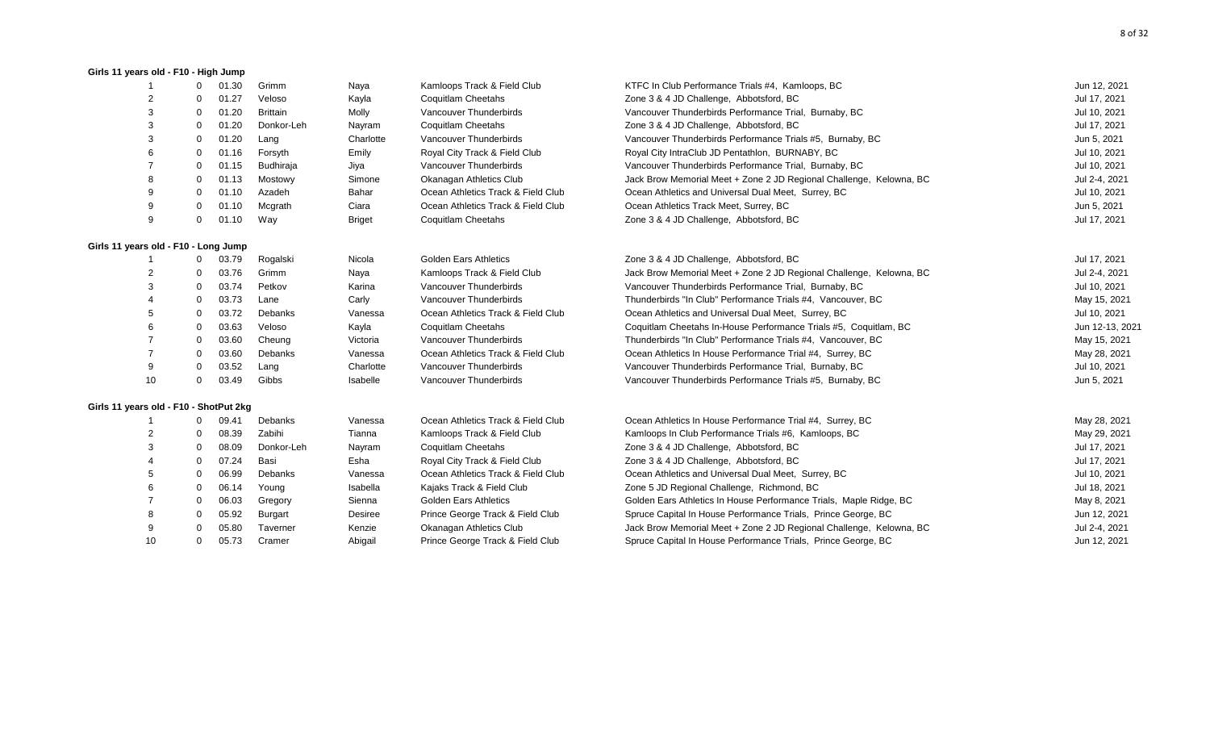### Girls 11 years old - F10 - High Jump

| Rank | Wind | Mark | Last Name | First Name | Club | Meet | Date |
|---|---|---|---|---|---|---|---|
| 1 | 0 | 01.30 | Grimm | Naya | Kamloops Track & Field Club | KTFC In Club Performance Trials #4, Kamloops, BC | Jun 12, 2021 |
| 2 | 0 | 01.27 | Veloso | Kayla | Coquitlam Cheetahs | Zone 3 & 4 JD Challenge, Abbotsford, BC | Jul 17, 2021 |
| 3 | 0 | 01.20 | Brittain | Molly | Vancouver Thunderbirds | Vancouver Thunderbirds Performance Trial, Burnaby, BC | Jul 10, 2021 |
| 3 | 0 | 01.20 | Donkor-Leh | Nayram | Coquitlam Cheetahs | Zone 3 & 4 JD Challenge, Abbotsford, BC | Jul 17, 2021 |
| 3 | 0 | 01.20 | Lang | Charlotte | Vancouver Thunderbirds | Vancouver Thunderbirds Performance Trials #5, Burnaby, BC | Jun 5, 2021 |
| 6 | 0 | 01.16 | Forsyth | Emily | Royal City Track & Field Club | Royal City IntraClub JD Pentathlon, BURNABY, BC | Jul 10, 2021 |
| 7 | 0 | 01.15 | Budhiraja | Jiya | Vancouver Thunderbirds | Vancouver Thunderbirds Performance Trial, Burnaby, BC | Jul 10, 2021 |
| 8 | 0 | 01.13 | Mostowy | Simone | Okanagan Athletics Club | Jack Brow Memorial Meet + Zone 2 JD Regional Challenge, Kelowna, BC | Jul 2-4, 2021 |
| 9 | 0 | 01.10 | Azadeh | Bahar | Ocean Athletics Track & Field Club | Ocean Athletics and Universal Dual Meet, Surrey, BC | Jul 10, 2021 |
| 9 | 0 | 01.10 | Mcgrath | Ciara | Ocean Athletics Track & Field Club | Ocean Athletics Track Meet, Surrey, BC | Jun 5, 2021 |
| 9 | 0 | 01.10 | Way | Briget | Coquitlam Cheetahs | Zone 3 & 4 JD Challenge, Abbotsford, BC | Jul 17, 2021 |

### Girls 11 years old - F10 - Long Jump

| Rank | Wind | Mark | Last Name | First Name | Club | Meet | Date |
|---|---|---|---|---|---|---|---|
| 1 | 0 | 03.79 | Rogalski | Nicola | Golden Ears Athletics | Zone 3 & 4 JD Challenge, Abbotsford, BC | Jul 17, 2021 |
| 2 | 0 | 03.76 | Grimm | Naya | Kamloops Track & Field Club | Jack Brow Memorial Meet + Zone 2 JD Regional Challenge, Kelowna, BC | Jul 2-4, 2021 |
| 3 | 0 | 03.74 | Petkov | Karina | Vancouver Thunderbirds | Vancouver Thunderbirds Performance Trial, Burnaby, BC | Jul 10, 2021 |
| 4 | 0 | 03.73 | Lane | Carly | Vancouver Thunderbirds | Thunderbirds "In Club" Performance Trials #4, Vancouver, BC | May 15, 2021 |
| 5 | 0 | 03.72 | Debanks | Vanessa | Ocean Athletics Track & Field Club | Ocean Athletics and Universal Dual Meet, Surrey, BC | Jul 10, 2021 |
| 6 | 0 | 03.63 | Veloso | Kayla | Coquitlam Cheetahs | Coquitlam Cheetahs In-House Performance Trials #5, Coquitlam, BC | Jun 12-13, 2021 |
| 7 | 0 | 03.60 | Cheung | Victoria | Vancouver Thunderbirds | Thunderbirds "In Club" Performance Trials #4, Vancouver, BC | May 15, 2021 |
| 7 | 0 | 03.60 | Debanks | Vanessa | Ocean Athletics Track & Field Club | Ocean Athletics In House Performance Trial #4, Surrey, BC | May 28, 2021 |
| 9 | 0 | 03.52 | Lang | Charlotte | Vancouver Thunderbirds | Vancouver Thunderbirds Performance Trial, Burnaby, BC | Jul 10, 2021 |
| 10 | 0 | 03.49 | Gibbs | Isabelle | Vancouver Thunderbirds | Vancouver Thunderbirds Performance Trials #5, Burnaby, BC | Jun 5, 2021 |

### Girls 11 years old - F10 - ShotPut 2kg

| Rank | Wind | Mark | Last Name | First Name | Club | Meet | Date |
|---|---|---|---|---|---|---|---|
| 1 | 0 | 09.41 | Debanks | Vanessa | Ocean Athletics Track & Field Club | Ocean Athletics In House Performance Trial #4, Surrey, BC | May 28, 2021 |
| 2 | 0 | 08.39 | Zabihi | Tianna | Kamloops Track & Field Club | Kamloops In Club Performance Trials #6, Kamloops, BC | May 29, 2021 |
| 3 | 0 | 08.09 | Donkor-Leh | Nayram | Coquitlam Cheetahs | Zone 3 & 4 JD Challenge, Abbotsford, BC | Jul 17, 2021 |
| 4 | 0 | 07.24 | Basi | Esha | Royal City Track & Field Club | Zone 3 & 4 JD Challenge, Abbotsford, BC | Jul 17, 2021 |
| 5 | 0 | 06.99 | Debanks | Vanessa | Ocean Athletics Track & Field Club | Ocean Athletics and Universal Dual Meet, Surrey, BC | Jul 10, 2021 |
| 6 | 0 | 06.14 | Young | Isabella | Kajaks Track & Field Club | Zone 5 JD Regional Challenge, Richmond, BC | Jul 18, 2021 |
| 7 | 0 | 06.03 | Gregory | Sienna | Golden Ears Athletics | Golden Ears Athletics In House Performance Trials, Maple Ridge, BC | May 8, 2021 |
| 8 | 0 | 05.92 | Burgart | Desiree | Prince George Track & Field Club | Spruce Capital In House Performance Trials, Prince George, BC | Jun 12, 2021 |
| 9 | 0 | 05.80 | Taverner | Kenzie | Okanagan Athletics Club | Jack Brow Memorial Meet + Zone 2 JD Regional Challenge, Kelowna, BC | Jul 2-4, 2021 |
| 10 | 0 | 05.73 | Cramer | Abigail | Prince George Track & Field Club | Spruce Capital In House Performance Trials, Prince George, BC | Jun 12, 2021 |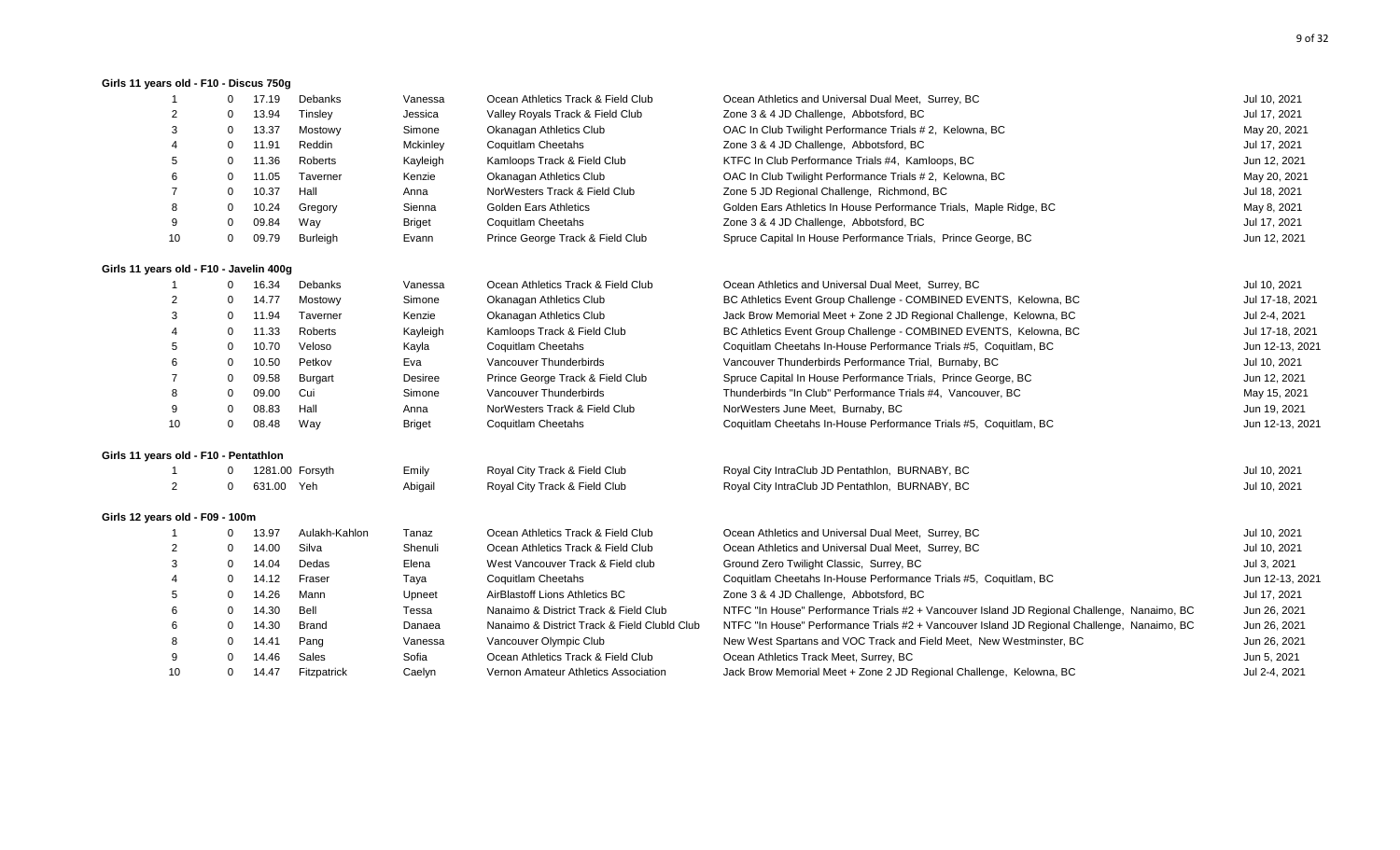### Girls 11 years old - F10 - Discus 750g

| | | | | | | | |
|---|---|---|---|---|---|---|---|
| 1 | 0 | 17.19 | Debanks | Vanessa | Ocean Athletics Track & Field Club | Ocean Athletics and Universal Dual Meet, Surrey, BC | Jul 10, 2021 |
| 2 | 0 | 13.94 | Tinsley | Jessica | Valley Royals Track & Field Club | Zone 3 & 4 JD Challenge, Abbotsford, BC | Jul 17, 2021 |
| 3 | 0 | 13.37 | Mostowy | Simone | Okanagan Athletics Club | OAC In Club Twilight Performance Trials # 2, Kelowna, BC | May 20, 2021 |
| 4 | 0 | 11.91 | Reddin | Mckinley | Coquitlam Cheetahs | Zone 3 & 4 JD Challenge, Abbotsford, BC | Jul 17, 2021 |
| 5 | 0 | 11.36 | Roberts | Kayleigh | Kamloops Track & Field Club | KTFC In Club Performance Trials #4, Kamloops, BC | Jun 12, 2021 |
| 6 | 0 | 11.05 | Taverner | Kenzie | Okanagan Athletics Club | OAC In Club Twilight Performance Trials # 2, Kelowna, BC | May 20, 2021 |
| 7 | 0 | 10.37 | Hall | Anna | NorWesters Track & Field Club | Zone 5 JD Regional Challenge, Richmond, BC | Jul 18, 2021 |
| 8 | 0 | 10.24 | Gregory | Sienna | Golden Ears Athletics | Golden Ears Athletics In House Performance Trials, Maple Ridge, BC | May 8, 2021 |
| 9 | 0 | 09.84 | Way | Briget | Coquitlam Cheetahs | Zone 3 & 4 JD Challenge, Abbotsford, BC | Jul 17, 2021 |
| 10 | 0 | 09.79 | Burleigh | Evann | Prince George Track & Field Club | Spruce Capital In House Performance Trials, Prince George, BC | Jun 12, 2021 |

### Girls 11 years old - F10 - Javelin 400g

| | | | | | | | |
|---|---|---|---|---|---|---|---|
| 1 | 0 | 16.34 | Debanks | Vanessa | Ocean Athletics Track & Field Club | Ocean Athletics and Universal Dual Meet, Surrey, BC | Jul 10, 2021 |
| 2 | 0 | 14.77 | Mostowy | Simone | Okanagan Athletics Club | BC Athletics Event Group Challenge - COMBINED EVENTS, Kelowna, BC | Jul 17-18, 2021 |
| 3 | 0 | 11.94 | Taverner | Kenzie | Okanagan Athletics Club | Jack Brow Memorial Meet + Zone 2 JD Regional Challenge, Kelowna, BC | Jul 2-4, 2021 |
| 4 | 0 | 11.33 | Roberts | Kayleigh | Kamloops Track & Field Club | BC Athletics Event Group Challenge - COMBINED EVENTS, Kelowna, BC | Jul 17-18, 2021 |
| 5 | 0 | 10.70 | Veloso | Kayla | Coquitlam Cheetahs | Coquitlam Cheetahs In-House Performance Trials #5, Coquitlam, BC | Jun 12-13, 2021 |
| 6 | 0 | 10.50 | Petkov | Eva | Vancouver Thunderbirds | Vancouver Thunderbirds Performance Trial, Burnaby, BC | Jul 10, 2021 |
| 7 | 0 | 09.58 | Burgart | Desiree | Prince George Track & Field Club | Spruce Capital In House Performance Trials, Prince George, BC | Jun 12, 2021 |
| 8 | 0 | 09.00 | Cui | Simone | Vancouver Thunderbirds | Thunderbirds "In Club" Performance Trials #4, Vancouver, BC | May 15, 2021 |
| 9 | 0 | 08.83 | Hall | Anna | NorWesters Track & Field Club | NorWesters June Meet, Burnaby, BC | Jun 19, 2021 |
| 10 | 0 | 08.48 | Way | Briget | Coquitlam Cheetahs | Coquitlam Cheetahs In-House Performance Trials #5, Coquitlam, BC | Jun 12-13, 2021 |

### Girls 11 years old - F10 - Pentathlon

| | | | | | | | |
|---|---|---|---|---|---|---|---|
| 1 | 0 | 1281.00 | Forsyth | Emily | Royal City Track & Field Club | Royal City IntraClub JD Pentathlon, BURNABY, BC | Jul 10, 2021 |
| 2 | 0 | 631.00 | Yeh | Abigail | Royal City Track & Field Club | Royal City IntraClub JD Pentathlon, BURNABY, BC | Jul 10, 2021 |

### Girls 12 years old - F09 - 100m

| | | | | | | | |
|---|---|---|---|---|---|---|---|
| 1 | 0 | 13.97 | Aulakh-Kahlon | Tanaz | Ocean Athletics Track & Field Club | Ocean Athletics and Universal Dual Meet, Surrey, BC | Jul 10, 2021 |
| 2 | 0 | 14.00 | Silva | Shenuli | Ocean Athletics Track & Field Club | Ocean Athletics and Universal Dual Meet, Surrey, BC | Jul 10, 2021 |
| 3 | 0 | 14.04 | Dedas | Elena | West Vancouver Track & Field club | Ground Zero Twilight Classic, Surrey, BC | Jul 3, 2021 |
| 4 | 0 | 14.12 | Fraser | Taya | Coquitlam Cheetahs | Coquitlam Cheetahs In-House Performance Trials #5, Coquitlam, BC | Jun 12-13, 2021 |
| 5 | 0 | 14.26 | Mann | Upneet | AirBlastoff Lions Athletics BC | Zone 3 & 4 JD Challenge, Abbotsford, BC | Jul 17, 2021 |
| 6 | 0 | 14.30 | Bell | Tessa | Nanaimo & District Track & Field Club | NTFC "In House" Performance Trials #2 + Vancouver Island JD Regional Challenge, Nanaimo, BC | Jun 26, 2021 |
| 6 | 0 | 14.30 | Brand | Danaea | Nanaimo & District Track & Field Clubld Club | NTFC "In House" Performance Trials #2 + Vancouver Island JD Regional Challenge, Nanaimo, BC | Jun 26, 2021 |
| 8 | 0 | 14.41 | Pang | Vanessa | Vancouver Olympic Club | New West Spartans and VOC Track and Field Meet, New Westminster, BC | Jun 26, 2021 |
| 9 | 0 | 14.46 | Sales | Sofia | Ocean Athletics Track & Field Club | Ocean Athletics Track Meet, Surrey, BC | Jun 5, 2021 |
| 10 | 0 | 14.47 | Fitzpatrick | Caelyn | Vernon Amateur Athletics Association | Jack Brow Memorial Meet + Zone 2 JD Regional Challenge, Kelowna, BC | Jul 2-4, 2021 |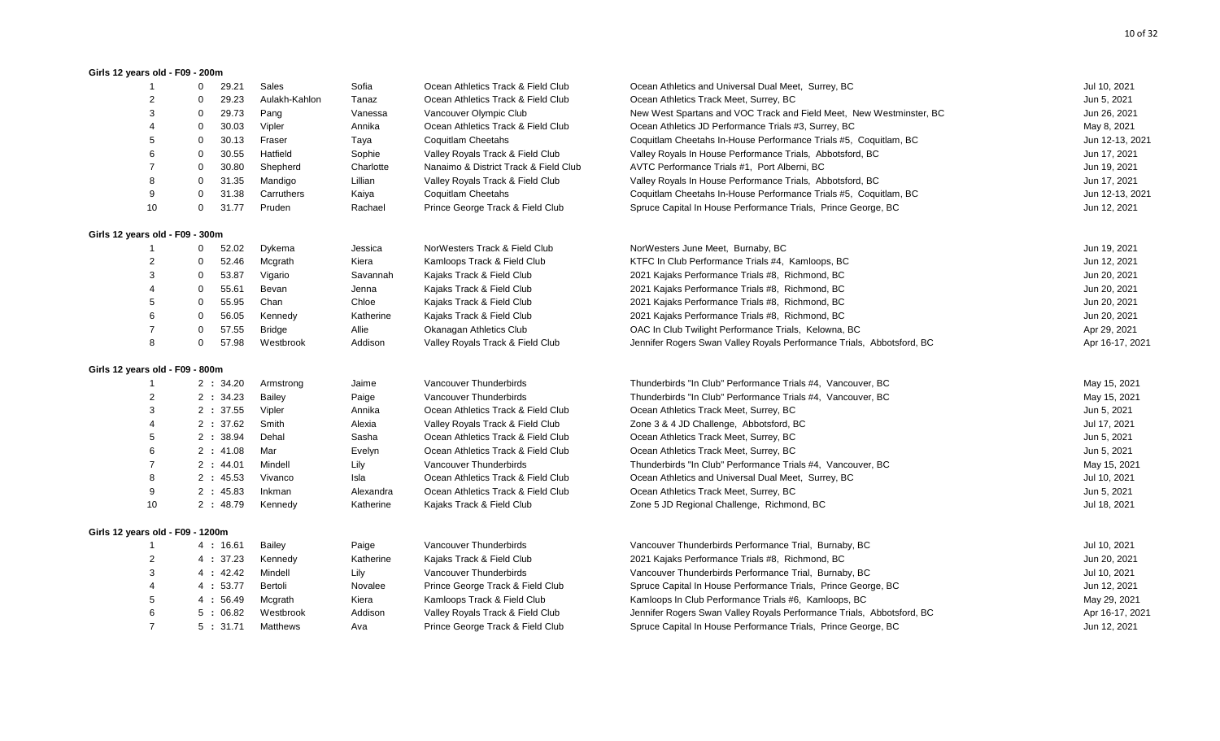**Girls 12 years old - F09 - 200m**

| Rank | Mark | | Last Name | First Name | Club | Meet | Date |
|---|---|---|---|---|---|---|---|
| 1 | 0 | 29.21 | Sales | Sofia | Ocean Athletics Track & Field Club | Ocean Athletics and Universal Dual Meet, Surrey, BC | Jul 10, 2021 |
| 2 | 0 | 29.23 | Aulakh-Kahlon | Tanaz | Ocean Athletics Track & Field Club | Ocean Athletics Track Meet, Surrey, BC | Jun 5, 2021 |
| 3 | 0 | 29.73 | Pang | Vanessa | Vancouver Olympic Club | New West Spartans and VOC Track and Field Meet, New Westminster, BC | Jun 26, 2021 |
| 4 | 0 | 30.03 | Vipler | Annika | Ocean Athletics Track & Field Club | Ocean Athletics JD Performance Trials #3, Surrey, BC | May 8, 2021 |
| 5 | 0 | 30.13 | Fraser | Taya | Coquitlam Cheetahs | Coquitlam Cheetahs In-House Performance Trials #5, Coquitlam, BC | Jun 12-13, 2021 |
| 6 | 0 | 30.55 | Hatfield | Sophie | Valley Royals Track & Field Club | Valley Royals In House Performance Trials, Abbotsford, BC | Jun 17, 2021 |
| 7 | 0 | 30.80 | Shepherd | Charlotte | Nanaimo & District Track & Field Club | AVTC Performance Trials #1, Port Alberni, BC | Jun 19, 2021 |
| 8 | 0 | 31.35 | Mandigo | Lillian | Valley Royals Track & Field Club | Valley Royals In House Performance Trials, Abbotsford, BC | Jun 17, 2021 |
| 9 | 0 | 31.38 | Carruthers | Kaiya | Coquitlam Cheetahs | Coquitlam Cheetahs In-House Performance Trials #5, Coquitlam, BC | Jun 12-13, 2021 |
| 10 | 0 | 31.77 | Pruden | Rachael | Prince George Track & Field Club | Spruce Capital In House Performance Trials, Prince George, BC | Jun 12, 2021 |

**Girls 12 years old - F09 - 300m**

| Rank | Mark | | Last Name | First Name | Club | Meet | Date |
|---|---|---|---|---|---|---|---|
| 1 | 0 | 52.02 | Dykema | Jessica | NorWesters Track & Field Club | NorWesters June Meet, Burnaby, BC | Jun 19, 2021 |
| 2 | 0 | 52.46 | Mcgrath | Kiera | Kamloops Track & Field Club | KTFC In Club Performance Trials #4, Kamloops, BC | Jun 12, 2021 |
| 3 | 0 | 53.87 | Vigario | Savannah | Kajaks Track & Field Club | 2021 Kajaks Performance Trials #8, Richmond, BC | Jun 20, 2021 |
| 4 | 0 | 55.61 | Bevan | Jenna | Kajaks Track & Field Club | 2021 Kajaks Performance Trials #8, Richmond, BC | Jun 20, 2021 |
| 5 | 0 | 55.95 | Chan | Chloe | Kajaks Track & Field Club | 2021 Kajaks Performance Trials #8, Richmond, BC | Jun 20, 2021 |
| 6 | 0 | 56.05 | Kennedy | Katherine | Kajaks Track & Field Club | 2021 Kajaks Performance Trials #8, Richmond, BC | Jun 20, 2021 |
| 7 | 0 | 57.55 | Bridge | Allie | Okanagan Athletics Club | OAC In Club Twilight Performance Trials, Kelowna, BC | Apr 29, 2021 |
| 8 | 0 | 57.98 | Westbrook | Addison | Valley Royals Track & Field Club | Jennifer Rogers Swan Valley Royals Performance Trials, Abbotsford, BC | Apr 16-17, 2021 |

**Girls 12 years old - F09 - 800m**

| Rank | Mark | | Last Name | First Name | Club | Meet | Date |
|---|---|---|---|---|---|---|---|
| 1 | 2 : | 34.20 | Armstrong | Jaime | Vancouver Thunderbirds | Thunderbirds "In Club" Performance Trials #4, Vancouver, BC | May 15, 2021 |
| 2 | 2 : | 34.23 | Bailey | Paige | Vancouver Thunderbirds | Thunderbirds "In Club" Performance Trials #4, Vancouver, BC | May 15, 2021 |
| 3 | 2 : | 37.55 | Vipler | Annika | Ocean Athletics Track & Field Club | Ocean Athletics Track Meet, Surrey, BC | Jun 5, 2021 |
| 4 | 2 : | 37.62 | Smith | Alexia | Valley Royals Track & Field Club | Zone 3 & 4 JD Challenge, Abbotsford, BC | Jul 17, 2021 |
| 5 | 2 : | 38.94 | Dehal | Sasha | Ocean Athletics Track & Field Club | Ocean Athletics Track Meet, Surrey, BC | Jun 5, 2021 |
| 6 | 2 : | 41.08 | Mar | Evelyn | Ocean Athletics Track & Field Club | Ocean Athletics Track Meet, Surrey, BC | Jun 5, 2021 |
| 7 | 2 : | 44.01 | Mindell | Lily | Vancouver Thunderbirds | Thunderbirds "In Club" Performance Trials #4, Vancouver, BC | May 15, 2021 |
| 8 | 2 : | 45.53 | Vivanco | Isla | Ocean Athletics Track & Field Club | Ocean Athletics and Universal Dual Meet, Surrey, BC | Jul 10, 2021 |
| 9 | 2 : | 45.83 | Inkman | Alexandra | Ocean Athletics Track & Field Club | Ocean Athletics Track Meet, Surrey, BC | Jun 5, 2021 |
| 10 | 2 : | 48.79 | Kennedy | Katherine | Kajaks Track & Field Club | Zone 5 JD Regional Challenge, Richmond, BC | Jul 18, 2021 |

**Girls 12 years old - F09 - 1200m**

| Rank | Mark | | Last Name | First Name | Club | Meet | Date |
|---|---|---|---|---|---|---|---|
| 1 | 4 : | 16.61 | Bailey | Paige | Vancouver Thunderbirds | Vancouver Thunderbirds Performance Trial, Burnaby, BC | Jul 10, 2021 |
| 2 | 4 : | 37.23 | Kennedy | Katherine | Kajaks Track & Field Club | 2021 Kajaks Performance Trials #8, Richmond, BC | Jun 20, 2021 |
| 3 | 4 : | 42.42 | Mindell | Lily | Vancouver Thunderbirds | Vancouver Thunderbirds Performance Trial, Burnaby, BC | Jul 10, 2021 |
| 4 | 4 : | 53.77 | Bertoli | Novalee | Prince George Track & Field Club | Spruce Capital In House Performance Trials, Prince George, BC | Jun 12, 2021 |
| 5 | 4 : | 56.49 | Mcgrath | Kiera | Kamloops Track & Field Club | Kamloops In Club Performance Trials #6, Kamloops, BC | May 29, 2021 |
| 6 | 5 : | 06.82 | Westbrook | Addison | Valley Royals Track & Field Club | Jennifer Rogers Swan Valley Royals Performance Trials, Abbotsford, BC | Apr 16-17, 2021 |
| 7 | 5 : | 31.71 | Matthews | Ava | Prince George Track & Field Club | Spruce Capital In House Performance Trials, Prince George, BC | Jun 12, 2021 |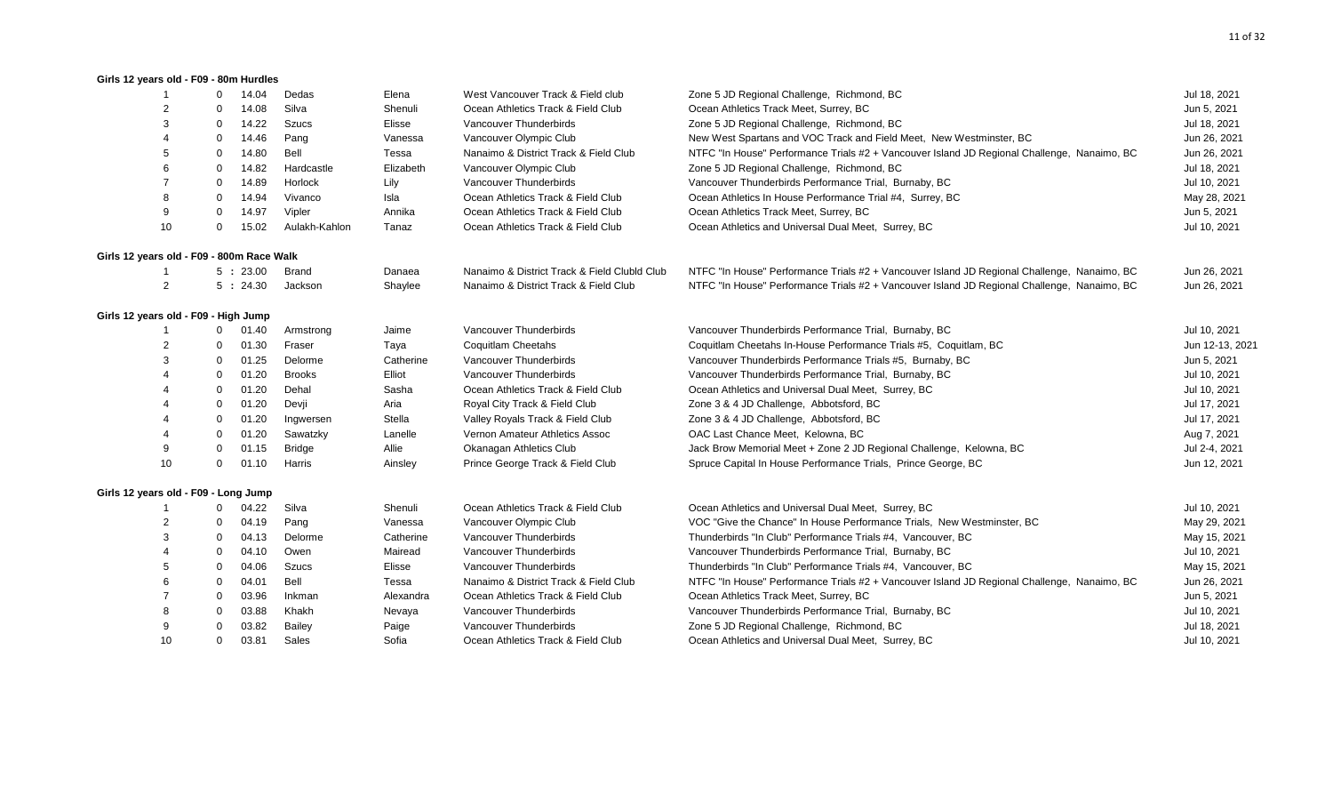**Girls 12 years old - F09 - 80m Hurdles**

| | | | | | | | |
|---|---|---|---|---|---|---|---|
| 1 | 0 | 14.04 | Dedas | Elena | West Vancouver Track & Field club | Zone 5 JD Regional Challenge, Richmond, BC | Jul 18, 2021 |
| 2 | 0 | 14.08 | Silva | Shenuli | Ocean Athletics Track & Field Club | Ocean Athletics Track Meet, Surrey, BC | Jun 5, 2021 |
| 3 | 0 | 14.22 | Szucs | Elisse | Vancouver Thunderbirds | Zone 5 JD Regional Challenge, Richmond, BC | Jul 18, 2021 |
| 4 | 0 | 14.46 | Pang | Vanessa | Vancouver Olympic Club | New West Spartans and VOC Track and Field Meet, New Westminster, BC | Jun 26, 2021 |
| 5 | 0 | 14.80 | Bell | Tessa | Nanaimo & District Track & Field Club | NTFC "In House" Performance Trials #2 + Vancouver Island JD Regional Challenge, Nanaimo, BC | Jun 26, 2021 |
| 6 | 0 | 14.82 | Hardcastle | Elizabeth | Vancouver Olympic Club | Zone 5 JD Regional Challenge, Richmond, BC | Jul 18, 2021 |
| 7 | 0 | 14.89 | Horlock | Lily | Vancouver Thunderbirds | Vancouver Thunderbirds Performance Trial, Burnaby, BC | Jul 10, 2021 |
| 8 | 0 | 14.94 | Vivanco | Isla | Ocean Athletics Track & Field Club | Ocean Athletics In House Performance Trial #4, Surrey, BC | May 28, 2021 |
| 9 | 0 | 14.97 | Vipler | Annika | Ocean Athletics Track & Field Club | Ocean Athletics Track Meet, Surrey, BC | Jun 5, 2021 |
| 10 | 0 | 15.02 | Aulakh-Kahlon | Tanaz | Ocean Athletics Track & Field Club | Ocean Athletics and Universal Dual Meet, Surrey, BC | Jul 10, 2021 |

**Girls 12 years old - F09 - 800m Race Walk**

| | | | | | | | |
|---|---|---|---|---|---|---|---|
| 1 | 5 | : 23.00 | Brand | Danaea | Nanaimo & District Track & Field Clubld Club | NTFC "In House" Performance Trials #2 + Vancouver Island JD Regional Challenge, Nanaimo, BC | Jun 26, 2021 |
| 2 | 5 | : 24.30 | Jackson | Shaylee | Nanaimo & District Track & Field Club | NTFC "In House" Performance Trials #2 + Vancouver Island JD Regional Challenge, Nanaimo, BC | Jun 26, 2021 |

**Girls 12 years old - F09 - High Jump**

| | | | | | | | |
|---|---|---|---|---|---|---|---|
| 1 | 0 | 01.40 | Armstrong | Jaime | Vancouver Thunderbirds | Vancouver Thunderbirds Performance Trial, Burnaby, BC | Jul 10, 2021 |
| 2 | 0 | 01.30 | Fraser | Taya | Coquitlam Cheetahs | Coquitlam Cheetahs In-House Performance Trials #5, Coquitlam, BC | Jun 12-13, 2021 |
| 3 | 0 | 01.25 | Delorme | Catherine | Vancouver Thunderbirds | Vancouver Thunderbirds Performance Trials #5, Burnaby, BC | Jun 5, 2021 |
| 4 | 0 | 01.20 | Brooks | Elliot | Vancouver Thunderbirds | Vancouver Thunderbirds Performance Trial, Burnaby, BC | Jul 10, 2021 |
| 4 | 0 | 01.20 | Dehal | Sasha | Ocean Athletics Track & Field Club | Ocean Athletics and Universal Dual Meet, Surrey, BC | Jul 10, 2021 |
| 4 | 0 | 01.20 | Devji | Aria | Royal City Track & Field Club | Zone 3 & 4 JD Challenge, Abbotsford, BC | Jul 17, 2021 |
| 4 | 0 | 01.20 | Ingwersen | Stella | Valley Royals Track & Field Club | Zone 3 & 4 JD Challenge, Abbotsford, BC | Jul 17, 2021 |
| 4 | 0 | 01.20 | Sawatzky | Lanelle | Vernon Amateur Athletics Assoc | OAC Last Chance Meet, Kelowna, BC | Aug 7, 2021 |
| 9 | 0 | 01.15 | Bridge | Allie | Okanagan Athletics Club | Jack Brow Memorial Meet + Zone 2 JD Regional Challenge, Kelowna, BC | Jul 2-4, 2021 |
| 10 | 0 | 01.10 | Harris | Ainsley | Prince George Track & Field Club | Spruce Capital In House Performance Trials, Prince George, BC | Jun 12, 2021 |

**Girls 12 years old - F09 - Long Jump**

| | | | | | | | |
|---|---|---|---|---|---|---|---|
| 1 | 0 | 04.22 | Silva | Shenuli | Ocean Athletics Track & Field Club | Ocean Athletics and Universal Dual Meet, Surrey, BC | Jul 10, 2021 |
| 2 | 0 | 04.19 | Pang | Vanessa | Vancouver Olympic Club | VOC "Give the Chance" In House Performance Trials, New Westminster, BC | May 29, 2021 |
| 3 | 0 | 04.13 | Delorme | Catherine | Vancouver Thunderbirds | Thunderbirds "In Club" Performance Trials #4, Vancouver, BC | May 15, 2021 |
| 4 | 0 | 04.10 | Owen | Mairead | Vancouver Thunderbirds | Vancouver Thunderbirds Performance Trial, Burnaby, BC | Jul 10, 2021 |
| 5 | 0 | 04.06 | Szucs | Elisse | Vancouver Thunderbirds | Thunderbirds "In Club" Performance Trials #4, Vancouver, BC | May 15, 2021 |
| 6 | 0 | 04.01 | Bell | Tessa | Nanaimo & District Track & Field Club | NTFC "In House" Performance Trials #2 + Vancouver Island JD Regional Challenge, Nanaimo, BC | Jun 26, 2021 |
| 7 | 0 | 03.96 | Inkman | Alexandra | Ocean Athletics Track & Field Club | Ocean Athletics Track Meet, Surrey, BC | Jun 5, 2021 |
| 8 | 0 | 03.88 | Khakh | Nevaya | Vancouver Thunderbirds | Vancouver Thunderbirds Performance Trial, Burnaby, BC | Jul 10, 2021 |
| 9 | 0 | 03.82 | Bailey | Paige | Vancouver Thunderbirds | Zone 5 JD Regional Challenge, Richmond, BC | Jul 18, 2021 |
| 10 | 0 | 03.81 | Sales | Sofia | Ocean Athletics Track & Field Club | Ocean Athletics and Universal Dual Meet, Surrey, BC | Jul 10, 2021 |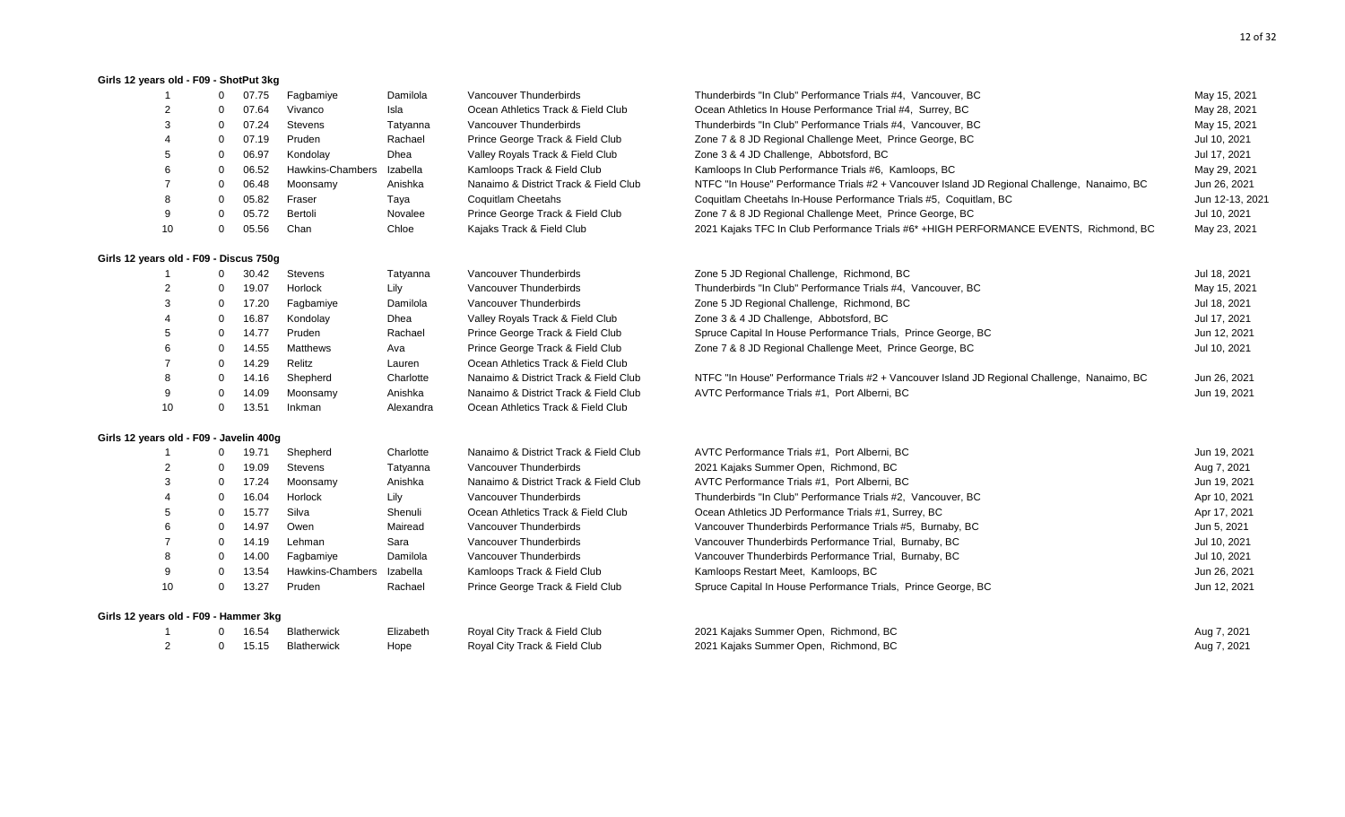**Girls 12 years old - F09 - ShotPut 3kg**

| | | | | | | | |
|---|---|---|---|---|---|---|---|
| 1 | 0 | 07.75 | Fagbamiye | Damilola | Vancouver Thunderbirds | Thunderbirds "In Club" Performance Trials #4, Vancouver, BC | May 15, 2021 |
| 2 | 0 | 07.64 | Vivanco | Isla | Ocean Athletics Track & Field Club | Ocean Athletics In House Performance Trial #4, Surrey, BC | May 28, 2021 |
| 3 | 0 | 07.24 | Stevens | Tatyanna | Vancouver Thunderbirds | Thunderbirds "In Club" Performance Trials #4, Vancouver, BC | May 15, 2021 |
| 4 | 0 | 07.19 | Pruden | Rachael | Prince George Track & Field Club | Zone 7 & 8 JD Regional Challenge Meet, Prince George, BC | Jul 10, 2021 |
| 5 | 0 | 06.97 | Kondolay | Dhea | Valley Royals Track & Field Club | Zone 3 & 4 JD Challenge, Abbotsford, BC | Jul 17, 2021 |
| 6 | 0 | 06.52 | Hawkins-Chambers | Izabella | Kamloops Track & Field Club | Kamloops In Club Performance Trials #6, Kamloops, BC | May 29, 2021 |
| 7 | 0 | 06.48 | Moonsamy | Anishka | Nanaimo & District Track & Field Club | NTFC "In House" Performance Trials #2 + Vancouver Island JD Regional Challenge, Nanaimo, BC | Jun 26, 2021 |
| 8 | 0 | 05.82 | Fraser | Taya | Coquitlam Cheetahs | Coquitlam Cheetahs In-House Performance Trials #5, Coquitlam, BC | Jun 12-13, 2021 |
| 9 | 0 | 05.72 | Bertoli | Novalee | Prince George Track & Field Club | Zone 7 & 8 JD Regional Challenge Meet, Prince George, BC | Jul 10, 2021 |
| 10 | 0 | 05.56 | Chan | Chloe | Kajaks Track & Field Club | 2021 Kajaks TFC In Club Performance Trials #6* +HIGH PERFORMANCE EVENTS, Richmond, BC | May 23, 2021 |

**Girls 12 years old - F09 - Discus 750g**

| | | | | | | | |
|---|---|---|---|---|---|---|---|
| 1 | 0 | 30.42 | Stevens | Tatyanna | Vancouver Thunderbirds | Zone 5 JD Regional Challenge, Richmond, BC | Jul 18, 2021 |
| 2 | 0 | 19.07 | Horlock | Lily | Vancouver Thunderbirds | Thunderbirds "In Club" Performance Trials #4, Vancouver, BC | May 15, 2021 |
| 3 | 0 | 17.20 | Fagbamiye | Damilola | Vancouver Thunderbirds | Zone 5 JD Regional Challenge, Richmond, BC | Jul 18, 2021 |
| 4 | 0 | 16.87 | Kondolay | Dhea | Valley Royals Track & Field Club | Zone 3 & 4 JD Challenge, Abbotsford, BC | Jul 17, 2021 |
| 5 | 0 | 14.77 | Pruden | Rachael | Prince George Track & Field Club | Spruce Capital In House Performance Trials, Prince George, BC | Jun 12, 2021 |
| 6 | 0 | 14.55 | Matthews | Ava | Prince George Track & Field Club | Zone 7 & 8 JD Regional Challenge Meet, Prince George, BC | Jul 10, 2021 |
| 7 | 0 | 14.29 | Relitz | Lauren | Ocean Athletics Track & Field Club | | |
| 8 | 0 | 14.16 | Shepherd | Charlotte | Nanaimo & District Track & Field Club | NTFC "In House" Performance Trials #2 + Vancouver Island JD Regional Challenge, Nanaimo, BC | Jun 26, 2021 |
| 9 | 0 | 14.09 | Moonsamy | Anishka | Nanaimo & District Track & Field Club | AVTC Performance Trials #1, Port Alberni, BC | Jun 19, 2021 |
| 10 | 0 | 13.51 | Inkman | Alexandra | Ocean Athletics Track & Field Club | | |

**Girls 12 years old - F09 - Javelin 400g**

| | | | | | | | |
|---|---|---|---|---|---|---|---|
| 1 | 0 | 19.71 | Shepherd | Charlotte | Nanaimo & District Track & Field Club | AVTC Performance Trials #1, Port Alberni, BC | Jun 19, 2021 |
| 2 | 0 | 19.09 | Stevens | Tatyanna | Vancouver Thunderbirds | 2021 Kajaks Summer Open, Richmond, BC | Aug 7, 2021 |
| 3 | 0 | 17.24 | Moonsamy | Anishka | Nanaimo & District Track & Field Club | AVTC Performance Trials #1, Port Alberni, BC | Jun 19, 2021 |
| 4 | 0 | 16.04 | Horlock | Lily | Vancouver Thunderbirds | Thunderbirds "In Club" Performance Trials #2, Vancouver, BC | Apr 10, 2021 |
| 5 | 0 | 15.77 | Silva | Shenuli | Ocean Athletics Track & Field Club | Ocean Athletics JD Performance Trials #1, Surrey, BC | Apr 17, 2021 |
| 6 | 0 | 14.97 | Owen | Mairead | Vancouver Thunderbirds | Vancouver Thunderbirds Performance Trials #5, Burnaby, BC | Jun 5, 2021 |
| 7 | 0 | 14.19 | Lehman | Sara | Vancouver Thunderbirds | Vancouver Thunderbirds Performance Trial, Burnaby, BC | Jul 10, 2021 |
| 8 | 0 | 14.00 | Fagbamiye | Damilola | Vancouver Thunderbirds | Vancouver Thunderbirds Performance Trial, Burnaby, BC | Jul 10, 2021 |
| 9 | 0 | 13.54 | Hawkins-Chambers | Izabella | Kamloops Track & Field Club | Kamloops Restart Meet, Kamloops, BC | Jun 26, 2021 |
| 10 | 0 | 13.27 | Pruden | Rachael | Prince George Track & Field Club | Spruce Capital In House Performance Trials, Prince George, BC | Jun 12, 2021 |

**Girls 12 years old - F09 - Hammer 3kg**

| | | | | | | | |
|---|---|---|---|---|---|---|---|
| 1 | 0 | 16.54 | Blatherwick | Elizabeth | Royal City Track & Field Club | 2021 Kajaks Summer Open, Richmond, BC | Aug 7, 2021 |
| 2 | 0 | 15.15 | Blatherwick | Hope | Royal City Track & Field Club | 2021 Kajaks Summer Open, Richmond, BC | Aug 7, 2021 |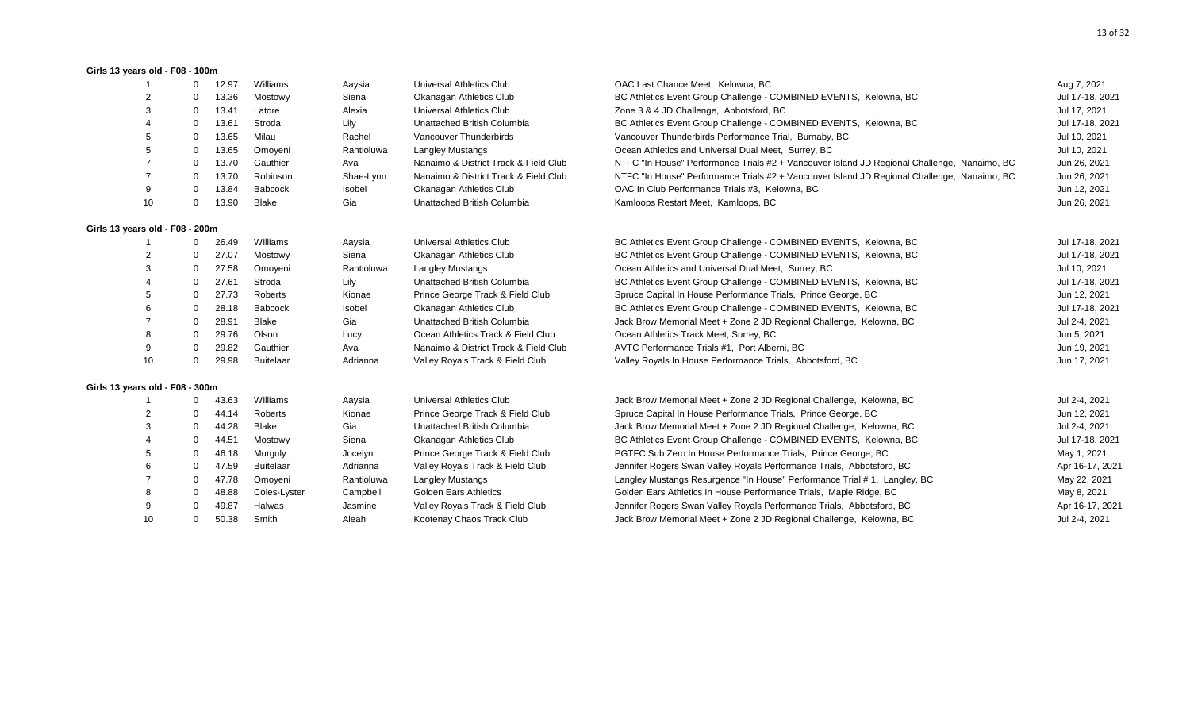**Girls 13 years old - F08 - 100m**

| | | | | | | | |
|---|---|---|---|---|---|---|---|
| 1 | 0 | 12.97 | Williams | Aaysia | Universal Athletics Club | OAC Last Chance Meet, Kelowna, BC | Aug 7, 2021 |
| 2 | 0 | 13.36 | Mostowy | Siena | Okanagan Athletics Club | BC Athletics Event Group Challenge - COMBINED EVENTS, Kelowna, BC | Jul 17-18, 2021 |
| 3 | 0 | 13.41 | Latore | Alexia | Universal Athletics Club | Zone 3 & 4 JD Challenge, Abbotsford, BC | Jul 17, 2021 |
| 4 | 0 | 13.61 | Stroda | Lily | Unattached British Columbia | BC Athletics Event Group Challenge - COMBINED EVENTS, Kelowna, BC | Jul 17-18, 2021 |
| 5 | 0 | 13.65 | Milau | Rachel | Vancouver Thunderbirds | Vancouver Thunderbirds Performance Trial, Burnaby, BC | Jul 10, 2021 |
| 5 | 0 | 13.65 | Omoyeni | Rantioluwa | Langley Mustangs | Ocean Athletics and Universal Dual Meet, Surrey, BC | Jul 10, 2021 |
| 7 | 0 | 13.70 | Gauthier | Ava | Nanaimo & District Track & Field Club | NTFC "In House" Performance Trials #2 + Vancouver Island JD Regional Challenge, Nanaimo, BC | Jun 26, 2021 |
| 7 | 0 | 13.70 | Robinson | Shae-Lynn | Nanaimo & District Track & Field Club | NTFC "In House" Performance Trials #2 + Vancouver Island JD Regional Challenge, Nanaimo, BC | Jun 26, 2021 |
| 9 | 0 | 13.84 | Babcock | Isobel | Okanagan Athletics Club | OAC In Club Performance Trials #3, Kelowna, BC | Jun 12, 2021 |
| 10 | 0 | 13.90 | Blake | Gia | Unattached British Columbia | Kamloops Restart Meet, Kamloops, BC | Jun 26, 2021 |

**Girls 13 years old - F08 - 200m**

| | | | | | | | |
|---|---|---|---|---|---|---|---|
| 1 | 0 | 26.49 | Williams | Aaysia | Universal Athletics Club | BC Athletics Event Group Challenge - COMBINED EVENTS, Kelowna, BC | Jul 17-18, 2021 |
| 2 | 0 | 27.07 | Mostowy | Siena | Okanagan Athletics Club | BC Athletics Event Group Challenge - COMBINED EVENTS, Kelowna, BC | Jul 17-18, 2021 |
| 3 | 0 | 27.58 | Omoyeni | Rantioluwa | Langley Mustangs | Ocean Athletics and Universal Dual Meet, Surrey, BC | Jul 10, 2021 |
| 4 | 0 | 27.61 | Stroda | Lily | Unattached British Columbia | BC Athletics Event Group Challenge - COMBINED EVENTS, Kelowna, BC | Jul 17-18, 2021 |
| 5 | 0 | 27.73 | Roberts | Kionae | Prince George Track & Field Club | Spruce Capital In House Performance Trials, Prince George, BC | Jun 12, 2021 |
| 6 | 0 | 28.18 | Babcock | Isobel | Okanagan Athletics Club | BC Athletics Event Group Challenge - COMBINED EVENTS, Kelowna, BC | Jul 17-18, 2021 |
| 7 | 0 | 28.91 | Blake | Gia | Unattached British Columbia | Jack Brow Memorial Meet + Zone 2 JD Regional Challenge, Kelowna, BC | Jul 2-4, 2021 |
| 8 | 0 | 29.76 | Olson | Lucy | Ocean Athletics Track & Field Club | Ocean Athletics Track Meet, Surrey, BC | Jun 5, 2021 |
| 9 | 0 | 29.82 | Gauthier | Ava | Nanaimo & District Track & Field Club | AVTC Performance Trials #1, Port Alberni, BC | Jun 19, 2021 |
| 10 | 0 | 29.98 | Buitelaar | Adrianna | Valley Royals Track & Field Club | Valley Royals In House Performance Trials, Abbotsford, BC | Jun 17, 2021 |

**Girls 13 years old - F08 - 300m**

| | | | | | | | |
|---|---|---|---|---|---|---|---|
| 1 | 0 | 43.63 | Williams | Aaysia | Universal Athletics Club | Jack Brow Memorial Meet + Zone 2 JD Regional Challenge, Kelowna, BC | Jul 2-4, 2021 |
| 2 | 0 | 44.14 | Roberts | Kionae | Prince George Track & Field Club | Spruce Capital In House Performance Trials, Prince George, BC | Jun 12, 2021 |
| 3 | 0 | 44.28 | Blake | Gia | Unattached British Columbia | Jack Brow Memorial Meet + Zone 2 JD Regional Challenge, Kelowna, BC | Jul 2-4, 2021 |
| 4 | 0 | 44.51 | Mostowy | Siena | Okanagan Athletics Club | BC Athletics Event Group Challenge - COMBINED EVENTS, Kelowna, BC | Jul 17-18, 2021 |
| 5 | 0 | 46.18 | Murguly | Jocelyn | Prince George Track & Field Club | PGTFC Sub Zero In House Performance Trials, Prince George, BC | May 1, 2021 |
| 6 | 0 | 47.59 | Buitelaar | Adrianna | Valley Royals Track & Field Club | Jennifer Rogers Swan Valley Royals Performance Trials, Abbotsford, BC | Apr 16-17, 2021 |
| 7 | 0 | 47.78 | Omoyeni | Rantioluwa | Langley Mustangs | Langley Mustangs Resurgence "In House" Performance Trial # 1, Langley, BC | May 22, 2021 |
| 8 | 0 | 48.88 | Coles-Lyster | Campbell | Golden Ears Athletics | Golden Ears Athletics In House Performance Trials, Maple Ridge, BC | May 8, 2021 |
| 9 | 0 | 49.87 | Halwas | Jasmine | Valley Royals Track & Field Club | Jennifer Rogers Swan Valley Royals Performance Trials, Abbotsford, BC | Apr 16-17, 2021 |
| 10 | 0 | 50.38 | Smith | Aleah | Kootenay Chaos Track Club | Jack Brow Memorial Meet + Zone 2 JD Regional Challenge, Kelowna, BC | Jul 2-4, 2021 |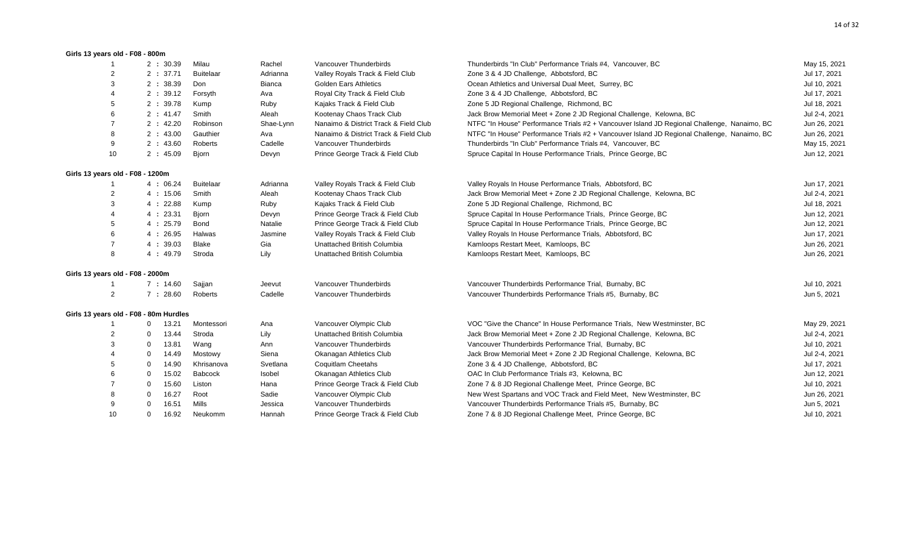**Girls 13 years old - F08 - 800m**

| | | | | | | |
|---|---|---|---|---|---|---|
| 1 | 2 : 30.39 | Milau | Rachel | Vancouver Thunderbirds | Thunderbirds "In Club" Performance Trials #4, Vancouver, BC | May 15, 2021 |
| 2 | 2 : 37.71 | Buitelaar | Adrianna | Valley Royals Track & Field Club | Zone 3 & 4 JD Challenge, Abbotsford, BC | Jul 17, 2021 |
| 3 | 2 : 38.39 | Don | Bianca | Golden Ears Athletics | Ocean Athletics and Universal Dual Meet, Surrey, BC | Jul 10, 2021 |
| 4 | 2 : 39.12 | Forsyth | Ava | Royal City Track & Field Club | Zone 3 & 4 JD Challenge, Abbotsford, BC | Jul 17, 2021 |
| 5 | 2 : 39.78 | Kump | Ruby | Kajaks Track & Field Club | Zone 5 JD Regional Challenge, Richmond, BC | Jul 18, 2021 |
| 6 | 2 : 41.47 | Smith | Aleah | Kootenay Chaos Track Club | Jack Brow Memorial Meet + Zone 2 JD Regional Challenge, Kelowna, BC | Jul 2-4, 2021 |
| 7 | 2 : 42.20 | Robinson | Shae-Lynn | Nanaimo & District Track & Field Club | NTFC "In House" Performance Trials #2 + Vancouver Island JD Regional Challenge, Nanaimo, BC | Jun 26, 2021 |
| 8 | 2 : 43.00 | Gauthier | Ava | Nanaimo & District Track & Field Club | NTFC "In House" Performance Trials #2 + Vancouver Island JD Regional Challenge, Nanaimo, BC | Jun 26, 2021 |
| 9 | 2 : 43.60 | Roberts | Cadelle | Vancouver Thunderbirds | Thunderbirds "In Club" Performance Trials #4, Vancouver, BC | May 15, 2021 |
| 10 | 2 : 45.09 | Bjorn | Devyn | Prince George Track & Field Club | Spruce Capital In House Performance Trials, Prince George, BC | Jun 12, 2021 |

**Girls 13 years old - F08 - 1200m**

| | | | | | | |
|---|---|---|---|---|---|---|
| 1 | 4 : 06.24 | Buitelaar | Adrianna | Valley Royals Track & Field Club | Valley Royals In House Performance Trials, Abbotsford, BC | Jun 17, 2021 |
| 2 | 4 : 15.06 | Smith | Aleah | Kootenay Chaos Track Club | Jack Brow Memorial Meet + Zone 2 JD Regional Challenge, Kelowna, BC | Jul 2-4, 2021 |
| 3 | 4 : 22.88 | Kump | Ruby | Kajaks Track & Field Club | Zone 5 JD Regional Challenge, Richmond, BC | Jul 18, 2021 |
| 4 | 4 : 23.31 | Bjorn | Devyn | Prince George Track & Field Club | Spruce Capital In House Performance Trials, Prince George, BC | Jun 12, 2021 |
| 5 | 4 : 25.79 | Bond | Natalie | Prince George Track & Field Club | Spruce Capital In House Performance Trials, Prince George, BC | Jun 12, 2021 |
| 6 | 4 : 26.95 | Halwas | Jasmine | Valley Royals Track & Field Club | Valley Royals In House Performance Trials, Abbotsford, BC | Jun 17, 2021 |
| 7 | 4 : 39.03 | Blake | Gia | Unattached British Columbia | Kamloops Restart Meet, Kamloops, BC | Jun 26, 2021 |
| 8 | 4 : 49.79 | Stroda | Lily | Unattached British Columbia | Kamloops Restart Meet, Kamloops, BC | Jun 26, 2021 |

**Girls 13 years old - F08 - 2000m**

| | | | | | | |
|---|---|---|---|---|---|---|
| 1 | 7 : 14.60 | Sajjan | Jeevut | Vancouver Thunderbirds | Vancouver Thunderbirds Performance Trial, Burnaby, BC | Jul 10, 2021 |
| 2 | 7 : 28.60 | Roberts | Cadelle | Vancouver Thunderbirds | Vancouver Thunderbirds Performance Trials #5, Burnaby, BC | Jun 5, 2021 |

**Girls 13 years old - F08 - 80m Hurdles**

| | | | | | | | |
|---|---|---|---|---|---|---|---|
| 1 | 0 | 13.21 | Montessori | Ana | Vancouver Olympic Club | VOC "Give the Chance" In House Performance Trials, New Westminster, BC | May 29, 2021 |
| 2 | 0 | 13.44 | Stroda | Lily | Unattached British Columbia | Jack Brow Memorial Meet + Zone 2 JD Regional Challenge, Kelowna, BC | Jul 2-4, 2021 |
| 3 | 0 | 13.81 | Wang | Ann | Vancouver Thunderbirds | Vancouver Thunderbirds Performance Trial, Burnaby, BC | Jul 10, 2021 |
| 4 | 0 | 14.49 | Mostowy | Siena | Okanagan Athletics Club | Jack Brow Memorial Meet + Zone 2 JD Regional Challenge, Kelowna, BC | Jul 2-4, 2021 |
| 5 | 0 | 14.90 | Khrisanova | Svetlana | Coquitlam Cheetahs | Zone 3 & 4 JD Challenge, Abbotsford, BC | Jul 17, 2021 |
| 6 | 0 | 15.02 | Babcock | Isobel | Okanagan Athletics Club | OAC In Club Performance Trials #3, Kelowna, BC | Jun 12, 2021 |
| 7 | 0 | 15.60 | Liston | Hana | Prince George Track & Field Club | Zone 7 & 8 JD Regional Challenge Meet, Prince George, BC | Jul 10, 2021 |
| 8 | 0 | 16.27 | Root | Sadie | Vancouver Olympic Club | New West Spartans and VOC Track and Field Meet, New Westminster, BC | Jun 26, 2021 |
| 9 | 0 | 16.51 | Mills | Jessica | Vancouver Thunderbirds | Vancouver Thunderbirds Performance Trials #5, Burnaby, BC | Jun 5, 2021 |
| 10 | 0 | 16.92 | Neukomm | Hannah | Prince George Track & Field Club | Zone 7 & 8 JD Regional Challenge Meet, Prince George, BC | Jul 10, 2021 |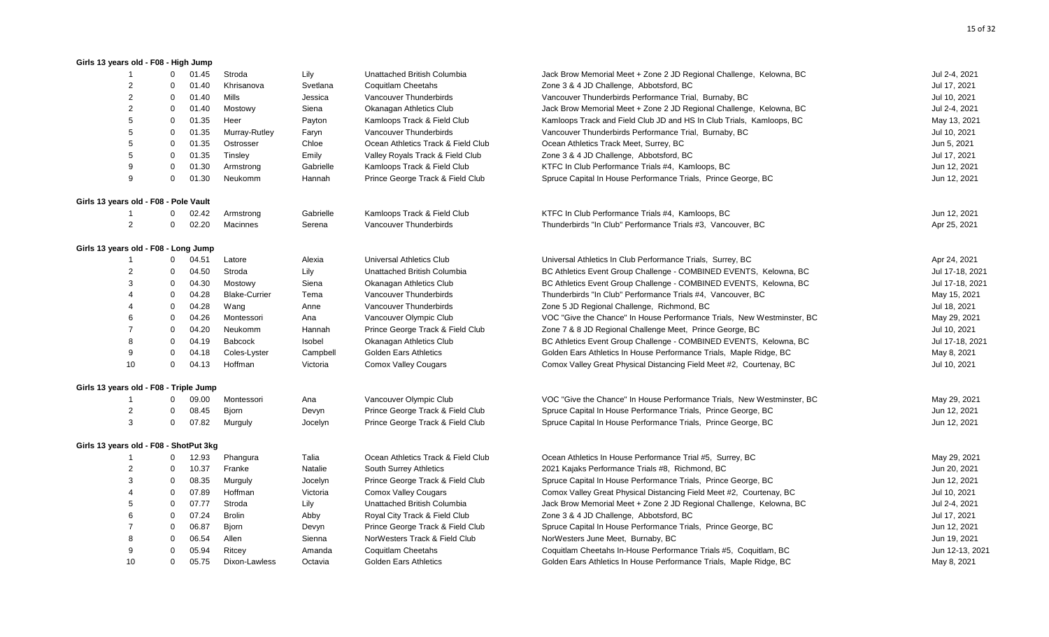### Girls 13 years old - F08 - High Jump

| | | | | | | | |
|---|---|---|---|---|---|---|---|
| 1 | 0 | 01.45 | Stroda | Lily | Unattached British Columbia | Jack Brow Memorial Meet + Zone 2 JD Regional Challenge, Kelowna, BC | Jul 2-4, 2021 |
| 2 | 0 | 01.40 | Khrisanova | Svetlana | Coquitlam Cheetahs | Zone 3 & 4 JD Challenge, Abbotsford, BC | Jul 17, 2021 |
| 2 | 0 | 01.40 | Mills | Jessica | Vancouver Thunderbirds | Vancouver Thunderbirds Performance Trial, Burnaby, BC | Jul 10, 2021 |
| 2 | 0 | 01.40 | Mostowy | Siena | Okanagan Athletics Club | Jack Brow Memorial Meet + Zone 2 JD Regional Challenge, Kelowna, BC | Jul 2-4, 2021 |
| 5 | 0 | 01.35 | Heer | Payton | Kamloops Track & Field Club | Kamloops Track and Field Club JD and HS In Club Trials, Kamloops, BC | May 13, 2021 |
| 5 | 0 | 01.35 | Murray-Rutley | Faryn | Vancouver Thunderbirds | Vancouver Thunderbirds Performance Trial, Burnaby, BC | Jul 10, 2021 |
| 5 | 0 | 01.35 | Ostrosser | Chloe | Ocean Athletics Track & Field Club | Ocean Athletics Track Meet, Surrey, BC | Jun 5, 2021 |
| 5 | 0 | 01.35 | Tinsley | Emily | Valley Royals Track & Field Club | Zone 3 & 4 JD Challenge, Abbotsford, BC | Jul 17, 2021 |
| 9 | 0 | 01.30 | Armstrong | Gabrielle | Kamloops Track & Field Club | KTFC In Club Performance Trials #4, Kamloops, BC | Jun 12, 2021 |
| 9 | 0 | 01.30 | Neukomm | Hannah | Prince George Track & Field Club | Spruce Capital In House Performance Trials, Prince George, BC | Jun 12, 2021 |

### Girls 13 years old - F08 - Pole Vault

| | | | | | | | |
|---|---|---|---|---|---|---|---|
| 1 | 0 | 02.42 | Armstrong | Gabrielle | Kamloops Track & Field Club | KTFC In Club Performance Trials #4, Kamloops, BC | Jun 12, 2021 |
| 2 | 0 | 02.20 | Macinnes | Serena | Vancouver Thunderbirds | Thunderbirds "In Club" Performance Trials #3, Vancouver, BC | Apr 25, 2021 |

### Girls 13 years old - F08 - Long Jump

| | | | | | | | |
|---|---|---|---|---|---|---|---|
| 1 | 0 | 04.51 | Latore | Alexia | Universal Athletics Club | Universal Athletics In Club Performance Trials, Surrey, BC | Apr 24, 2021 |
| 2 | 0 | 04.50 | Stroda | Lily | Unattached British Columbia | BC Athletics Event Group Challenge - COMBINED EVENTS, Kelowna, BC | Jul 17-18, 2021 |
| 3 | 0 | 04.30 | Mostowy | Siena | Okanagan Athletics Club | BC Athletics Event Group Challenge - COMBINED EVENTS, Kelowna, BC | Jul 17-18, 2021 |
| 4 | 0 | 04.28 | Blake-Currier | Tema | Vancouver Thunderbirds | Thunderbirds "In Club" Performance Trials #4, Vancouver, BC | May 15, 2021 |
| 4 | 0 | 04.28 | Wang | Anne | Vancouver Thunderbirds | Zone 5 JD Regional Challenge, Richmond, BC | Jul 18, 2021 |
| 6 | 0 | 04.26 | Montessori | Ana | Vancouver Olympic Club | VOC "Give the Chance" In House Performance Trials, New Westminster, BC | May 29, 2021 |
| 7 | 0 | 04.20 | Neukomm | Hannah | Prince George Track & Field Club | Zone 7 & 8 JD Regional Challenge Meet, Prince George, BC | Jul 10, 2021 |
| 8 | 0 | 04.19 | Babcock | Isobel | Okanagan Athletics Club | BC Athletics Event Group Challenge - COMBINED EVENTS, Kelowna, BC | Jul 17-18, 2021 |
| 9 | 0 | 04.18 | Coles-Lyster | Campbell | Golden Ears Athletics | Golden Ears Athletics In House Performance Trials, Maple Ridge, BC | May 8, 2021 |
| 10 | 0 | 04.13 | Hoffman | Victoria | Comox Valley Cougars | Comox Valley Great Physical Distancing Field Meet #2, Courtenay, BC | Jul 10, 2021 |

### Girls 13 years old - F08 - Triple Jump

| | | | | | | | |
|---|---|---|---|---|---|---|---|
| 1 | 0 | 09.00 | Montessori | Ana | Vancouver Olympic Club | VOC "Give the Chance" In House Performance Trials, New Westminster, BC | May 29, 2021 |
| 2 | 0 | 08.45 | Bjorn | Devyn | Prince George Track & Field Club | Spruce Capital In House Performance Trials, Prince George, BC | Jun 12, 2021 |
| 3 | 0 | 07.82 | Murguly | Jocelyn | Prince George Track & Field Club | Spruce Capital In House Performance Trials, Prince George, BC | Jun 12, 2021 |

### Girls 13 years old - F08 - ShotPut 3kg

| | | | | | | | |
|---|---|---|---|---|---|---|---|
| 1 | 0 | 12.93 | Phangura | Talia | Ocean Athletics Track & Field Club | Ocean Athletics In House Performance Trial #5, Surrey, BC | May 29, 2021 |
| 2 | 0 | 10.37 | Franke | Natalie | South Surrey Athletics | 2021 Kajaks Performance Trials #8, Richmond, BC | Jun 20, 2021 |
| 3 | 0 | 08.35 | Murguly | Jocelyn | Prince George Track & Field Club | Spruce Capital In House Performance Trials, Prince George, BC | Jun 12, 2021 |
| 4 | 0 | 07.89 | Hoffman | Victoria | Comox Valley Cougars | Comox Valley Great Physical Distancing Field Meet #2, Courtenay, BC | Jul 10, 2021 |
| 5 | 0 | 07.77 | Stroda | Lily | Unattached British Columbia | Jack Brow Memorial Meet + Zone 2 JD Regional Challenge, Kelowna, BC | Jul 2-4, 2021 |
| 6 | 0 | 07.24 | Brolin | Abby | Royal City Track & Field Club | Zone 3 & 4 JD Challenge, Abbotsford, BC | Jul 17, 2021 |
| 7 | 0 | 06.87 | Bjorn | Devyn | Prince George Track & Field Club | Spruce Capital In House Performance Trials, Prince George, BC | Jun 12, 2021 |
| 8 | 0 | 06.54 | Allen | Sienna | NorWesters Track & Field Club | NorWesters June Meet, Burnaby, BC | Jun 19, 2021 |
| 9 | 0 | 05.94 | Ritcey | Amanda | Coquitlam Cheetahs | Coquitlam Cheetahs In-House Performance Trials #5, Coquitlam, BC | Jun 12-13, 2021 |
| 10 | 0 | 05.75 | Dixon-Lawless | Octavia | Golden Ears Athletics | Golden Ears Athletics In House Performance Trials, Maple Ridge, BC | May 8, 2021 |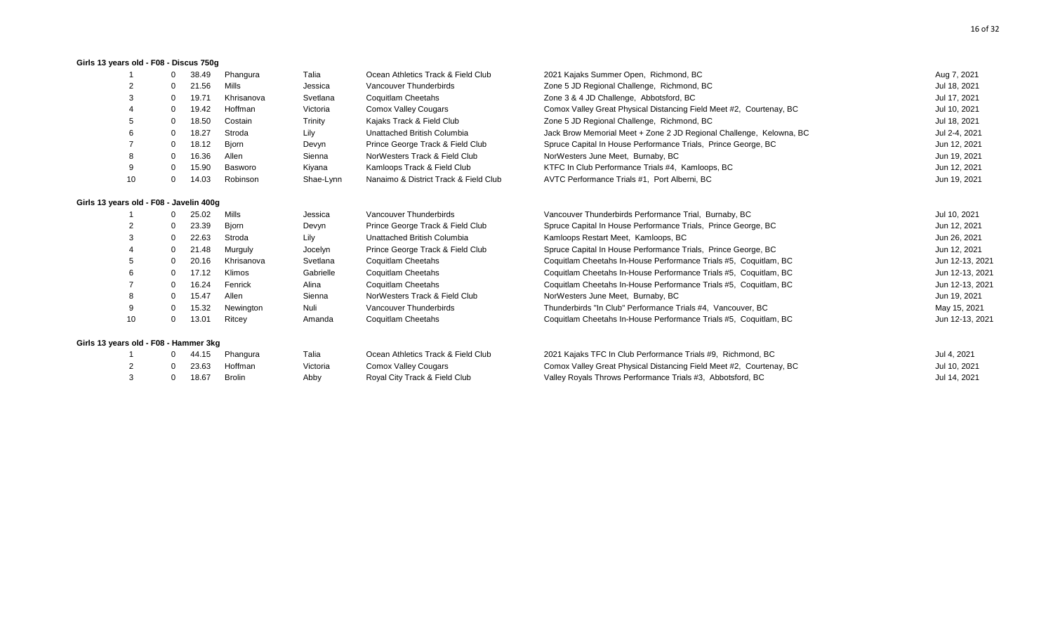### Girls 13 years old - F08 - Discus 750g

| | | | | | | | |
|---|---|---|---|---|---|---|---|
| 1 | 0 | 38.49 | Phangura | Talia | Ocean Athletics Track & Field Club | 2021 Kajaks Summer Open, Richmond, BC | Aug 7, 2021 |
| 2 | 0 | 21.56 | Mills | Jessica | Vancouver Thunderbirds | Zone 5 JD Regional Challenge, Richmond, BC | Jul 18, 2021 |
| 3 | 0 | 19.71 | Khrisanova | Svetlana | Coquitlam Cheetahs | Zone 3 & 4 JD Challenge, Abbotsford, BC | Jul 17, 2021 |
| 4 | 0 | 19.42 | Hoffman | Victoria | Comox Valley Cougars | Comox Valley Great Physical Distancing Field Meet #2, Courtenay, BC | Jul 10, 2021 |
| 5 | 0 | 18.50 | Costain | Trinity | Kajaks Track & Field Club | Zone 5 JD Regional Challenge, Richmond, BC | Jul 18, 2021 |
| 6 | 0 | 18.27 | Stroda | Lily | Unattached British Columbia | Jack Brow Memorial Meet + Zone 2 JD Regional Challenge, Kelowna, BC | Jul 2-4, 2021 |
| 7 | 0 | 18.12 | Bjorn | Devyn | Prince George Track & Field Club | Spruce Capital In House Performance Trials, Prince George, BC | Jun 12, 2021 |
| 8 | 0 | 16.36 | Allen | Sienna | NorWesters Track & Field Club | NorWesters June Meet, Burnaby, BC | Jun 19, 2021 |
| 9 | 0 | 15.90 | Basworo | Kiyana | Kamloops Track & Field Club | KTFC In Club Performance Trials #4, Kamloops, BC | Jun 12, 2021 |
| 10 | 0 | 14.03 | Robinson | Shae-Lynn | Nanaimo & District Track & Field Club | AVTC Performance Trials #1, Port Alberni, BC | Jun 19, 2021 |

### Girls 13 years old - F08 - Javelin 400g

| | | | | | | | |
|---|---|---|---|---|---|---|---|
| 1 | 0 | 25.02 | Mills | Jessica | Vancouver Thunderbirds | Vancouver Thunderbirds Performance Trial, Burnaby, BC | Jul 10, 2021 |
| 2 | 0 | 23.39 | Bjorn | Devyn | Prince George Track & Field Club | Spruce Capital In House Performance Trials, Prince George, BC | Jun 12, 2021 |
| 3 | 0 | 22.63 | Stroda | Lily | Unattached British Columbia | Kamloops Restart Meet, Kamloops, BC | Jun 26, 2021 |
| 4 | 0 | 21.48 | Murguly | Jocelyn | Prince George Track & Field Club | Spruce Capital In House Performance Trials, Prince George, BC | Jun 12, 2021 |
| 5 | 0 | 20.16 | Khrisanova | Svetlana | Coquitlam Cheetahs | Coquitlam Cheetahs In-House Performance Trials #5, Coquitlam, BC | Jun 12-13, 2021 |
| 6 | 0 | 17.12 | Klimos | Gabrielle | Coquitlam Cheetahs | Coquitlam Cheetahs In-House Performance Trials #5, Coquitlam, BC | Jun 12-13, 2021 |
| 7 | 0 | 16.24 | Fenrick | Alina | Coquitlam Cheetahs | Coquitlam Cheetahs In-House Performance Trials #5, Coquitlam, BC | Jun 12-13, 2021 |
| 8 | 0 | 15.47 | Allen | Sienna | NorWesters Track & Field Club | NorWesters June Meet, Burnaby, BC | Jun 19, 2021 |
| 9 | 0 | 15.32 | Newington | Nuli | Vancouver Thunderbirds | Thunderbirds "In Club" Performance Trials #4, Vancouver, BC | May 15, 2021 |
| 10 | 0 | 13.01 | Ritcey | Amanda | Coquitlam Cheetahs | Coquitlam Cheetahs In-House Performance Trials #5, Coquitlam, BC | Jun 12-13, 2021 |

### Girls 13 years old - F08 - Hammer 3kg

| | | | | | | | |
|---|---|---|---|---|---|---|---|
| 1 | 0 | 44.15 | Phangura | Talia | Ocean Athletics Track & Field Club | 2021 Kajaks TFC In Club Performance Trials #9, Richmond, BC | Jul 4, 2021 |
| 2 | 0 | 23.63 | Hoffman | Victoria | Comox Valley Cougars | Comox Valley Great Physical Distancing Field Meet #2, Courtenay, BC | Jul 10, 2021 |
| 3 | 0 | 18.67 | Brolin | Abby | Royal City Track & Field Club | Valley Royals Throws Performance Trials #3, Abbotsford, BC | Jul 14, 2021 |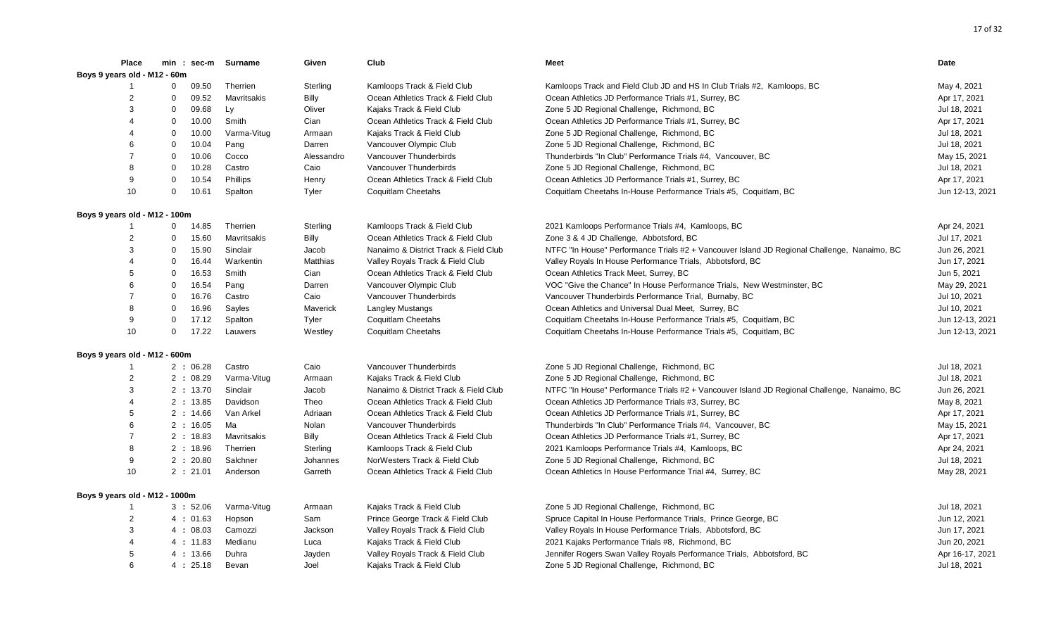| Place | min : sec-m | Surname | Given | Club | Meet | Date |
|---|---|---|---|---|---|---|
| **Boys 9 years old - M12 - 60m** | | | | | | |
| 1 | 0 09.50 | Therrien | Sterling | Kamloops Track & Field Club | Kamloops Track and Field Club JD and HS In Club Trials #2, Kamloops, BC | May 4, 2021 |
| 2 | 0 09.52 | Mavritsakis | Billy | Ocean Athletics Track & Field Club | Ocean Athletics JD Performance Trials #1, Surrey, BC | Apr 17, 2021 |
| 3 | 0 09.68 | Ly | Oliver | Kajaks Track & Field Club | Zone 5 JD Regional Challenge, Richmond, BC | Jul 18, 2021 |
| 4 | 0 10.00 | Smith | Cian | Ocean Athletics Track & Field Club | Ocean Athletics JD Performance Trials #1, Surrey, BC | Apr 17, 2021 |
| 4 | 0 10.00 | Varma-Vitug | Armaan | Kajaks Track & Field Club | Zone 5 JD Regional Challenge, Richmond, BC | Jul 18, 2021 |
| 6 | 0 10.04 | Pang | Darren | Vancouver Olympic Club | Zone 5 JD Regional Challenge, Richmond, BC | Jul 18, 2021 |
| 7 | 0 10.06 | Cocco | Alessandro | Vancouver Thunderbirds | Thunderbirds "In Club" Performance Trials #4, Vancouver, BC | May 15, 2021 |
| 8 | 0 10.28 | Castro | Caio | Vancouver Thunderbirds | Zone 5 JD Regional Challenge, Richmond, BC | Jul 18, 2021 |
| 9 | 0 10.54 | Phillips | Henry | Ocean Athletics Track & Field Club | Ocean Athletics JD Performance Trials #1, Surrey, BC | Apr 17, 2021 |
| 10 | 0 10.61 | Spalton | Tyler | Coquitlam Cheetahs | Coquitlam Cheetahs In-House Performance Trials #5, Coquitlam, BC | Jun 12-13, 2021 |
| **Boys 9 years old - M12 - 100m** | | | | | | |
| 1 | 0 14.85 | Therrien | Sterling | Kamloops Track & Field Club | 2021 Kamloops Performance Trials #4, Kamloops, BC | Apr 24, 2021 |
| 2 | 0 15.60 | Mavritsakis | Billy | Ocean Athletics Track & Field Club | Zone 3 & 4 JD Challenge, Abbotsford, BC | Jul 17, 2021 |
| 3 | 0 15.90 | Sinclair | Jacob | Nanaimo & District Track & Field Club | NTFC "In House" Performance Trials #2 + Vancouver Island JD Regional Challenge, Nanaimo, BC | Jun 26, 2021 |
| 4 | 0 16.44 | Warkentin | Matthias | Valley Royals Track & Field Club | Valley Royals In House Performance Trials, Abbotsford, BC | Jun 17, 2021 |
| 5 | 0 16.53 | Smith | Cian | Ocean Athletics Track & Field Club | Ocean Athletics Track Meet, Surrey, BC | Jun 5, 2021 |
| 6 | 0 16.54 | Pang | Darren | Vancouver Olympic Club | VOC "Give the Chance" In House Performance Trials, New Westminster, BC | May 29, 2021 |
| 7 | 0 16.76 | Castro | Caio | Vancouver Thunderbirds | Vancouver Thunderbirds Performance Trial, Burnaby, BC | Jul 10, 2021 |
| 8 | 0 16.96 | Sayles | Maverick | Langley Mustangs | Ocean Athletics and Universal Dual Meet, Surrey, BC | Jul 10, 2021 |
| 9 | 0 17.12 | Spalton | Tyler | Coquitlam Cheetahs | Coquitlam Cheetahs In-House Performance Trials #5, Coquitlam, BC | Jun 12-13, 2021 |
| 10 | 0 17.22 | Lauwers | Westley | Coquitlam Cheetahs | Coquitlam Cheetahs In-House Performance Trials #5, Coquitlam, BC | Jun 12-13, 2021 |
| **Boys 9 years old - M12 - 600m** | | | | | | |
| 1 | 2 : 06.28 | Castro | Caio | Vancouver Thunderbirds | Zone 5 JD Regional Challenge, Richmond, BC | Jul 18, 2021 |
| 2 | 2 : 08.29 | Varma-Vitug | Armaan | Kajaks Track & Field Club | Zone 5 JD Regional Challenge, Richmond, BC | Jul 18, 2021 |
| 3 | 2 : 13.70 | Sinclair | Jacob | Nanaimo & District Track & Field Club | NTFC "In House" Performance Trials #2 + Vancouver Island JD Regional Challenge, Nanaimo, BC | Jun 26, 2021 |
| 4 | 2 : 13.85 | Davidson | Theo | Ocean Athletics Track & Field Club | Ocean Athletics JD Performance Trials #3, Surrey, BC | May 8, 2021 |
| 5 | 2 : 14.66 | Van Arkel | Adriaan | Ocean Athletics Track & Field Club | Ocean Athletics JD Performance Trials #1, Surrey, BC | Apr 17, 2021 |
| 6 | 2 : 16.05 | Ma | Nolan | Vancouver Thunderbirds | Thunderbirds "In Club" Performance Trials #4, Vancouver, BC | May 15, 2021 |
| 7 | 2 : 18.83 | Mavritsakis | Billy | Ocean Athletics Track & Field Club | Ocean Athletics JD Performance Trials #1, Surrey, BC | Apr 17, 2021 |
| 8 | 2 : 18.96 | Therrien | Sterling | Kamloops Track & Field Club | 2021 Kamloops Performance Trials #4, Kamloops, BC | Apr 24, 2021 |
| 9 | 2 : 20.80 | Salchner | Johannes | NorWesters Track & Field Club | Zone 5 JD Regional Challenge, Richmond, BC | Jul 18, 2021 |
| 10 | 2 : 21.01 | Anderson | Garreth | Ocean Athletics Track & Field Club | Ocean Athletics In House Performance Trial #4, Surrey, BC | May 28, 2021 |
| **Boys 9 years old - M12 - 1000m** | | | | | | |
| 1 | 3 : 52.06 | Varma-Vitug | Armaan | Kajaks Track & Field Club | Zone 5 JD Regional Challenge, Richmond, BC | Jul 18, 2021 |
| 2 | 4 : 01.63 | Hopson | Sam | Prince George Track & Field Club | Spruce Capital In House Performance Trials, Prince George, BC | Jun 12, 2021 |
| 3 | 4 : 08.03 | Camozzi | Jackson | Valley Royals Track & Field Club | Valley Royals In House Performance Trials, Abbotsford, BC | Jun 17, 2021 |
| 4 | 4 : 11.83 | Medianu | Luca | Kajaks Track & Field Club | 2021 Kajaks Performance Trials #8, Richmond, BC | Jun 20, 2021 |
| 5 | 4 : 13.66 | Duhra | Jayden | Valley Royals Track & Field Club | Jennifer Rogers Swan Valley Royals Performance Trials, Abbotsford, BC | Apr 16-17, 2021 |
| 6 | 4 : 25.18 | Bevan | Joel | Kajaks Track & Field Club | Zone 5 JD Regional Challenge, Richmond, BC | Jul 18, 2021 |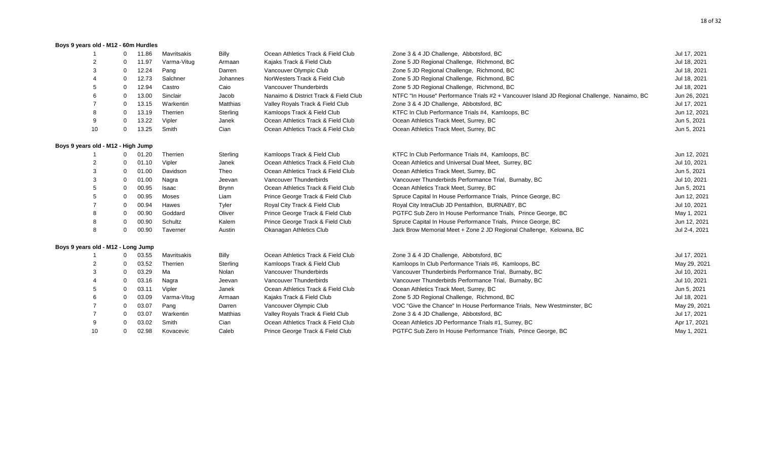**Boys 9 years old - M12 - 60m Hurdles**

| | | | | | | | |
|---|---|---|---|---|---|---|---|
| 1 | 0 | 11.86 | Mavritsakis | Billy | Ocean Athletics Track & Field Club | Zone 3 & 4 JD Challenge, Abbotsford, BC | Jul 17, 2021 |
| 2 | 0 | 11.97 | Varma-Vitug | Armaan | Kajaks Track & Field Club | Zone 5 JD Regional Challenge, Richmond, BC | Jul 18, 2021 |
| 3 | 0 | 12.24 | Pang | Darren | Vancouver Olympic Club | Zone 5 JD Regional Challenge, Richmond, BC | Jul 18, 2021 |
| 4 | 0 | 12.73 | Salchner | Johannes | NorWesters Track & Field Club | Zone 5 JD Regional Challenge, Richmond, BC | Jul 18, 2021 |
| 5 | 0 | 12.94 | Castro | Caio | Vancouver Thunderbirds | Zone 5 JD Regional Challenge, Richmond, BC | Jul 18, 2021 |
| 6 | 0 | 13.00 | Sinclair | Jacob | Nanaimo & District Track & Field Club | NTFC "In House" Performance Trials #2 + Vancouver Island JD Regional Challenge, Nanaimo, BC | Jun 26, 2021 |
| 7 | 0 | 13.15 | Warkentin | Matthias | Valley Royals Track & Field Club | Zone 3 & 4 JD Challenge, Abbotsford, BC | Jul 17, 2021 |
| 8 | 0 | 13.19 | Therrien | Sterling | Kamloops Track & Field Club | KTFC In Club Performance Trials #4, Kamloops, BC | Jun 12, 2021 |
| 9 | 0 | 13.22 | Vipler | Janek | Ocean Athletics Track & Field Club | Ocean Athletics Track Meet, Surrey, BC | Jun 5, 2021 |
| 10 | 0 | 13.25 | Smith | Cian | Ocean Athletics Track & Field Club | Ocean Athletics Track Meet, Surrey, BC | Jun 5, 2021 |

**Boys 9 years old - M12 - High Jump**

| | | | | | | | |
|---|---|---|---|---|---|---|---|
| 1 | 0 | 01.20 | Therrien | Sterling | Kamloops Track & Field Club | KTFC In Club Performance Trials #4, Kamloops, BC | Jun 12, 2021 |
| 2 | 0 | 01.10 | Vipler | Janek | Ocean Athletics Track & Field Club | Ocean Athletics and Universal Dual Meet, Surrey, BC | Jul 10, 2021 |
| 3 | 0 | 01.00 | Davidson | Theo | Ocean Athletics Track & Field Club | Ocean Athletics Track Meet, Surrey, BC | Jun 5, 2021 |
| 3 | 0 | 01.00 | Nagra | Jeevan | Vancouver Thunderbirds | Vancouver Thunderbirds Performance Trial, Burnaby, BC | Jul 10, 2021 |
| 5 | 0 | 00.95 | Isaac | Brynn | Ocean Athletics Track & Field Club | Ocean Athletics Track Meet, Surrey, BC | Jun 5, 2021 |
| 5 | 0 | 00.95 | Moses | Liam | Prince George Track & Field Club | Spruce Capital In House Performance Trials, Prince George, BC | Jun 12, 2021 |
| 7 | 0 | 00.94 | Hawes | Tyler | Royal City Track & Field Club | Royal City IntraClub JD Pentathlon, BURNABY, BC | Jul 10, 2021 |
| 8 | 0 | 00.90 | Goddard | Oliver | Prince George Track & Field Club | PGTFC Sub Zero In House Performance Trials, Prince George, BC | May 1, 2021 |
| 8 | 0 | 00.90 | Schultz | Kalem | Prince George Track & Field Club | Spruce Capital In House Performance Trials, Prince George, BC | Jun 12, 2021 |
| 8 | 0 | 00.90 | Taverner | Austin | Okanagan Athletics Club | Jack Brow Memorial Meet + Zone 2 JD Regional Challenge, Kelowna, BC | Jul 2-4, 2021 |

**Boys 9 years old - M12 - Long Jump**

| | | | | | | | |
|---|---|---|---|---|---|---|---|
| 1 | 0 | 03.55 | Mavritsakis | Billy | Ocean Athletics Track & Field Club | Zone 3 & 4 JD Challenge, Abbotsford, BC | Jul 17, 2021 |
| 2 | 0 | 03.52 | Therrien | Sterling | Kamloops Track & Field Club | Kamloops In Club Performance Trials #6, Kamloops, BC | May 29, 2021 |
| 3 | 0 | 03.29 | Ma | Nolan | Vancouver Thunderbirds | Vancouver Thunderbirds Performance Trial, Burnaby, BC | Jul 10, 2021 |
| 4 | 0 | 03.16 | Nagra | Jeevan | Vancouver Thunderbirds | Vancouver Thunderbirds Performance Trial, Burnaby, BC | Jul 10, 2021 |
| 5 | 0 | 03.11 | Vipler | Janek | Ocean Athletics Track & Field Club | Ocean Athletics Track Meet, Surrey, BC | Jun 5, 2021 |
| 6 | 0 | 03.09 | Varma-Vitug | Armaan | Kajaks Track & Field Club | Zone 5 JD Regional Challenge, Richmond, BC | Jul 18, 2021 |
| 7 | 0 | 03.07 | Pang | Darren | Vancouver Olympic Club | VOC "Give the Chance" In House Performance Trials, New Westminster, BC | May 29, 2021 |
| 7 | 0 | 03.07 | Warkentin | Matthias | Valley Royals Track & Field Club | Zone 3 & 4 JD Challenge, Abbotsford, BC | Jul 17, 2021 |
| 9 | 0 | 03.02 | Smith | Cian | Ocean Athletics Track & Field Club | Ocean Athletics JD Performance Trials #1, Surrey, BC | Apr 17, 2021 |
| 10 | 0 | 02.98 | Kovacevic | Caleb | Prince George Track & Field Club | PGTFC Sub Zero In House Performance Trials, Prince George, BC | May 1, 2021 |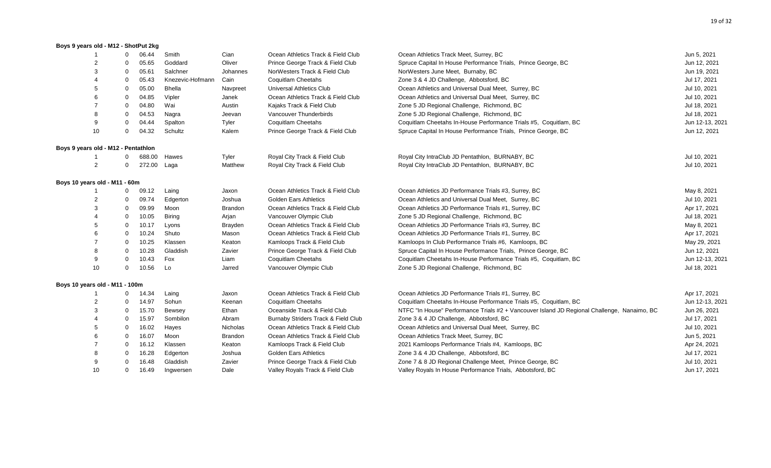### Boys 9 years old - M12 - ShotPut 2kg

| | | | | | | | |
|---|---|---|---|---|---|---|---|
| 1 | 0 | 06.44 | Smith | Cian | Ocean Athletics Track & Field Club | Ocean Athletics Track Meet, Surrey, BC | Jun 5, 2021 |
| 2 | 0 | 05.65 | Goddard | Oliver | Prince George Track & Field Club | Spruce Capital In House Performance Trials, Prince George, BC | Jun 12, 2021 |
| 3 | 0 | 05.61 | Salchner | Johannes | NorWesters Track & Field Club | NorWesters June Meet, Burnaby, BC | Jun 19, 2021 |
| 4 | 0 | 05.43 | Knezevic-Hofmann | Cain | Coquitlam Cheetahs | Zone 3 & 4 JD Challenge, Abbotsford, BC | Jul 17, 2021 |
| 5 | 0 | 05.00 | Bhella | Navpreet | Universal Athletics Club | Ocean Athletics and Universal Dual Meet, Surrey, BC | Jul 10, 2021 |
| 6 | 0 | 04.85 | Vipler | Janek | Ocean Athletics Track & Field Club | Ocean Athletics and Universal Dual Meet, Surrey, BC | Jul 10, 2021 |
| 7 | 0 | 04.80 | Wai | Austin | Kajaks Track & Field Club | Zone 5 JD Regional Challenge, Richmond, BC | Jul 18, 2021 |
| 8 | 0 | 04.53 | Nagra | Jeevan | Vancouver Thunderbirds | Zone 5 JD Regional Challenge, Richmond, BC | Jul 18, 2021 |
| 9 | 0 | 04.44 | Spalton | Tyler | Coquitlam Cheetahs | Coquitlam Cheetahs In-House Performance Trials #5, Coquitlam, BC | Jun 12-13, 2021 |
| 10 | 0 | 04.32 | Schultz | Kalem | Prince George Track & Field Club | Spruce Capital In House Performance Trials, Prince George, BC | Jun 12, 2021 |

### Boys 9 years old - M12 - Pentathlon

| | | | | | | | |
|---|---|---|---|---|---|---|---|
| 1 | 0 | 688.00 | Hawes | Tyler | Royal City Track & Field Club | Royal City IntraClub JD Pentathlon, BURNABY, BC | Jul 10, 2021 |
| 2 | 0 | 272.00 | Laga | Matthew | Royal City Track & Field Club | Royal City IntraClub JD Pentathlon, BURNABY, BC | Jul 10, 2021 |

### Boys 10 years old - M11 - 60m

| | | | | | | | |
|---|---|---|---|---|---|---|---|
| 1 | 0 | 09.12 | Laing | Jaxon | Ocean Athletics Track & Field Club | Ocean Athletics JD Performance Trials #3, Surrey, BC | May 8, 2021 |
| 2 | 0 | 09.74 | Edgerton | Joshua | Golden Ears Athletics | Ocean Athletics and Universal Dual Meet, Surrey, BC | Jul 10, 2021 |
| 3 | 0 | 09.99 | Moon | Brandon | Ocean Athletics Track & Field Club | Ocean Athletics JD Performance Trials #1, Surrey, BC | Apr 17, 2021 |
| 4 | 0 | 10.05 | Biring | Arjan | Vancouver Olympic Club | Zone 5 JD Regional Challenge, Richmond, BC | Jul 18, 2021 |
| 5 | 0 | 10.17 | Lyons | Brayden | Ocean Athletics Track & Field Club | Ocean Athletics JD Performance Trials #3, Surrey, BC | May 8, 2021 |
| 6 | 0 | 10.24 | Shuto | Mason | Ocean Athletics Track & Field Club | Ocean Athletics JD Performance Trials #1, Surrey, BC | Apr 17, 2021 |
| 7 | 0 | 10.25 | Klassen | Keaton | Kamloops Track & Field Club | Kamloops In Club Performance Trials #6, Kamloops, BC | May 29, 2021 |
| 8 | 0 | 10.28 | Gladdish | Zavier | Prince George Track & Field Club | Spruce Capital In House Performance Trials, Prince George, BC | Jun 12, 2021 |
| 9 | 0 | 10.43 | Fox | Liam | Coquitlam Cheetahs | Coquitlam Cheetahs In-House Performance Trials #5, Coquitlam, BC | Jun 12-13, 2021 |
| 10 | 0 | 10.56 | Lo | Jarred | Vancouver Olympic Club | Zone 5 JD Regional Challenge, Richmond, BC | Jul 18, 2021 |

### Boys 10 years old - M11 - 100m

| | | | | | | | |
|---|---|---|---|---|---|---|---|
| 1 | 0 | 14.34 | Laing | Jaxon | Ocean Athletics Track & Field Club | Ocean Athletics JD Performance Trials #1, Surrey, BC | Apr 17, 2021 |
| 2 | 0 | 14.97 | Sohun | Keenan | Coquitlam Cheetahs | Coquitlam Cheetahs In-House Performance Trials #5, Coquitlam, BC | Jun 12-13, 2021 |
| 3 | 0 | 15.70 | Bewsey | Ethan | Oceanside Track & Field Club | NTFC "In House" Performance Trials #2 + Vancouver Island JD Regional Challenge, Nanaimo, BC | Jun 26, 2021 |
| 4 | 0 | 15.97 | Sombilon | Abram | Burnaby Striders Track & Field Club | Zone 3 & 4 JD Challenge, Abbotsford, BC | Jul 17, 2021 |
| 5 | 0 | 16.02 | Hayes | Nicholas | Ocean Athletics Track & Field Club | Ocean Athletics and Universal Dual Meet, Surrey, BC | Jul 10, 2021 |
| 6 | 0 | 16.07 | Moon | Brandon | Ocean Athletics Track & Field Club | Ocean Athletics Track Meet, Surrey, BC | Jun 5, 2021 |
| 7 | 0 | 16.12 | Klassen | Keaton | Kamloops Track & Field Club | 2021 Kamloops Performance Trials #4, Kamloops, BC | Apr 24, 2021 |
| 8 | 0 | 16.28 | Edgerton | Joshua | Golden Ears Athletics | Zone 3 & 4 JD Challenge, Abbotsford, BC | Jul 17, 2021 |
| 9 | 0 | 16.48 | Gladdish | Zavier | Prince George Track & Field Club | Zone 7 & 8 JD Regional Challenge Meet, Prince George, BC | Jul 10, 2021 |
| 10 | 0 | 16.49 | Ingwersen | Dale | Valley Royals Track & Field Club | Valley Royals In House Performance Trials, Abbotsford, BC | Jun 17, 2021 |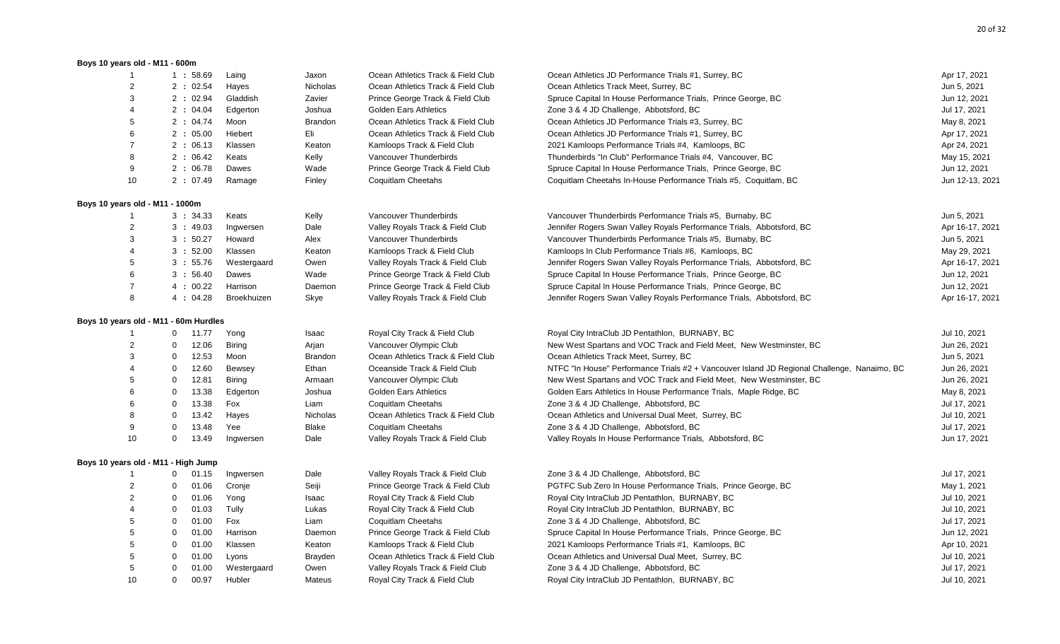### Boys 10 years old - M11 - 600m

| | | | | | | |
|---|---|---|---|---|---|---|
| 1 | 1 : 58.69 | Laing | Jaxon | Ocean Athletics Track & Field Club | Ocean Athletics JD Performance Trials #1, Surrey, BC | Apr 17, 2021 |
| 2 | 2 : 02.54 | Hayes | Nicholas | Ocean Athletics Track & Field Club | Ocean Athletics Track Meet, Surrey, BC | Jun 5, 2021 |
| 3 | 2 : 02.94 | Gladdish | Zavier | Prince George Track & Field Club | Spruce Capital In House Performance Trials, Prince George, BC | Jun 12, 2021 |
| 4 | 2 : 04.04 | Edgerton | Joshua | Golden Ears Athletics | Zone 3 & 4 JD Challenge, Abbotsford, BC | Jul 17, 2021 |
| 5 | 2 : 04.74 | Moon | Brandon | Ocean Athletics Track & Field Club | Ocean Athletics JD Performance Trials #3, Surrey, BC | May 8, 2021 |
| 6 | 2 : 05.00 | Hiebert | Eli | Ocean Athletics Track & Field Club | Ocean Athletics JD Performance Trials #1, Surrey, BC | Apr 17, 2021 |
| 7 | 2 : 06.13 | Klassen | Keaton | Kamloops Track & Field Club | 2021 Kamloops Performance Trials #4, Kamloops, BC | Apr 24, 2021 |
| 8 | 2 : 06.42 | Keats | Kelly | Vancouver Thunderbirds | Thunderbirds "In Club" Performance Trials #4, Vancouver, BC | May 15, 2021 |
| 9 | 2 : 06.78 | Dawes | Wade | Prince George Track & Field Club | Spruce Capital In House Performance Trials, Prince George, BC | Jun 12, 2021 |
| 10 | 2 : 07.49 | Ramage | Finley | Coquitlam Cheetahs | Coquitlam Cheetahs In-House Performance Trials #5, Coquitlam, BC | Jun 12-13, 2021 |

### Boys 10 years old - M11 - 1000m

| | | | | | | |
|---|---|---|---|---|---|---|
| 1 | 3 : 34.33 | Keats | Kelly | Vancouver Thunderbirds | Vancouver Thunderbirds Performance Trials #5, Burnaby, BC | Jun 5, 2021 |
| 2 | 3 : 49.03 | Ingwersen | Dale | Valley Royals Track & Field Club | Jennifer Rogers Swan Valley Royals Performance Trials, Abbotsford, BC | Apr 16-17, 2021 |
| 3 | 3 : 50.27 | Howard | Alex | Vancouver Thunderbirds | Vancouver Thunderbirds Performance Trials #5, Burnaby, BC | Jun 5, 2021 |
| 4 | 3 : 52.00 | Klassen | Keaton | Kamloops Track & Field Club | Kamloops In Club Performance Trials #6, Kamloops, BC | May 29, 2021 |
| 5 | 3 : 55.76 | Westergaard | Owen | Valley Royals Track & Field Club | Jennifer Rogers Swan Valley Royals Performance Trials, Abbotsford, BC | Apr 16-17, 2021 |
| 6 | 3 : 56.40 | Dawes | Wade | Prince George Track & Field Club | Spruce Capital In House Performance Trials, Prince George, BC | Jun 12, 2021 |
| 7 | 4 : 00.22 | Harrison | Daemon | Prince George Track & Field Club | Spruce Capital In House Performance Trials, Prince George, BC | Jun 12, 2021 |
| 8 | 4 : 04.28 | Broekhuizen | Skye | Valley Royals Track & Field Club | Jennifer Rogers Swan Valley Royals Performance Trials, Abbotsford, BC | Apr 16-17, 2021 |

### Boys 10 years old - M11 - 60m Hurdles

| | | | | | | | |
|---|---|---|---|---|---|---|---|
| 1 | 0 | 11.77 | Yong | Isaac | Royal City Track & Field Club | Royal City IntraClub JD Pentathlon, BURNABY, BC | Jul 10, 2021 |
| 2 | 0 | 12.06 | Biring | Arjan | Vancouver Olympic Club | New West Spartans and VOC Track and Field Meet, New Westminster, BC | Jun 26, 2021 |
| 3 | 0 | 12.53 | Moon | Brandon | Ocean Athletics Track & Field Club | Ocean Athletics Track Meet, Surrey, BC | Jun 5, 2021 |
| 4 | 0 | 12.60 | Bewsey | Ethan | Oceanside Track & Field Club | NTFC "In House" Performance Trials #2 + Vancouver Island JD Regional Challenge, Nanaimo, BC | Jun 26, 2021 |
| 5 | 0 | 12.81 | Biring | Armaan | Vancouver Olympic Club | New West Spartans and VOC Track and Field Meet, New Westminster, BC | Jun 26, 2021 |
| 6 | 0 | 13.38 | Edgerton | Joshua | Golden Ears Athletics | Golden Ears Athletics In House Performance Trials, Maple Ridge, BC | May 8, 2021 |
| 6 | 0 | 13.38 | Fox | Liam | Coquitlam Cheetahs | Zone 3 & 4 JD Challenge, Abbotsford, BC | Jul 17, 2021 |
| 8 | 0 | 13.42 | Hayes | Nicholas | Ocean Athletics Track & Field Club | Ocean Athletics and Universal Dual Meet, Surrey, BC | Jul 10, 2021 |
| 9 | 0 | 13.48 | Yee | Blake | Coquitlam Cheetahs | Zone 3 & 4 JD Challenge, Abbotsford, BC | Jul 17, 2021 |
| 10 | 0 | 13.49 | Ingwersen | Dale | Valley Royals Track & Field Club | Valley Royals In House Performance Trials, Abbotsford, BC | Jun 17, 2021 |

### Boys 10 years old - M11 - High Jump

| | | | | | | | |
|---|---|---|---|---|---|---|---|
| 1 | 0 | 01.15 | Ingwersen | Dale | Valley Royals Track & Field Club | Zone 3 & 4 JD Challenge, Abbotsford, BC | Jul 17, 2021 |
| 2 | 0 | 01.06 | Cronje | Seiji | Prince George Track & Field Club | PGTFC Sub Zero In House Performance Trials, Prince George, BC | May 1, 2021 |
| 2 | 0 | 01.06 | Yong | Isaac | Royal City Track & Field Club | Royal City IntraClub JD Pentathlon, BURNABY, BC | Jul 10, 2021 |
| 4 | 0 | 01.03 | Tully | Lukas | Royal City Track & Field Club | Royal City IntraClub JD Pentathlon, BURNABY, BC | Jul 10, 2021 |
| 5 | 0 | 01.00 | Fox | Liam | Coquitlam Cheetahs | Zone 3 & 4 JD Challenge, Abbotsford, BC | Jul 17, 2021 |
| 5 | 0 | 01.00 | Harrison | Daemon | Prince George Track & Field Club | Spruce Capital In House Performance Trials, Prince George, BC | Jun 12, 2021 |
| 5 | 0 | 01.00 | Klassen | Keaton | Kamloops Track & Field Club | 2021 Kamloops Performance Trials #1, Kamloops, BC | Apr 10, 2021 |
| 5 | 0 | 01.00 | Lyons | Brayden | Ocean Athletics Track & Field Club | Ocean Athletics and Universal Dual Meet, Surrey, BC | Jul 10, 2021 |
| 5 | 0 | 01.00 | Westergaard | Owen | Valley Royals Track & Field Club | Zone 3 & 4 JD Challenge, Abbotsford, BC | Jul 17, 2021 |
| 10 | 0 | 00.97 | Hubler | Mateus | Royal City Track & Field Club | Royal City IntraClub JD Pentathlon, BURNABY, BC | Jul 10, 2021 |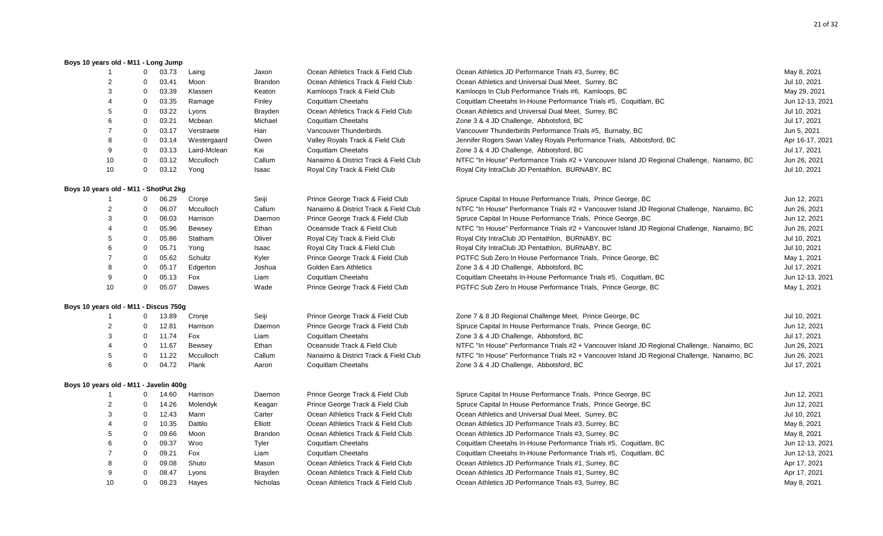### Boys 10 years old - M11 - Long Jump

| | | | | | | | |
|---|---|---|---|---|---|---|---|
| 1 | 0 | 03.73 | Laing | Jaxon | Ocean Athletics Track & Field Club | Ocean Athletics JD Performance Trials #3, Surrey, BC | May 8, 2021 |
| 2 | 0 | 03.41 | Moon | Brandon | Ocean Athletics Track & Field Club | Ocean Athletics and Universal Dual Meet, Surrey, BC | Jul 10, 2021 |
| 3 | 0 | 03.39 | Klassen | Keaton | Kamloops Track & Field Club | Kamloops In Club Performance Trials #6, Kamloops, BC | May 29, 2021 |
| 4 | 0 | 03.35 | Ramage | Finley | Coquitlam Cheetahs | Coquitlam Cheetahs In-House Performance Trials #5, Coquitlam, BC | Jun 12-13, 2021 |
| 5 | 0 | 03.22 | Lyons | Brayden | Ocean Athletics Track & Field Club | Ocean Athletics and Universal Dual Meet, Surrey, BC | Jul 10, 2021 |
| 6 | 0 | 03.21 | Mcbean | Michael | Coquitlam Cheetahs | Zone 3 & 4 JD Challenge, Abbotsford, BC | Jul 17, 2021 |
| 7 | 0 | 03.17 | Verstraete | Han | Vancouver Thunderbirds | Vancouver Thunderbirds Performance Trials #5, Burnaby, BC | Jun 5, 2021 |
| 8 | 0 | 03.14 | Westergaard | Owen | Valley Royals Track & Field Club | Jennifer Rogers Swan Valley Royals Performance Trials, Abbotsford, BC | Apr 16-17, 2021 |
| 9 | 0 | 03.13 | Laird-Mclean | Kai | Coquitlam Cheetahs | Zone 3 & 4 JD Challenge, Abbotsford, BC | Jul 17, 2021 |
| 10 | 0 | 03.12 | Mcculloch | Callum | Nanaimo & District Track & Field Club | NTFC "In House" Performance Trials #2 + Vancouver Island JD Regional Challenge, Nanaimo, BC | Jun 26, 2021 |
| 10 | 0 | 03.12 | Yong | Isaac | Royal City Track & Field Club | Royal City IntraClub JD Pentathlon, BURNABY, BC | Jul 10, 2021 |

### Boys 10 years old - M11 - ShotPut 2kg

| | | | | | | | |
|---|---|---|---|---|---|---|---|
| 1 | 0 | 06.29 | Cronje | Seiji | Prince George Track & Field Club | Spruce Capital In House Performance Trials, Prince George, BC | Jun 12, 2021 |
| 2 | 0 | 06.07 | Mcculloch | Callum | Nanaimo & District Track & Field Club | NTFC "In House" Performance Trials #2 + Vancouver Island JD Regional Challenge, Nanaimo, BC | Jun 26, 2021 |
| 3 | 0 | 06.03 | Harrison | Daemon | Prince George Track & Field Club | Spruce Capital In House Performance Trials, Prince George, BC | Jun 12, 2021 |
| 4 | 0 | 05.96 | Bewsey | Ethan | Oceanside Track & Field Club | NTFC "In House" Performance Trials #2 + Vancouver Island JD Regional Challenge, Nanaimo, BC | Jun 26, 2021 |
| 5 | 0 | 05.86 | Statham | Oliver | Royal City Track & Field Club | Royal City IntraClub JD Pentathlon, BURNABY, BC | Jul 10, 2021 |
| 6 | 0 | 05.71 | Yong | Isaac | Royal City Track & Field Club | Royal City IntraClub JD Pentathlon, BURNABY, BC | Jul 10, 2021 |
| 7 | 0 | 05.62 | Schultz | Kyler | Prince George Track & Field Club | PGTFC Sub Zero In House Performance Trials, Prince George, BC | May 1, 2021 |
| 8 | 0 | 05.17 | Edgerton | Joshua | Golden Ears Athletics | Zone 3 & 4 JD Challenge, Abbotsford, BC | Jul 17, 2021 |
| 9 | 0 | 05.13 | Fox | Liam | Coquitlam Cheetahs | Coquitlam Cheetahs In-House Performance Trials #5, Coquitlam, BC | Jun 12-13, 2021 |
| 10 | 0 | 05.07 | Dawes | Wade | Prince George Track & Field Club | PGTFC Sub Zero In House Performance Trials, Prince George, BC | May 1, 2021 |

### Boys 10 years old - M11 - Discus 750g

| | | | | | | | |
|---|---|---|---|---|---|---|---|
| 1 | 0 | 13.89 | Cronje | Seiji | Prince George Track & Field Club | Zone 7 & 8 JD Regional Challenge Meet, Prince George, BC | Jul 10, 2021 |
| 2 | 0 | 12.81 | Harrison | Daemon | Prince George Track & Field Club | Spruce Capital In House Performance Trials, Prince George, BC | Jun 12, 2021 |
| 3 | 0 | 11.74 | Fox | Liam | Coquitlam Cheetahs | Zone 3 & 4 JD Challenge, Abbotsford, BC | Jul 17, 2021 |
| 4 | 0 | 11.67 | Bewsey | Ethan | Oceanside Track & Field Club | NTFC "In House" Performance Trials #2 + Vancouver Island JD Regional Challenge, Nanaimo, BC | Jun 26, 2021 |
| 5 | 0 | 11.22 | Mcculloch | Callum | Nanaimo & District Track & Field Club | NTFC "In House" Performance Trials #2 + Vancouver Island JD Regional Challenge, Nanaimo, BC | Jun 26, 2021 |
| 6 | 0 | 04.72 | Plank | Aaron | Coquitlam Cheetahs | Zone 3 & 4 JD Challenge, Abbotsford, BC | Jul 17, 2021 |

### Boys 10 years old - M11 - Javelin 400g

| | | | | | | | |
|---|---|---|---|---|---|---|---|
| 1 | 0 | 14.60 | Harrison | Daemon | Prince George Track & Field Club | Spruce Capital In House Performance Trials, Prince George, BC | Jun 12, 2021 |
| 2 | 0 | 14.26 | Molendyk | Keagan | Prince George Track & Field Club | Spruce Capital In House Performance Trials, Prince George, BC | Jun 12, 2021 |
| 3 | 0 | 12.43 | Mann | Carter | Ocean Athletics Track & Field Club | Ocean Athletics and Universal Dual Meet, Surrey, BC | Jul 10, 2021 |
| 4 | 0 | 10.35 | Dattilo | Elliott | Ocean Athletics Track & Field Club | Ocean Athletics JD Performance Trials #3, Surrey, BC | May 8, 2021 |
| 5 | 0 | 09.66 | Moon | Brandon | Ocean Athletics Track & Field Club | Ocean Athletics JD Performance Trials #3, Surrey, BC | May 8, 2021 |
| 6 | 0 | 09.37 | Woo | Tyler | Coquitlam Cheetahs | Coquitlam Cheetahs In-House Performance Trials #5, Coquitlam, BC | Jun 12-13, 2021 |
| 7 | 0 | 09.21 | Fox | Liam | Coquitlam Cheetahs | Coquitlam Cheetahs In-House Performance Trials #5, Coquitlam, BC | Jun 12-13, 2021 |
| 8 | 0 | 09.08 | Shuto | Mason | Ocean Athletics Track & Field Club | Ocean Athletics JD Performance Trials #1, Surrey, BC | Apr 17, 2021 |
| 9 | 0 | 08.47 | Lyons | Brayden | Ocean Athletics Track & Field Club | Ocean Athletics JD Performance Trials #1, Surrey, BC | Apr 17, 2021 |
| 10 | 0 | 08.23 | Hayes | Nicholas | Ocean Athletics Track & Field Club | Ocean Athletics JD Performance Trials #3, Surrey, BC | May 8, 2021 |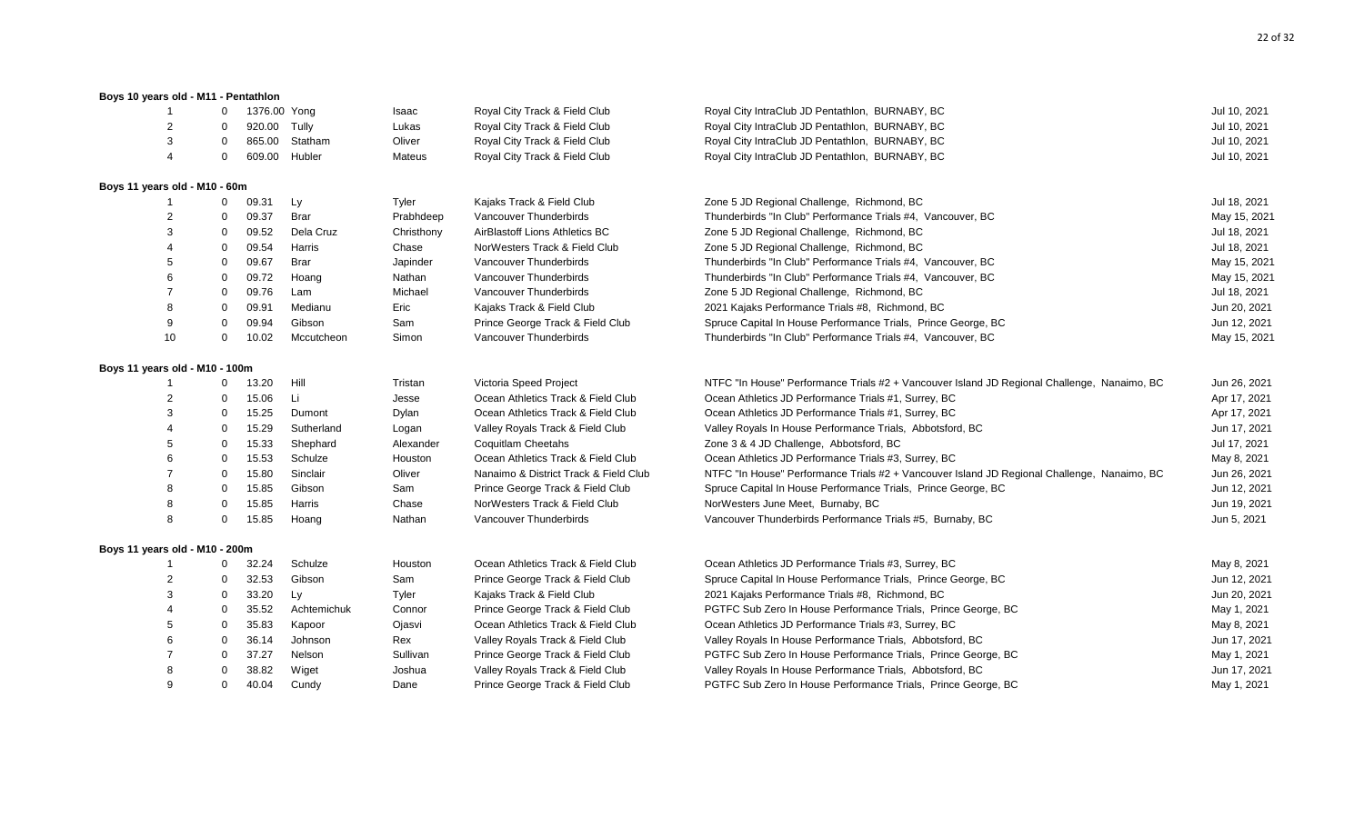**Boys 10 years old - M11 - Pentathlon**

| | | | | | | | |
|---|---|---|---|---|---|---|---|
| 1 | 0 | 1376.00 | Yong | Isaac | Royal City Track & Field Club | Royal City IntraClub JD Pentathlon, BURNABY, BC | Jul 10, 2021 |
| 2 | 0 | 920.00 | Tully | Lukas | Royal City Track & Field Club | Royal City IntraClub JD Pentathlon, BURNABY, BC | Jul 10, 2021 |
| 3 | 0 | 865.00 | Statham | Oliver | Royal City Track & Field Club | Royal City IntraClub JD Pentathlon, BURNABY, BC | Jul 10, 2021 |
| 4 | 0 | 609.00 | Hubler | Mateus | Royal City Track & Field Club | Royal City IntraClub JD Pentathlon, BURNABY, BC | Jul 10, 2021 |

**Boys 11 years old - M10 - 60m**

| | | | | | | | |
|---|---|---|---|---|---|---|---|
| 1 | 0 | 09.31 | Ly | Tyler | Kajaks Track & Field Club | Zone 5 JD Regional Challenge, Richmond, BC | Jul 18, 2021 |
| 2 | 0 | 09.37 | Brar | Prabhdeep | Vancouver Thunderbirds | Thunderbirds "In Club" Performance Trials #4, Vancouver, BC | May 15, 2021 |
| 3 | 0 | 09.52 | Dela Cruz | Christhony | AirBlastoff Lions Athletics BC | Zone 5 JD Regional Challenge, Richmond, BC | Jul 18, 2021 |
| 4 | 0 | 09.54 | Harris | Chase | NorWesters Track & Field Club | Zone 5 JD Regional Challenge, Richmond, BC | Jul 18, 2021 |
| 5 | 0 | 09.67 | Brar | Japinder | Vancouver Thunderbirds | Thunderbirds "In Club" Performance Trials #4, Vancouver, BC | May 15, 2021 |
| 6 | 0 | 09.72 | Hoang | Nathan | Vancouver Thunderbirds | Thunderbirds "In Club" Performance Trials #4, Vancouver, BC | May 15, 2021 |
| 7 | 0 | 09.76 | Lam | Michael | Vancouver Thunderbirds | Zone 5 JD Regional Challenge, Richmond, BC | Jul 18, 2021 |
| 8 | 0 | 09.91 | Medianu | Eric | Kajaks Track & Field Club | 2021 Kajaks Performance Trials #8, Richmond, BC | Jun 20, 2021 |
| 9 | 0 | 09.94 | Gibson | Sam | Prince George Track & Field Club | Spruce Capital In House Performance Trials, Prince George, BC | Jun 12, 2021 |
| 10 | 0 | 10.02 | Mccutcheon | Simon | Vancouver Thunderbirds | Thunderbirds "In Club" Performance Trials #4, Vancouver, BC | May 15, 2021 |

**Boys 11 years old - M10 - 100m**

| | | | | | | | |
|---|---|---|---|---|---|---|---|
| 1 | 0 | 13.20 | Hill | Tristan | Victoria Speed Project | NTFC "In House" Performance Trials #2 + Vancouver Island JD Regional Challenge, Nanaimo, BC | Jun 26, 2021 |
| 2 | 0 | 15.06 | Li | Jesse | Ocean Athletics Track & Field Club | Ocean Athletics JD Performance Trials #1, Surrey, BC | Apr 17, 2021 |
| 3 | 0 | 15.25 | Dumont | Dylan | Ocean Athletics Track & Field Club | Ocean Athletics JD Performance Trials #1, Surrey, BC | Apr 17, 2021 |
| 4 | 0 | 15.29 | Sutherland | Logan | Valley Royals Track & Field Club | Valley Royals In House Performance Trials, Abbotsford, BC | Jun 17, 2021 |
| 5 | 0 | 15.33 | Shephard | Alexander | Coquitlam Cheetahs | Zone 3 & 4 JD Challenge, Abbotsford, BC | Jul 17, 2021 |
| 6 | 0 | 15.53 | Schulze | Houston | Ocean Athletics Track & Field Club | Ocean Athletics JD Performance Trials #3, Surrey, BC | May 8, 2021 |
| 7 | 0 | 15.80 | Sinclair | Oliver | Nanaimo & District Track & Field Club | NTFC "In House" Performance Trials #2 + Vancouver Island JD Regional Challenge, Nanaimo, BC | Jun 26, 2021 |
| 8 | 0 | 15.85 | Gibson | Sam | Prince George Track & Field Club | Spruce Capital In House Performance Trials, Prince George, BC | Jun 12, 2021 |
| 8 | 0 | 15.85 | Harris | Chase | NorWesters Track & Field Club | NorWesters June Meet, Burnaby, BC | Jun 19, 2021 |
| 8 | 0 | 15.85 | Hoang | Nathan | Vancouver Thunderbirds | Vancouver Thunderbirds Performance Trials #5, Burnaby, BC | Jun 5, 2021 |

**Boys 11 years old - M10 - 200m**

| | | | | | | | |
|---|---|---|---|---|---|---|---|
| 1 | 0 | 32.24 | Schulze | Houston | Ocean Athletics Track & Field Club | Ocean Athletics JD Performance Trials #3, Surrey, BC | May 8, 2021 |
| 2 | 0 | 32.53 | Gibson | Sam | Prince George Track & Field Club | Spruce Capital In House Performance Trials, Prince George, BC | Jun 12, 2021 |
| 3 | 0 | 33.20 | Ly | Tyler | Kajaks Track & Field Club | 2021 Kajaks Performance Trials #8, Richmond, BC | Jun 20, 2021 |
| 4 | 0 | 35.52 | Achtemichuk | Connor | Prince George Track & Field Club | PGTFC Sub Zero In House Performance Trials, Prince George, BC | May 1, 2021 |
| 5 | 0 | 35.83 | Kapoor | Ojasvi | Ocean Athletics Track & Field Club | Ocean Athletics JD Performance Trials #3, Surrey, BC | May 8, 2021 |
| 6 | 0 | 36.14 | Johnson | Rex | Valley Royals Track & Field Club | Valley Royals In House Performance Trials, Abbotsford, BC | Jun 17, 2021 |
| 7 | 0 | 37.27 | Nelson | Sullivan | Prince George Track & Field Club | PGTFC Sub Zero In House Performance Trials, Prince George, BC | May 1, 2021 |
| 8 | 0 | 38.82 | Wiget | Joshua | Valley Royals Track & Field Club | Valley Royals In House Performance Trials, Abbotsford, BC | Jun 17, 2021 |
| 9 | 0 | 40.04 | Cundy | Dane | Prince George Track & Field Club | PGTFC Sub Zero In House Performance Trials, Prince George, BC | May 1, 2021 |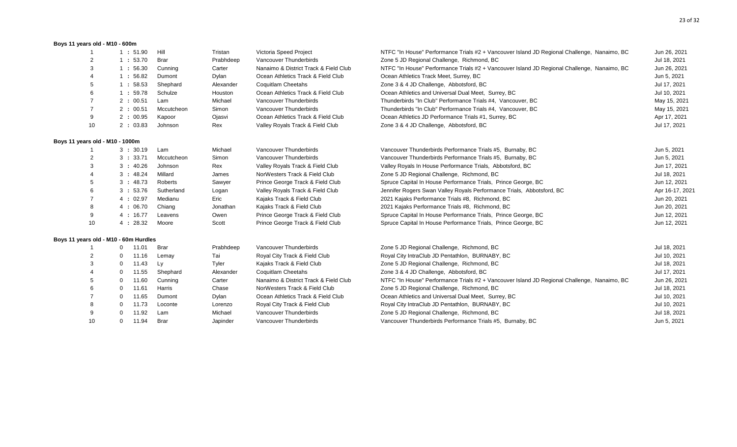**Boys 11 years old - M10 - 600m**

| | | | | | | |
|---|---|---|---|---|---|---|
| 1 | 1 : 51.90 | Hill | Tristan | Victoria Speed Project | NTFC "In House" Performance Trials #2 + Vancouver Island JD Regional Challenge, Nanaimo, BC | Jun 26, 2021 |
| 2 | 1 : 53.70 | Brar | Prabhdeep | Vancouver Thunderbirds | Zone 5 JD Regional Challenge, Richmond, BC | Jul 18, 2021 |
| 3 | 1 : 56.30 | Cunning | Carter | Nanaimo & District Track & Field Club | NTFC "In House" Performance Trials #2 + Vancouver Island JD Regional Challenge, Nanaimo, BC | Jun 26, 2021 |
| 4 | 1 : 56.82 | Dumont | Dylan | Ocean Athletics Track & Field Club | Ocean Athletics Track Meet, Surrey, BC | Jun 5, 2021 |
| 5 | 1 : 58.53 | Shephard | Alexander | Coquitlam Cheetahs | Zone 3 & 4 JD Challenge, Abbotsford, BC | Jul 17, 2021 |
| 6 | 1 : 59.78 | Schulze | Houston | Ocean Athletics Track & Field Club | Ocean Athletics and Universal Dual Meet, Surrey, BC | Jul 10, 2021 |
| 7 | 2 : 00.51 | Lam | Michael | Vancouver Thunderbirds | Thunderbirds "In Club" Performance Trials #4, Vancouver, BC | May 15, 2021 |
| 7 | 2 : 00.51 | Mccutcheon | Simon | Vancouver Thunderbirds | Thunderbirds "In Club" Performance Trials #4, Vancouver, BC | May 15, 2021 |
| 9 | 2 : 00.95 | Kapoor | Ojasvi | Ocean Athletics Track & Field Club | Ocean Athletics JD Performance Trials #1, Surrey, BC | Apr 17, 2021 |
| 10 | 2 : 03.83 | Johnson | Rex | Valley Royals Track & Field Club | Zone 3 & 4 JD Challenge, Abbotsford, BC | Jul 17, 2021 |

**Boys 11 years old - M10 - 1000m**

| | | | | | | |
|---|---|---|---|---|---|---|
| 1 | 3 : 30.19 | Lam | Michael | Vancouver Thunderbirds | Vancouver Thunderbirds Performance Trials #5, Burnaby, BC | Jun 5, 2021 |
| 2 | 3 : 33.71 | Mccutcheon | Simon | Vancouver Thunderbirds | Vancouver Thunderbirds Performance Trials #5, Burnaby, BC | Jun 5, 2021 |
| 3 | 3 : 40.26 | Johnson | Rex | Valley Royals Track & Field Club | Valley Royals In House Performance Trials, Abbotsford, BC | Jun 17, 2021 |
| 4 | 3 : 48.24 | Millard | James | NorWesters Track & Field Club | Zone 5 JD Regional Challenge, Richmond, BC | Jul 18, 2021 |
| 5 | 3 : 48.73 | Roberts | Sawyer | Prince George Track & Field Club | Spruce Capital In House Performance Trials, Prince George, BC | Jun 12, 2021 |
| 6 | 3 : 53.76 | Sutherland | Logan | Valley Royals Track & Field Club | Jennifer Rogers Swan Valley Royals Performance Trials, Abbotsford, BC | Apr 16-17, 2021 |
| 7 | 4 : 02.97 | Medianu | Eric | Kajaks Track & Field Club | 2021 Kajaks Performance Trials #8, Richmond, BC | Jun 20, 2021 |
| 8 | 4 : 06.70 | Chiang | Jonathan | Kajaks Track & Field Club | 2021 Kajaks Performance Trials #8, Richmond, BC | Jun 20, 2021 |
| 9 | 4 : 16.77 | Leavens | Owen | Prince George Track & Field Club | Spruce Capital In House Performance Trials, Prince George, BC | Jun 12, 2021 |
| 10 | 4 : 28.32 | Moore | Scott | Prince George Track & Field Club | Spruce Capital In House Performance Trials, Prince George, BC | Jun 12, 2021 |

**Boys 11 years old - M10 - 60m Hurdles**

| | | | | | | |
|---|---|---|---|---|---|---|
| 1 | 0 11.01 | Brar | Prabhdeep | Vancouver Thunderbirds | Zone 5 JD Regional Challenge, Richmond, BC | Jul 18, 2021 |
| 2 | 0 11.16 | Lemay | Tai | Royal City Track & Field Club | Royal City IntraClub JD Pentathlon, BURNABY, BC | Jul 10, 2021 |
| 3 | 0 11.43 | Ly | Tyler | Kajaks Track & Field Club | Zone 5 JD Regional Challenge, Richmond, BC | Jul 18, 2021 |
| 4 | 0 11.55 | Shephard | Alexander | Coquitlam Cheetahs | Zone 3 & 4 JD Challenge, Abbotsford, BC | Jul 17, 2021 |
| 5 | 0 11.60 | Cunning | Carter | Nanaimo & District Track & Field Club | NTFC "In House" Performance Trials #2 + Vancouver Island JD Regional Challenge, Nanaimo, BC | Jun 26, 2021 |
| 6 | 0 11.61 | Harris | Chase | NorWesters Track & Field Club | Zone 5 JD Regional Challenge, Richmond, BC | Jul 18, 2021 |
| 7 | 0 11.65 | Dumont | Dylan | Ocean Athletics Track & Field Club | Ocean Athletics and Universal Dual Meet, Surrey, BC | Jul 10, 2021 |
| 8 | 0 11.73 | Loconte | Lorenzo | Royal City Track & Field Club | Royal City IntraClub JD Pentathlon, BURNABY, BC | Jul 10, 2021 |
| 9 | 0 11.92 | Lam | Michael | Vancouver Thunderbirds | Zone 5 JD Regional Challenge, Richmond, BC | Jul 18, 2021 |
| 10 | 0 11.94 | Brar | Japinder | Vancouver Thunderbirds | Vancouver Thunderbirds Performance Trials #5, Burnaby, BC | Jun 5, 2021 |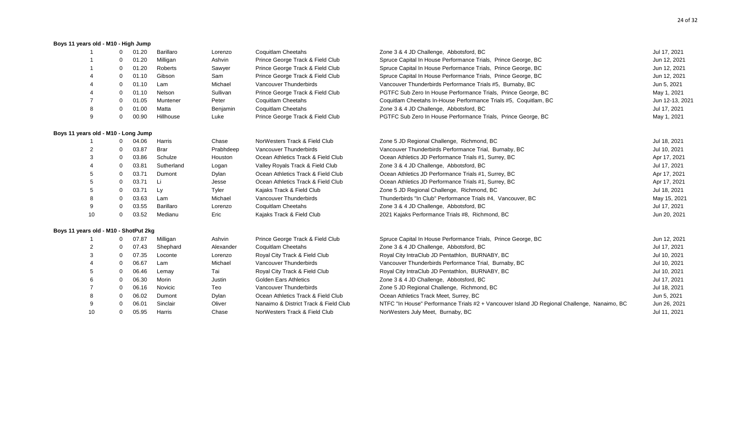**Boys 11 years old - M10 - High Jump**

| | | | | | | | |
|---|---|---|---|---|---|---|---|
| 1 | 0 | 01.20 | Barillaro | Lorenzo | Coquitlam Cheetahs | Zone 3 & 4 JD Challenge, Abbotsford, BC | Jul 17, 2021 |
| 1 | 0 | 01.20 | Milligan | Ashvin | Prince George Track & Field Club | Spruce Capital In House Performance Trials, Prince George, BC | Jun 12, 2021 |
| 1 | 0 | 01.20 | Roberts | Sawyer | Prince George Track & Field Club | Spruce Capital In House Performance Trials, Prince George, BC | Jun 12, 2021 |
| 4 | 0 | 01.10 | Gibson | Sam | Prince George Track & Field Club | Spruce Capital In House Performance Trials, Prince George, BC | Jun 12, 2021 |
| 4 | 0 | 01.10 | Lam | Michael | Vancouver Thunderbirds | Vancouver Thunderbirds Performance Trials #5, Burnaby, BC | Jun 5, 2021 |
| 4 | 0 | 01.10 | Nelson | Sullivan | Prince George Track & Field Club | PGTFC Sub Zero In House Performance Trials, Prince George, BC | May 1, 2021 |
| 7 | 0 | 01.05 | Muntener | Peter | Coquitlam Cheetahs | Coquitlam Cheetahs In-House Performance Trials #5, Coquitlam, BC | Jun 12-13, 2021 |
| 8 | 0 | 01.00 | Matta | Benjamin | Coquitlam Cheetahs | Zone 3 & 4 JD Challenge, Abbotsford, BC | Jul 17, 2021 |
| 9 | 0 | 00.90 | Hillhouse | Luke | Prince George Track & Field Club | PGTFC Sub Zero In House Performance Trials, Prince George, BC | May 1, 2021 |

**Boys 11 years old - M10 - Long Jump**

| | | | | | | | |
|---|---|---|---|---|---|---|---|
| 1 | 0 | 04.06 | Harris | Chase | NorWesters Track & Field Club | Zone 5 JD Regional Challenge, Richmond, BC | Jul 18, 2021 |
| 2 | 0 | 03.87 | Brar | Prabhdeep | Vancouver Thunderbirds | Vancouver Thunderbirds Performance Trial, Burnaby, BC | Jul 10, 2021 |
| 3 | 0 | 03.86 | Schulze | Houston | Ocean Athletics Track & Field Club | Ocean Athletics JD Performance Trials #1, Surrey, BC | Apr 17, 2021 |
| 4 | 0 | 03.81 | Sutherland | Logan | Valley Royals Track & Field Club | Zone 3 & 4 JD Challenge, Abbotsford, BC | Jul 17, 2021 |
| 5 | 0 | 03.71 | Dumont | Dylan | Ocean Athletics Track & Field Club | Ocean Athletics JD Performance Trials #1, Surrey, BC | Apr 17, 2021 |
| 5 | 0 | 03.71 | Li | Jesse | Ocean Athletics Track & Field Club | Ocean Athletics JD Performance Trials #1, Surrey, BC | Apr 17, 2021 |
| 5 | 0 | 03.71 | Ly | Tyler | Kajaks Track & Field Club | Zone 5 JD Regional Challenge, Richmond, BC | Jul 18, 2021 |
| 8 | 0 | 03.63 | Lam | Michael | Vancouver Thunderbirds | Thunderbirds "In Club" Performance Trials #4, Vancouver, BC | May 15, 2021 |
| 9 | 0 | 03.55 | Barillaro | Lorenzo | Coquitlam Cheetahs | Zone 3 & 4 JD Challenge, Abbotsford, BC | Jul 17, 2021 |
| 10 | 0 | 03.52 | Medianu | Eric | Kajaks Track & Field Club | 2021 Kajaks Performance Trials #8, Richmond, BC | Jun 20, 2021 |

**Boys 11 years old - M10 - ShotPut 2kg**

| | | | | | | | |
|---|---|---|---|---|---|---|---|
| 1 | 0 | 07.87 | Milligan | Ashvin | Prince George Track & Field Club | Spruce Capital In House Performance Trials, Prince George, BC | Jun 12, 2021 |
| 2 | 0 | 07.43 | Shephard | Alexander | Coquitlam Cheetahs | Zone 3 & 4 JD Challenge, Abbotsford, BC | Jul 17, 2021 |
| 3 | 0 | 07.35 | Loconte | Lorenzo | Royal City Track & Field Club | Royal City IntraClub JD Pentathlon, BURNABY, BC | Jul 10, 2021 |
| 4 | 0 | 06.67 | Lam | Michael | Vancouver Thunderbirds | Vancouver Thunderbirds Performance Trial, Burnaby, BC | Jul 10, 2021 |
| 5 | 0 | 06.46 | Lemay | Tai | Royal City Track & Field Club | Royal City IntraClub JD Pentathlon, BURNABY, BC | Jul 10, 2021 |
| 6 | 0 | 06.30 | Morin | Justin | Golden Ears Athletics | Zone 3 & 4 JD Challenge, Abbotsford, BC | Jul 17, 2021 |
| 7 | 0 | 06.16 | Novicic | Teo | Vancouver Thunderbirds | Zone 5 JD Regional Challenge, Richmond, BC | Jul 18, 2021 |
| 8 | 0 | 06.02 | Dumont | Dylan | Ocean Athletics Track & Field Club | Ocean Athletics Track Meet, Surrey, BC | Jun 5, 2021 |
| 9 | 0 | 06.01 | Sinclair | Oliver | Nanaimo & District Track & Field Club | NTFC "In House" Performance Trials #2 + Vancouver Island JD Regional Challenge, Nanaimo, BC | Jun 26, 2021 |
| 10 | 0 | 05.95 | Harris | Chase | NorWesters Track & Field Club | NorWesters July Meet, Burnaby, BC | Jul 11, 2021 |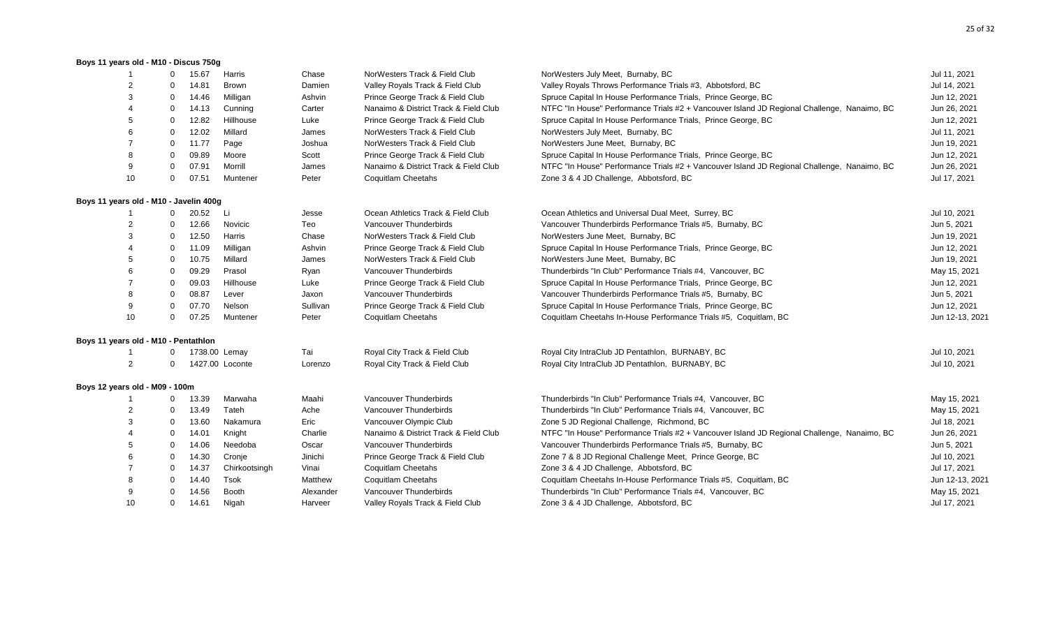**Boys 11 years old - M10 - Discus 750g**

| | | | | | | | |
|---|---|---|---|---|---|---|---|
| 1 | 0 | 15.67 | Harris | Chase | NorWesters Track & Field Club | NorWesters July Meet, Burnaby, BC | Jul 11, 2021 |
| 2 | 0 | 14.81 | Brown | Damien | Valley Royals Track & Field Club | Valley Royals Throws Performance Trials #3, Abbotsford, BC | Jul 14, 2021 |
| 3 | 0 | 14.46 | Milligan | Ashvin | Prince George Track & Field Club | Spruce Capital In House Performance Trials, Prince George, BC | Jun 12, 2021 |
| 4 | 0 | 14.13 | Cunning | Carter | Nanaimo & District Track & Field Club | NTFC "In House" Performance Trials #2 + Vancouver Island JD Regional Challenge, Nanaimo, BC | Jun 26, 2021 |
| 5 | 0 | 12.82 | Hillhouse | Luke | Prince George Track & Field Club | Spruce Capital In House Performance Trials, Prince George, BC | Jun 12, 2021 |
| 6 | 0 | 12.02 | Millard | James | NorWesters Track & Field Club | NorWesters July Meet, Burnaby, BC | Jul 11, 2021 |
| 7 | 0 | 11.77 | Page | Joshua | NorWesters Track & Field Club | NorWesters June Meet, Burnaby, BC | Jun 19, 2021 |
| 8 | 0 | 09.89 | Moore | Scott | Prince George Track & Field Club | Spruce Capital In House Performance Trials, Prince George, BC | Jun 12, 2021 |
| 9 | 0 | 07.91 | Morrill | James | Nanaimo & District Track & Field Club | NTFC "In House" Performance Trials #2 + Vancouver Island JD Regional Challenge, Nanaimo, BC | Jun 26, 2021 |
| 10 | 0 | 07.51 | Muntener | Peter | Coquitlam Cheetahs | Zone 3 & 4 JD Challenge, Abbotsford, BC | Jul 17, 2021 |

**Boys 11 years old - M10 - Javelin 400g**

| | | | | | | | |
|---|---|---|---|---|---|---|---|
| 1 | 0 | 20.52 | Li | Jesse | Ocean Athletics Track & Field Club | Ocean Athletics and Universal Dual Meet, Surrey, BC | Jul 10, 2021 |
| 2 | 0 | 12.66 | Novicic | Teo | Vancouver Thunderbirds | Vancouver Thunderbirds Performance Trials #5, Burnaby, BC | Jun 5, 2021 |
| 3 | 0 | 12.50 | Harris | Chase | NorWesters Track & Field Club | NorWesters June Meet, Burnaby, BC | Jun 19, 2021 |
| 4 | 0 | 11.09 | Milligan | Ashvin | Prince George Track & Field Club | Spruce Capital In House Performance Trials, Prince George, BC | Jun 12, 2021 |
| 5 | 0 | 10.75 | Millard | James | NorWesters Track & Field Club | NorWesters June Meet, Burnaby, BC | Jun 19, 2021 |
| 6 | 0 | 09.29 | Prasol | Ryan | Vancouver Thunderbirds | Thunderbirds "In Club" Performance Trials #4, Vancouver, BC | May 15, 2021 |
| 7 | 0 | 09.03 | Hillhouse | Luke | Prince George Track & Field Club | Spruce Capital In House Performance Trials, Prince George, BC | Jun 12, 2021 |
| 8 | 0 | 08.87 | Lever | Jaxon | Vancouver Thunderbirds | Vancouver Thunderbirds Performance Trials #5, Burnaby, BC | Jun 5, 2021 |
| 9 | 0 | 07.70 | Nelson | Sullivan | Prince George Track & Field Club | Spruce Capital In House Performance Trials, Prince George, BC | Jun 12, 2021 |
| 10 | 0 | 07.25 | Muntener | Peter | Coquitlam Cheetahs | Coquitlam Cheetahs In-House Performance Trials #5, Coquitlam, BC | Jun 12-13, 2021 |

**Boys 11 years old - M10 - Pentathlon**

| | | | | | | | |
|---|---|---|---|---|---|---|---|
| 1 | 0 | 1738.00 | Lemay | Tai | Royal City Track & Field Club | Royal City IntraClub JD Pentathlon, BURNABY, BC | Jul 10, 2021 |
| 2 | 0 | 1427.00 | Loconte | Lorenzo | Royal City Track & Field Club | Royal City IntraClub JD Pentathlon, BURNABY, BC | Jul 10, 2021 |

**Boys 12 years old - M09 - 100m**

| | | | | | | | |
|---|---|---|---|---|---|---|---|
| 1 | 0 | 13.39 | Marwaha | Maahi | Vancouver Thunderbirds | Thunderbirds "In Club" Performance Trials #4, Vancouver, BC | May 15, 2021 |
| 2 | 0 | 13.49 | Tateh | Ache | Vancouver Thunderbirds | Thunderbirds "In Club" Performance Trials #4, Vancouver, BC | May 15, 2021 |
| 3 | 0 | 13.60 | Nakamura | Eric | Vancouver Olympic Club | Zone 5 JD Regional Challenge, Richmond, BC | Jul 18, 2021 |
| 4 | 0 | 14.01 | Knight | Charlie | Nanaimo & District Track & Field Club | NTFC "In House" Performance Trials #2 + Vancouver Island JD Regional Challenge, Nanaimo, BC | Jun 26, 2021 |
| 5 | 0 | 14.06 | Needoba | Oscar | Vancouver Thunderbirds | Vancouver Thunderbirds Performance Trials #5, Burnaby, BC | Jun 5, 2021 |
| 6 | 0 | 14.30 | Cronje | Jinichi | Prince George Track & Field Club | Zone 7 & 8 JD Regional Challenge Meet, Prince George, BC | Jul 10, 2021 |
| 7 | 0 | 14.37 | Chirkootsingh | Vinai | Coquitlam Cheetahs | Zone 3 & 4 JD Challenge, Abbotsford, BC | Jul 17, 2021 |
| 8 | 0 | 14.40 | Tsok | Matthew | Coquitlam Cheetahs | Coquitlam Cheetahs In-House Performance Trials #5, Coquitlam, BC | Jun 12-13, 2021 |
| 9 | 0 | 14.56 | Booth | Alexander | Vancouver Thunderbirds | Thunderbirds "In Club" Performance Trials #4, Vancouver, BC | May 15, 2021 |
| 10 | 0 | 14.61 | Nigah | Harveer | Valley Royals Track & Field Club | Zone 3 & 4 JD Challenge, Abbotsford, BC | Jul 17, 2021 |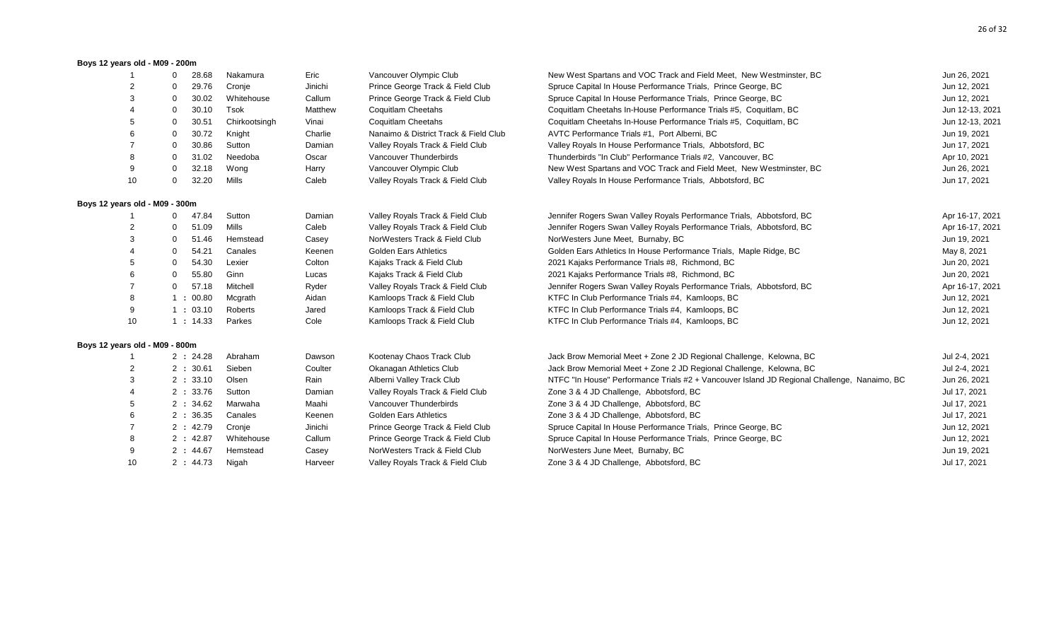**Boys 12 years old - M09 - 200m**

| | | | | | | | |
|---|---|---|---|---|---|---|---|
| 1 | 0 | 28.68 | Nakamura | Eric | Vancouver Olympic Club | New West Spartans and VOC Track and Field Meet, New Westminster, BC | Jun 26, 2021 |
| 2 | 0 | 29.76 | Cronje | Jinichi | Prince George Track & Field Club | Spruce Capital In House Performance Trials, Prince George, BC | Jun 12, 2021 |
| 3 | 0 | 30.02 | Whitehouse | Callum | Prince George Track & Field Club | Spruce Capital In House Performance Trials, Prince George, BC | Jun 12, 2021 |
| 4 | 0 | 30.10 | Tsok | Matthew | Coquitlam Cheetahs | Coquitlam Cheetahs In-House Performance Trials #5, Coquitlam, BC | Jun 12-13, 2021 |
| 5 | 0 | 30.51 | Chirkootsingh | Vinai | Coquitlam Cheetahs | Coquitlam Cheetahs In-House Performance Trials #5, Coquitlam, BC | Jun 12-13, 2021 |
| 6 | 0 | 30.72 | Knight | Charlie | Nanaimo & District Track & Field Club | AVTC Performance Trials #1, Port Alberni, BC | Jun 19, 2021 |
| 7 | 0 | 30.86 | Sutton | Damian | Valley Royals Track & Field Club | Valley Royals In House Performance Trials, Abbotsford, BC | Jun 17, 2021 |
| 8 | 0 | 31.02 | Needoba | Oscar | Vancouver Thunderbirds | Thunderbirds "In Club" Performance Trials #2, Vancouver, BC | Apr 10, 2021 |
| 9 | 0 | 32.18 | Wong | Harry | Vancouver Olympic Club | New West Spartans and VOC Track and Field Meet, New Westminster, BC | Jun 26, 2021 |
| 10 | 0 | 32.20 | Mills | Caleb | Valley Royals Track & Field Club | Valley Royals In House Performance Trials, Abbotsford, BC | Jun 17, 2021 |

**Boys 12 years old - M09 - 300m**

| | | | | | | | |
|---|---|---|---|---|---|---|---|
| 1 | 0 | 47.84 | Sutton | Damian | Valley Royals Track & Field Club | Jennifer Rogers Swan Valley Royals Performance Trials, Abbotsford, BC | Apr 16-17, 2021 |
| 2 | 0 | 51.09 | Mills | Caleb | Valley Royals Track & Field Club | Jennifer Rogers Swan Valley Royals Performance Trials, Abbotsford, BC | Apr 16-17, 2021 |
| 3 | 0 | 51.46 | Hemstead | Casey | NorWesters Track & Field Club | NorWesters June Meet, Burnaby, BC | Jun 19, 2021 |
| 4 | 0 | 54.21 | Canales | Keenen | Golden Ears Athletics | Golden Ears Athletics In House Performance Trials, Maple Ridge, BC | May 8, 2021 |
| 5 | 0 | 54.30 | Lexier | Colton | Kajaks Track & Field Club | 2021 Kajaks Performance Trials #8, Richmond, BC | Jun 20, 2021 |
| 6 | 0 | 55.80 | Ginn | Lucas | Kajaks Track & Field Club | 2021 Kajaks Performance Trials #8, Richmond, BC | Jun 20, 2021 |
| 7 | 0 | 57.18 | Mitchell | Ryder | Valley Royals Track & Field Club | Jennifer Rogers Swan Valley Royals Performance Trials, Abbotsford, BC | Apr 16-17, 2021 |
| 8 | 1 : | 00.80 | Mcgrath | Aidan | Kamloops Track & Field Club | KTFC In Club Performance Trials #4, Kamloops, BC | Jun 12, 2021 |
| 9 | 1 : | 03.10 | Roberts | Jared | Kamloops Track & Field Club | KTFC In Club Performance Trials #4, Kamloops, BC | Jun 12, 2021 |
| 10 | 1 : | 14.33 | Parkes | Cole | Kamloops Track & Field Club | KTFC In Club Performance Trials #4, Kamloops, BC | Jun 12, 2021 |

**Boys 12 years old - M09 - 800m**

| | | | | | | | |
|---|---|---|---|---|---|---|---|
| 1 | 2 : | 24.28 | Abraham | Dawson | Kootenay Chaos Track Club | Jack Brow Memorial Meet + Zone 2 JD Regional Challenge, Kelowna, BC | Jul 2-4, 2021 |
| 2 | 2 : | 30.61 | Sieben | Coulter | Okanagan Athletics Club | Jack Brow Memorial Meet + Zone 2 JD Regional Challenge, Kelowna, BC | Jul 2-4, 2021 |
| 3 | 2 : | 33.10 | Olsen | Rain | Alberni Valley Track Club | NTFC "In House" Performance Trials #2 + Vancouver Island JD Regional Challenge, Nanaimo, BC | Jun 26, 2021 |
| 4 | 2 : | 33.76 | Sutton | Damian | Valley Royals Track & Field Club | Zone 3 & 4 JD Challenge, Abbotsford, BC | Jul 17, 2021 |
| 5 | 2 : | 34.62 | Marwaha | Maahi | Vancouver Thunderbirds | Zone 3 & 4 JD Challenge, Abbotsford, BC | Jul 17, 2021 |
| 6 | 2 : | 36.35 | Canales | Keenen | Golden Ears Athletics | Zone 3 & 4 JD Challenge, Abbotsford, BC | Jul 17, 2021 |
| 7 | 2 : | 42.79 | Cronje | Jinichi | Prince George Track & Field Club | Spruce Capital In House Performance Trials, Prince George, BC | Jun 12, 2021 |
| 8 | 2 : | 42.87 | Whitehouse | Callum | Prince George Track & Field Club | Spruce Capital In House Performance Trials, Prince George, BC | Jun 12, 2021 |
| 9 | 2 : | 44.67 | Hemstead | Casey | NorWesters Track & Field Club | NorWesters June Meet, Burnaby, BC | Jun 19, 2021 |
| 10 | 2 : | 44.73 | Nigah | Harveer | Valley Royals Track & Field Club | Zone 3 & 4 JD Challenge, Abbotsford, BC | Jul 17, 2021 |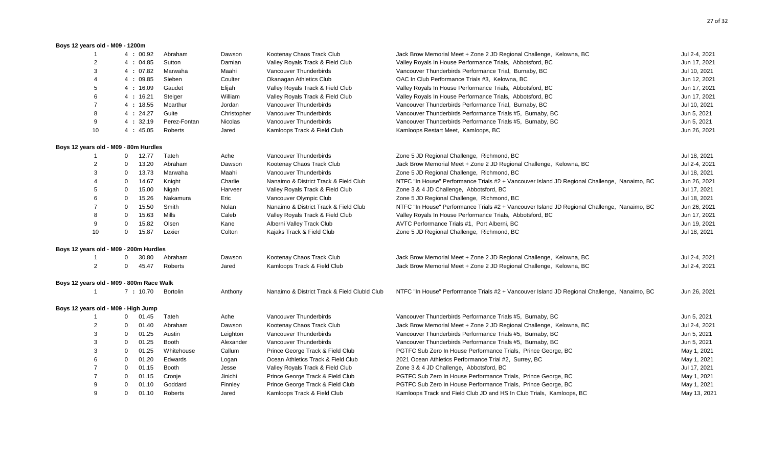**Boys 12 years old - M09 - 1200m**

| Rank | Result | Last Name | First Name | Club | Meet | Date |
|---|---|---|---|---|---|---|
| 1 | 4 : 00.92 | Abraham | Dawson | Kootenay Chaos Track Club | Jack Brow Memorial Meet + Zone 2 JD Regional Challenge, Kelowna, BC | Jul 2-4, 2021 |
| 2 | 4 : 04.85 | Sutton | Damian | Valley Royals Track & Field Club | Valley Royals In House Performance Trials, Abbotsford, BC | Jun 17, 2021 |
| 3 | 4 : 07.82 | Marwaha | Maahi | Vancouver Thunderbirds | Vancouver Thunderbirds Performance Trial, Burnaby, BC | Jul 10, 2021 |
| 4 | 4 : 09.85 | Sieben | Coulter | Okanagan Athletics Club | OAC In Club Performance Trials #3, Kelowna, BC | Jun 12, 2021 |
| 5 | 4 : 16.09 | Gaudet | Elijah | Valley Royals Track & Field Club | Valley Royals In House Performance Trials, Abbotsford, BC | Jun 17, 2021 |
| 6 | 4 : 16.21 | Steiger | William | Valley Royals Track & Field Club | Valley Royals In House Performance Trials, Abbotsford, BC | Jun 17, 2021 |
| 7 | 4 : 18.55 | Mcarthur | Jordan | Vancouver Thunderbirds | Vancouver Thunderbirds Performance Trial, Burnaby, BC | Jul 10, 2021 |
| 8 | 4 : 24.27 | Guite | Christopher | Vancouver Thunderbirds | Vancouver Thunderbirds Performance Trials #5, Burnaby, BC | Jun 5, 2021 |
| 9 | 4 : 32.19 | Perez-Fontan | Nicolas | Vancouver Thunderbirds | Vancouver Thunderbirds Performance Trials #5, Burnaby, BC | Jun 5, 2021 |
| 10 | 4 : 45.05 | Roberts | Jared | Kamloops Track & Field Club | Kamloops Restart Meet, Kamloops, BC | Jun 26, 2021 |

**Boys 12 years old - M09 - 80m Hurdles**

| Rank | Result | Last Name | First Name | Club | Meet | Date |
|---|---|---|---|---|---|---|
| 1 | 0 12.77 | Tateh | Ache | Vancouver Thunderbirds | Zone 5 JD Regional Challenge, Richmond, BC | Jul 18, 2021 |
| 2 | 0 13.20 | Abraham | Dawson | Kootenay Chaos Track Club | Jack Brow Memorial Meet + Zone 2 JD Regional Challenge, Kelowna, BC | Jul 2-4, 2021 |
| 3 | 0 13.73 | Marwaha | Maahi | Vancouver Thunderbirds | Zone 5 JD Regional Challenge, Richmond, BC | Jul 18, 2021 |
| 4 | 0 14.67 | Knight | Charlie | Nanaimo & District Track & Field Club | NTFC "In House" Performance Trials #2 + Vancouver Island JD Regional Challenge, Nanaimo, BC | Jun 26, 2021 |
| 5 | 0 15.00 | Nigah | Harveer | Valley Royals Track & Field Club | Zone 3 & 4 JD Challenge, Abbotsford, BC | Jul 17, 2021 |
| 6 | 0 15.26 | Nakamura | Eric | Vancouver Olympic Club | Zone 5 JD Regional Challenge, Richmond, BC | Jul 18, 2021 |
| 7 | 0 15.50 | Smith | Nolan | Nanaimo & District Track & Field Club | NTFC "In House" Performance Trials #2 + Vancouver Island JD Regional Challenge, Nanaimo, BC | Jun 26, 2021 |
| 8 | 0 15.63 | Mills | Caleb | Valley Royals Track & Field Club | Valley Royals In House Performance Trials, Abbotsford, BC | Jun 17, 2021 |
| 9 | 0 15.82 | Olsen | Kane | Alberni Valley Track Club | AVTC Performance Trials #1, Port Alberni, BC | Jun 19, 2021 |
| 10 | 0 15.87 | Lexier | Colton | Kajaks Track & Field Club | Zone 5 JD Regional Challenge, Richmond, BC | Jul 18, 2021 |

**Boys 12 years old - M09 - 200m Hurdles**

| Rank | Result | Last Name | First Name | Club | Meet | Date |
|---|---|---|---|---|---|---|
| 1 | 0 30.80 | Abraham | Dawson | Kootenay Chaos Track Club | Jack Brow Memorial Meet + Zone 2 JD Regional Challenge, Kelowna, BC | Jul 2-4, 2021 |
| 2 | 0 45.47 | Roberts | Jared | Kamloops Track & Field Club | Jack Brow Memorial Meet + Zone 2 JD Regional Challenge, Kelowna, BC | Jul 2-4, 2021 |

**Boys 12 years old - M09 - 800m Race Walk**

| Rank | Result | Last Name | First Name | Club | Meet | Date |
|---|---|---|---|---|---|---|
| 1 | 7 : 10.70 | Bortolin | Anthony | Nanaimo & District Track & Field Clubld Club | NTFC "In House" Performance Trials #2 + Vancouver Island JD Regional Challenge, Nanaimo, BC | Jun 26, 2021 |

**Boys 12 years old - M09 - High Jump**

| Rank | Result | Last Name | First Name | Club | Meet | Date |
|---|---|---|---|---|---|---|
| 1 | 0 01.45 | Tateh | Ache | Vancouver Thunderbirds | Vancouver Thunderbirds Performance Trials #5, Burnaby, BC | Jun 5, 2021 |
| 2 | 0 01.40 | Abraham | Dawson | Kootenay Chaos Track Club | Jack Brow Memorial Meet + Zone 2 JD Regional Challenge, Kelowna, BC | Jul 2-4, 2021 |
| 3 | 0 01.25 | Austin | Leighton | Vancouver Thunderbirds | Vancouver Thunderbirds Performance Trials #5, Burnaby, BC | Jun 5, 2021 |
| 3 | 0 01.25 | Booth | Alexander | Vancouver Thunderbirds | Vancouver Thunderbirds Performance Trials #5, Burnaby, BC | Jun 5, 2021 |
| 3 | 0 01.25 | Whitehouse | Callum | Prince George Track & Field Club | PGTFC Sub Zero In House Performance Trials, Prince George, BC | May 1, 2021 |
| 6 | 0 01.20 | Edwards | Logan | Ocean Athletics Track & Field Club | 2021 Ocean Athletics Performance Trial #2, Surrey, BC | May 1, 2021 |
| 7 | 0 01.15 | Booth | Jesse | Valley Royals Track & Field Club | Zone 3 & 4 JD Challenge, Abbotsford, BC | Jul 17, 2021 |
| 7 | 0 01.15 | Cronje | Jinichi | Prince George Track & Field Club | PGTFC Sub Zero In House Performance Trials, Prince George, BC | May 1, 2021 |
| 9 | 0 01.10 | Goddard | Finnley | Prince George Track & Field Club | PGTFC Sub Zero In House Performance Trials, Prince George, BC | May 1, 2021 |
| 9 | 0 01.10 | Roberts | Jared | Kamloops Track & Field Club | Kamloops Track and Field Club JD and HS In Club Trials, Kamloops, BC | May 13, 2021 |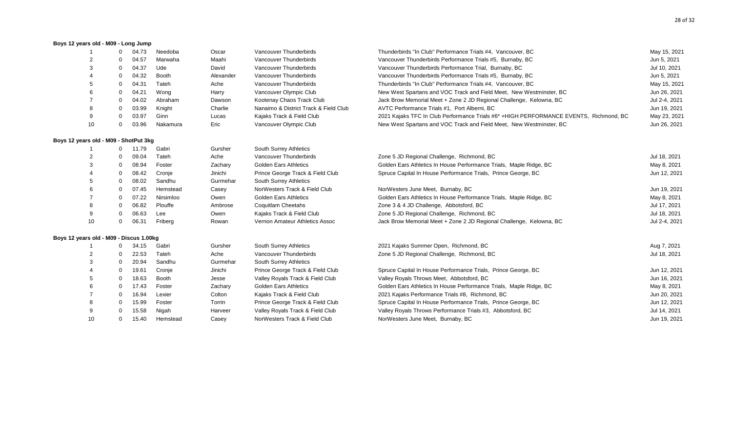### Boys 12 years old - M09 - Long Jump

| | | | | | | | |
|---|---|---|---|---|---|---|---|
| 1 | 0 | 04.73 | Needoba | Oscar | Vancouver Thunderbirds | Thunderbirds "In Club" Performance Trials #4, Vancouver, BC | May 15, 2021 |
| 2 | 0 | 04.57 | Marwaha | Maahi | Vancouver Thunderbirds | Vancouver Thunderbirds Performance Trials #5, Burnaby, BC | Jun 5, 2021 |
| 3 | 0 | 04.37 | Ude | David | Vancouver Thunderbirds | Vancouver Thunderbirds Performance Trial, Burnaby, BC | Jul 10, 2021 |
| 4 | 0 | 04.32 | Booth | Alexander | Vancouver Thunderbirds | Vancouver Thunderbirds Performance Trials #5, Burnaby, BC | Jun 5, 2021 |
| 5 | 0 | 04.31 | Tateh | Ache | Vancouver Thunderbirds | Thunderbirds "In Club" Performance Trials #4, Vancouver, BC | May 15, 2021 |
| 6 | 0 | 04.21 | Wong | Harry | Vancouver Olympic Club | New West Spartans and VOC Track and Field Meet, New Westminster, BC | Jun 26, 2021 |
| 7 | 0 | 04.02 | Abraham | Dawson | Kootenay Chaos Track Club | Jack Brow Memorial Meet + Zone 2 JD Regional Challenge, Kelowna, BC | Jul 2-4, 2021 |
| 8 | 0 | 03.99 | Knight | Charlie | Nanaimo & District Track & Field Club | AVTC Performance Trials #1, Port Alberni, BC | Jun 19, 2021 |
| 9 | 0 | 03.97 | Ginn | Lucas | Kajaks Track & Field Club | 2021 Kajaks TFC In Club Performance Trials #6* +HIGH PERFORMANCE EVENTS, Richmond, BC | May 23, 2021 |
| 10 | 0 | 03.96 | Nakamura | Eric | Vancouver Olympic Club | New West Spartans and VOC Track and Field Meet, New Westminster, BC | Jun 26, 2021 |

### Boys 12 years old - M09 - ShotPut 3kg

| | | | | | | | |
|---|---|---|---|---|---|---|---|
| 1 | 0 | 11.79 | Gabri | Gursher | South Surrey Athletics | | |
| 2 | 0 | 09.04 | Tateh | Ache | Vancouver Thunderbirds | Zone 5 JD Regional Challenge, Richmond, BC | Jul 18, 2021 |
| 3 | 0 | 08.94 | Foster | Zachary | Golden Ears Athletics | Golden Ears Athletics In House Performance Trials, Maple Ridge, BC | May 8, 2021 |
| 4 | 0 | 08.42 | Cronje | Jinichi | Prince George Track & Field Club | Spruce Capital In House Performance Trials, Prince George, BC | Jun 12, 2021 |
| 5 | 0 | 08.02 | Sandhu | Gurmehar | South Surrey Athletics | | |
| 6 | 0 | 07.45 | Hemstead | Casey | NorWesters Track & Field Club | NorWesters June Meet, Burnaby, BC | Jun 19, 2021 |
| 7 | 0 | 07.22 | Nirsimloo | Owen | Golden Ears Athletics | Golden Ears Athletics In House Performance Trials, Maple Ridge, BC | May 8, 2021 |
| 8 | 0 | 06.82 | Plouffe | Ambrose | Coquitlam Cheetahs | Zone 3 & 4 JD Challenge, Abbotsford, BC | Jul 17, 2021 |
| 9 | 0 | 06.63 | Lee | Owen | Kajaks Track & Field Club | Zone 5 JD Regional Challenge, Richmond, BC | Jul 18, 2021 |
| 10 | 0 | 06.31 | Friberg | Rowan | Vernon Amateur Athletics Assoc | Jack Brow Memorial Meet + Zone 2 JD Regional Challenge, Kelowna, BC | Jul 2-4, 2021 |

### Boys 12 years old - M09 - Discus 1.00kg

| | | | | | | | |
|---|---|---|---|---|---|---|---|
| 1 | 0 | 34.15 | Gabri | Gursher | South Surrey Athletics | 2021 Kajaks Summer Open, Richmond, BC | Aug 7, 2021 |
| 2 | 0 | 22.53 | Tateh | Ache | Vancouver Thunderbirds | Zone 5 JD Regional Challenge, Richmond, BC | Jul 18, 2021 |
| 3 | 0 | 20.94 | Sandhu | Gurmehar | South Surrey Athletics | | |
| 4 | 0 | 19.61 | Cronje | Jinichi | Prince George Track & Field Club | Spruce Capital In House Performance Trials, Prince George, BC | Jun 12, 2021 |
| 5 | 0 | 18.63 | Booth | Jesse | Valley Royals Track & Field Club | Valley Royals Throws Meet, Abbotsford, BC | Jun 16, 2021 |
| 6 | 0 | 17.43 | Foster | Zachary | Golden Ears Athletics | Golden Ears Athletics In House Performance Trials, Maple Ridge, BC | May 8, 2021 |
| 7 | 0 | 16.94 | Lexier | Colton | Kajaks Track & Field Club | 2021 Kajaks Performance Trials #8, Richmond, BC | Jun 20, 2021 |
| 8 | 0 | 15.99 | Foster | Torrin | Prince George Track & Field Club | Spruce Capital In House Performance Trials, Prince George, BC | Jun 12, 2021 |
| 9 | 0 | 15.58 | Nigah | Harveer | Valley Royals Track & Field Club | Valley Royals Throws Performance Trials #3, Abbotsford, BC | Jul 14, 2021 |
| 10 | 0 | 15.40 | Hemstead | Casey | NorWesters Track & Field Club | NorWesters June Meet, Burnaby, BC | Jun 19, 2021 |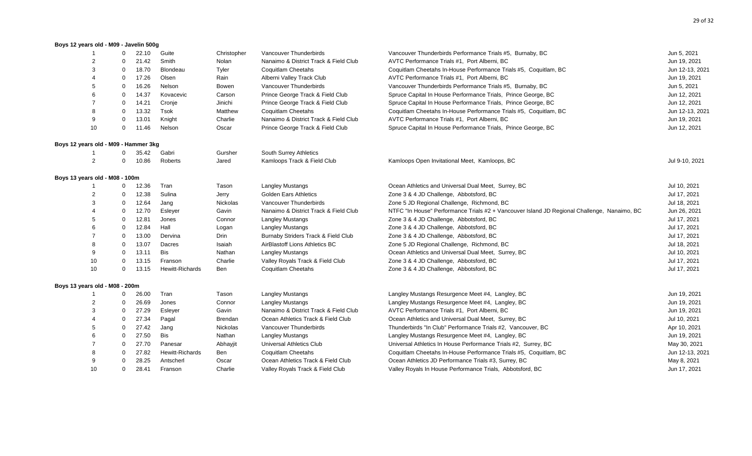### Boys 12 years old - M09 - Javelin 500g

| | | | | | | | |
|---|---|---|---|---|---|---|---|
| 1 | 0 | 22.10 | Guite | Christopher | Vancouver Thunderbirds | Vancouver Thunderbirds Performance Trials #5, Burnaby, BC | Jun 5, 2021 |
| 2 | 0 | 21.42 | Smith | Nolan | Nanaimo & District Track & Field Club | AVTC Performance Trials #1, Port Alberni, BC | Jun 19, 2021 |
| 3 | 0 | 18.70 | Blondeau | Tyler | Coquitlam Cheetahs | Coquitlam Cheetahs In-House Performance Trials #5, Coquitlam, BC | Jun 12-13, 2021 |
| 4 | 0 | 17.26 | Olsen | Rain | Alberni Valley Track Club | AVTC Performance Trials #1, Port Alberni, BC | Jun 19, 2021 |
| 5 | 0 | 16.26 | Nelson | Bowen | Vancouver Thunderbirds | Vancouver Thunderbirds Performance Trials #5, Burnaby, BC | Jun 5, 2021 |
| 6 | 0 | 14.37 | Kovacevic | Carson | Prince George Track & Field Club | Spruce Capital In House Performance Trials, Prince George, BC | Jun 12, 2021 |
| 7 | 0 | 14.21 | Cronje | Jinichi | Prince George Track & Field Club | Spruce Capital In House Performance Trials, Prince George, BC | Jun 12, 2021 |
| 8 | 0 | 13.32 | Tsok | Matthew | Coquitlam Cheetahs | Coquitlam Cheetahs In-House Performance Trials #5, Coquitlam, BC | Jun 12-13, 2021 |
| 9 | 0 | 13.01 | Knight | Charlie | Nanaimo & District Track & Field Club | AVTC Performance Trials #1, Port Alberni, BC | Jun 19, 2021 |
| 10 | 0 | 11.46 | Nelson | Oscar | Prince George Track & Field Club | Spruce Capital In House Performance Trials, Prince George, BC | Jun 12, 2021 |

### Boys 12 years old - M09 - Hammer 3kg

| | | | | | | | |
|---|---|---|---|---|---|---|---|
| 1 | 0 | 35.42 | Gabri | Gursher | South Surrey Athletics | | |
| 2 | 0 | 10.86 | Roberts | Jared | Kamloops Track & Field Club | Kamloops Open Invitational Meet, Kamloops, BC | Jul 9-10, 2021 |

### Boys 13 years old - M08 - 100m

| | | | | | | | |
|---|---|---|---|---|---|---|---|
| 1 | 0 | 12.36 | Tran | Tason | Langley Mustangs | Ocean Athletics and Universal Dual Meet, Surrey, BC | Jul 10, 2021 |
| 2 | 0 | 12.38 | Sulina | Jerry | Golden Ears Athletics | Zone 3 & 4 JD Challenge, Abbotsford, BC | Jul 17, 2021 |
| 3 | 0 | 12.64 | Jang | Nickolas | Vancouver Thunderbirds | Zone 5 JD Regional Challenge, Richmond, BC | Jul 18, 2021 |
| 4 | 0 | 12.70 | Esleyer | Gavin | Nanaimo & District Track & Field Club | NTFC "In House" Performance Trials #2 + Vancouver Island JD Regional Challenge, Nanaimo, BC | Jun 26, 2021 |
| 5 | 0 | 12.81 | Jones | Connor | Langley Mustangs | Zone 3 & 4 JD Challenge, Abbotsford, BC | Jul 17, 2021 |
| 6 | 0 | 12.84 | Hall | Logan | Langley Mustangs | Zone 3 & 4 JD Challenge, Abbotsford, BC | Jul 17, 2021 |
| 7 | 0 | 13.00 | Dervina | Drin | Burnaby Striders Track & Field Club | Zone 3 & 4 JD Challenge, Abbotsford, BC | Jul 17, 2021 |
| 8 | 0 | 13.07 | Dacres | Isaiah | AirBlastoff Lions Athletics BC | Zone 5 JD Regional Challenge, Richmond, BC | Jul 18, 2021 |
| 9 | 0 | 13.11 | Bis | Nathan | Langley Mustangs | Ocean Athletics and Universal Dual Meet, Surrey, BC | Jul 10, 2021 |
| 10 | 0 | 13.15 | Franson | Charlie | Valley Royals Track & Field Club | Zone 3 & 4 JD Challenge, Abbotsford, BC | Jul 17, 2021 |
| 10 | 0 | 13.15 | Hewitt-Richards | Ben | Coquitlam Cheetahs | Zone 3 & 4 JD Challenge, Abbotsford, BC | Jul 17, 2021 |

### Boys 13 years old - M08 - 200m

| | | | | | | | |
|---|---|---|---|---|---|---|---|
| 1 | 0 | 26.00 | Tran | Tason | Langley Mustangs | Langley Mustangs Resurgence Meet #4, Langley, BC | Jun 19, 2021 |
| 2 | 0 | 26.69 | Jones | Connor | Langley Mustangs | Langley Mustangs Resurgence Meet #4, Langley, BC | Jun 19, 2021 |
| 3 | 0 | 27.29 | Esleyer | Gavin | Nanaimo & District Track & Field Club | AVTC Performance Trials #1, Port Alberni, BC | Jun 19, 2021 |
| 4 | 0 | 27.34 | Pagal | Brendan | Ocean Athletics Track & Field Club | Ocean Athletics and Universal Dual Meet, Surrey, BC | Jul 10, 2021 |
| 5 | 0 | 27.42 | Jang | Nickolas | Vancouver Thunderbirds | Thunderbirds "In Club" Performance Trials #2, Vancouver, BC | Apr 10, 2021 |
| 6 | 0 | 27.50 | Bis | Nathan | Langley Mustangs | Langley Mustangs Resurgence Meet #4, Langley, BC | Jun 19, 2021 |
| 7 | 0 | 27.70 | Panesar | Abhayjit | Universal Athletics Club | Universal Athletics In House Performance Trials #2, Surrey, BC | May 30, 2021 |
| 8 | 0 | 27.82 | Hewitt-Richards | Ben | Coquitlam Cheetahs | Coquitlam Cheetahs In-House Performance Trials #5, Coquitlam, BC | Jun 12-13, 2021 |
| 9 | 0 | 28.25 | Antscherl | Oscar | Ocean Athletics Track & Field Club | Ocean Athletics JD Performance Trials #3, Surrey, BC | May 8, 2021 |
| 10 | 0 | 28.41 | Franson | Charlie | Valley Royals Track & Field Club | Valley Royals In House Performance Trials, Abbotsford, BC | Jun 17, 2021 |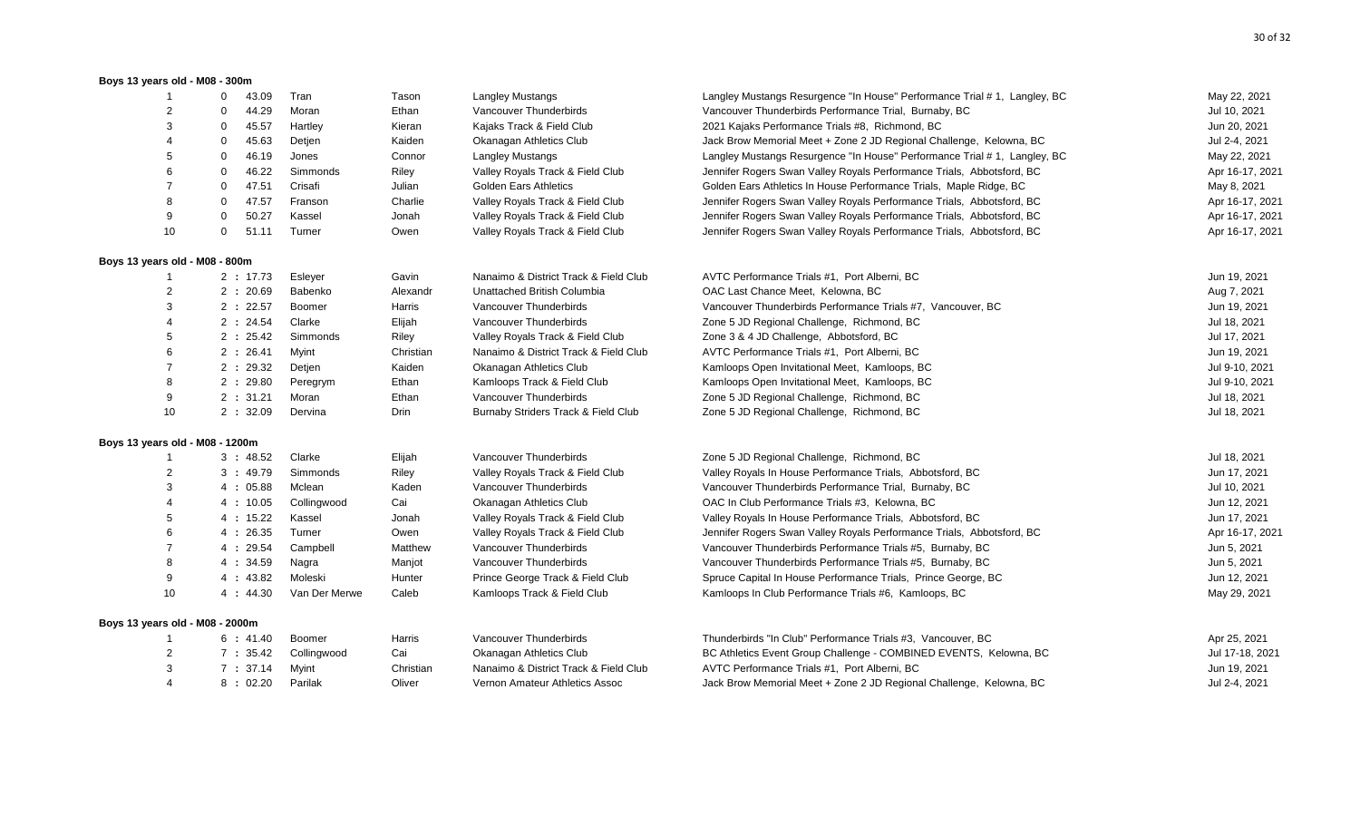**Boys 13 years old - M08 - 300m**

| | | | | | | |
|---|---|---|---|---|---|---|
| 1 | 0 43.09 | Tran | Tason | Langley Mustangs | Langley Mustangs Resurgence "In House" Performance Trial # 1, Langley, BC | May 22, 2021 |
| 2 | 0 44.29 | Moran | Ethan | Vancouver Thunderbirds | Vancouver Thunderbirds Performance Trial, Burnaby, BC | Jul 10, 2021 |
| 3 | 0 45.57 | Hartley | Kieran | Kajaks Track & Field Club | 2021 Kajaks Performance Trials #8, Richmond, BC | Jun 20, 2021 |
| 4 | 0 45.63 | Detjen | Kaiden | Okanagan Athletics Club | Jack Brow Memorial Meet + Zone 2 JD Regional Challenge, Kelowna, BC | Jul 2-4, 2021 |
| 5 | 0 46.19 | Jones | Connor | Langley Mustangs | Langley Mustangs Resurgence "In House" Performance Trial # 1, Langley, BC | May 22, 2021 |
| 6 | 0 46.22 | Simmonds | Riley | Valley Royals Track & Field Club | Jennifer Rogers Swan Valley Royals Performance Trials, Abbotsford, BC | Apr 16-17, 2021 |
| 7 | 0 47.51 | Crisafi | Julian | Golden Ears Athletics | Golden Ears Athletics In House Performance Trials, Maple Ridge, BC | May 8, 2021 |
| 8 | 0 47.57 | Franson | Charlie | Valley Royals Track & Field Club | Jennifer Rogers Swan Valley Royals Performance Trials, Abbotsford, BC | Apr 16-17, 2021 |
| 9 | 0 50.27 | Kassel | Jonah | Valley Royals Track & Field Club | Jennifer Rogers Swan Valley Royals Performance Trials, Abbotsford, BC | Apr 16-17, 2021 |
| 10 | 0 51.11 | Turner | Owen | Valley Royals Track & Field Club | Jennifer Rogers Swan Valley Royals Performance Trials, Abbotsford, BC | Apr 16-17, 2021 |

**Boys 13 years old - M08 - 800m**

| | | | | | | |
|---|---|---|---|---|---|---|
| 1 | 2 : 17.73 | Esleyer | Gavin | Nanaimo & District Track & Field Club | AVTC Performance Trials #1, Port Alberni, BC | Jun 19, 2021 |
| 2 | 2 : 20.69 | Babenko | Alexandr | Unattached British Columbia | OAC Last Chance Meet, Kelowna, BC | Aug 7, 2021 |
| 3 | 2 : 22.57 | Boomer | Harris | Vancouver Thunderbirds | Vancouver Thunderbirds Performance Trials #7, Vancouver, BC | Jun 19, 2021 |
| 4 | 2 : 24.54 | Clarke | Elijah | Vancouver Thunderbirds | Zone 5 JD Regional Challenge, Richmond, BC | Jul 18, 2021 |
| 5 | 2 : 25.42 | Simmonds | Riley | Valley Royals Track & Field Club | Zone 3 & 4 JD Challenge, Abbotsford, BC | Jul 17, 2021 |
| 6 | 2 : 26.41 | Myint | Christian | Nanaimo & District Track & Field Club | AVTC Performance Trials #1, Port Alberni, BC | Jun 19, 2021 |
| 7 | 2 : 29.32 | Detjen | Kaiden | Okanagan Athletics Club | Kamloops Open Invitational Meet, Kamloops, BC | Jul 9-10, 2021 |
| 8 | 2 : 29.80 | Peregrym | Ethan | Kamloops Track & Field Club | Kamloops Open Invitational Meet, Kamloops, BC | Jul 9-10, 2021 |
| 9 | 2 : 31.21 | Moran | Ethan | Vancouver Thunderbirds | Zone 5 JD Regional Challenge, Richmond, BC | Jul 18, 2021 |
| 10 | 2 : 32.09 | Dervina | Drin | Burnaby Striders Track & Field Club | Zone 5 JD Regional Challenge, Richmond, BC | Jul 18, 2021 |

**Boys 13 years old - M08 - 1200m**

| | | | | | | |
|---|---|---|---|---|---|---|
| 1 | 3 : 48.52 | Clarke | Elijah | Vancouver Thunderbirds | Zone 5 JD Regional Challenge, Richmond, BC | Jul 18, 2021 |
| 2 | 3 : 49.79 | Simmonds | Riley | Valley Royals Track & Field Club | Valley Royals In House Performance Trials, Abbotsford, BC | Jun 17, 2021 |
| 3 | 4 : 05.88 | Mclean | Kaden | Vancouver Thunderbirds | Vancouver Thunderbirds Performance Trial, Burnaby, BC | Jul 10, 2021 |
| 4 | 4 : 10.05 | Collingwood | Cai | Okanagan Athletics Club | OAC In Club Performance Trials #3, Kelowna, BC | Jun 12, 2021 |
| 5 | 4 : 15.22 | Kassel | Jonah | Valley Royals Track & Field Club | Valley Royals In House Performance Trials, Abbotsford, BC | Jun 17, 2021 |
| 6 | 4 : 26.35 | Turner | Owen | Valley Royals Track & Field Club | Jennifer Rogers Swan Valley Royals Performance Trials, Abbotsford, BC | Apr 16-17, 2021 |
| 7 | 4 : 29.54 | Campbell | Matthew | Vancouver Thunderbirds | Vancouver Thunderbirds Performance Trials #5, Burnaby, BC | Jun 5, 2021 |
| 8 | 4 : 34.59 | Nagra | Manjot | Vancouver Thunderbirds | Vancouver Thunderbirds Performance Trials #5, Burnaby, BC | Jun 5, 2021 |
| 9 | 4 : 43.82 | Moleski | Hunter | Prince George Track & Field Club | Spruce Capital In House Performance Trials, Prince George, BC | Jun 12, 2021 |
| 10 | 4 : 44.30 | Van Der Merwe | Caleb | Kamloops Track & Field Club | Kamloops In Club Performance Trials #6, Kamloops, BC | May 29, 2021 |

**Boys 13 years old - M08 - 2000m**

| | | | | | | |
|---|---|---|---|---|---|---|
| 1 | 6 : 41.40 | Boomer | Harris | Vancouver Thunderbirds | Thunderbirds "In Club" Performance Trials #3, Vancouver, BC | Apr 25, 2021 |
| 2 | 7 : 35.42 | Collingwood | Cai | Okanagan Athletics Club | BC Athletics Event Group Challenge - COMBINED EVENTS, Kelowna, BC | Jul 17-18, 2021 |
| 3 | 7 : 37.14 | Myint | Christian | Nanaimo & District Track & Field Club | AVTC Performance Trials #1, Port Alberni, BC | Jun 19, 2021 |
| 4 | 8 : 02.20 | Parilak | Oliver | Vernon Amateur Athletics Assoc | Jack Brow Memorial Meet + Zone 2 JD Regional Challenge, Kelowna, BC | Jul 2-4, 2021 |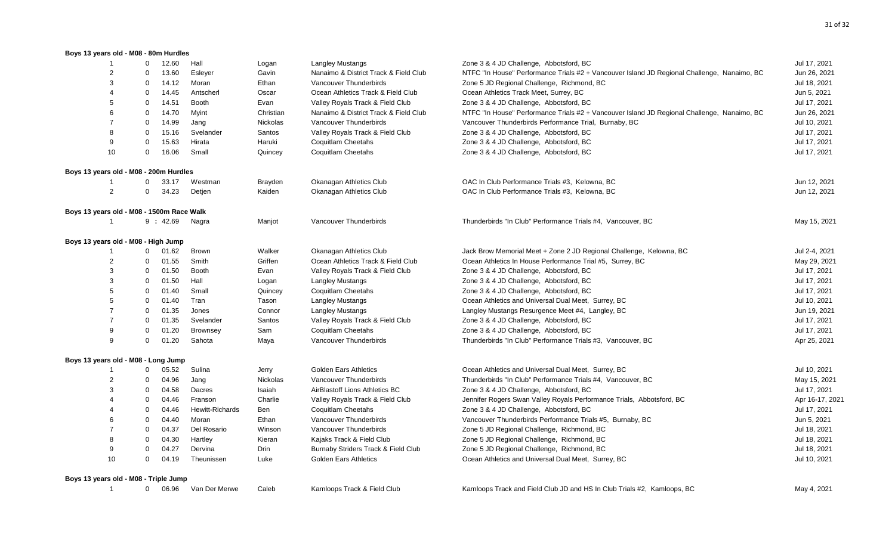### Boys 13 years old - M08 - 80m Hurdles

| Rank | Wind | Mark | Last Name | First Name | Club | Meet | Date |
|---|---|---|---|---|---|---|---|
| 1 | 0 | 12.60 | Hall | Logan | Langley Mustangs | Zone 3 & 4 JD Challenge, Abbotsford, BC | Jul 17, 2021 |
| 2 | 0 | 13.60 | Esleyer | Gavin | Nanaimo & District Track & Field Club | NTFC "In House" Performance Trials #2 + Vancouver Island JD Regional Challenge, Nanaimo, BC | Jun 26, 2021 |
| 3 | 0 | 14.12 | Moran | Ethan | Vancouver Thunderbirds | Zone 5 JD Regional Challenge, Richmond, BC | Jul 18, 2021 |
| 4 | 0 | 14.45 | Antscherl | Oscar | Ocean Athletics Track & Field Club | Ocean Athletics Track Meet, Surrey, BC | Jun 5, 2021 |
| 5 | 0 | 14.51 | Booth | Evan | Valley Royals Track & Field Club | Zone 3 & 4 JD Challenge, Abbotsford, BC | Jul 17, 2021 |
| 6 | 0 | 14.70 | Myint | Christian | Nanaimo & District Track & Field Club | NTFC "In House" Performance Trials #2 + Vancouver Island JD Regional Challenge, Nanaimo, BC | Jun 26, 2021 |
| 7 | 0 | 14.99 | Jang | Nickolas | Vancouver Thunderbirds | Vancouver Thunderbirds Performance Trial, Burnaby, BC | Jul 10, 2021 |
| 8 | 0 | 15.16 | Svelander | Santos | Valley Royals Track & Field Club | Zone 3 & 4 JD Challenge, Abbotsford, BC | Jul 17, 2021 |
| 9 | 0 | 15.63 | Hirata | Haruki | Coquitlam Cheetahs | Zone 3 & 4 JD Challenge, Abbotsford, BC | Jul 17, 2021 |
| 10 | 0 | 16.06 | Small | Quincey | Coquitlam Cheetahs | Zone 3 & 4 JD Challenge, Abbotsford, BC | Jul 17, 2021 |

### Boys 13 years old - M08 - 200m Hurdles

| Rank | Wind | Mark | Last Name | First Name | Club | Meet | Date |
|---|---|---|---|---|---|---|---|
| 1 | 0 | 33.17 | Westman | Brayden | Okanagan Athletics Club | OAC In Club Performance Trials #3, Kelowna, BC | Jun 12, 2021 |
| 2 | 0 | 34.23 | Detjen | Kaiden | Okanagan Athletics Club | OAC In Club Performance Trials #3, Kelowna, BC | Jun 12, 2021 |

### Boys 13 years old - M08 - 1500m Race Walk

| Rank | Wind | Mark | Last Name | First Name | Club | Meet | Date |
|---|---|---|---|---|---|---|---|
| 1 | | 9 : 42.69 | Nagra | Manjot | Vancouver Thunderbirds | Thunderbirds "In Club" Performance Trials #4, Vancouver, BC | May 15, 2021 |

### Boys 13 years old - M08 - High Jump

| Rank | Wind | Mark | Last Name | First Name | Club | Meet | Date |
|---|---|---|---|---|---|---|---|
| 1 | 0 | 01.62 | Brown | Walker | Okanagan Athletics Club | Jack Brow Memorial Meet + Zone 2 JD Regional Challenge, Kelowna, BC | Jul 2-4, 2021 |
| 2 | 0 | 01.55 | Smith | Griffen | Ocean Athletics Track & Field Club | Ocean Athletics In House Performance Trial #5, Surrey, BC | May 29, 2021 |
| 3 | 0 | 01.50 | Booth | Evan | Valley Royals Track & Field Club | Zone 3 & 4 JD Challenge, Abbotsford, BC | Jul 17, 2021 |
| 3 | 0 | 01.50 | Hall | Logan | Langley Mustangs | Zone 3 & 4 JD Challenge, Abbotsford, BC | Jul 17, 2021 |
| 5 | 0 | 01.40 | Small | Quincey | Coquitlam Cheetahs | Zone 3 & 4 JD Challenge, Abbotsford, BC | Jul 17, 2021 |
| 5 | 0 | 01.40 | Tran | Tason | Langley Mustangs | Ocean Athletics and Universal Dual Meet, Surrey, BC | Jul 10, 2021 |
| 7 | 0 | 01.35 | Jones | Connor | Langley Mustangs | Langley Mustangs Resurgence Meet #4, Langley, BC | Jun 19, 2021 |
| 7 | 0 | 01.35 | Svelander | Santos | Valley Royals Track & Field Club | Zone 3 & 4 JD Challenge, Abbotsford, BC | Jul 17, 2021 |
| 9 | 0 | 01.20 | Brownsey | Sam | Coquitlam Cheetahs | Zone 3 & 4 JD Challenge, Abbotsford, BC | Jul 17, 2021 |
| 9 | 0 | 01.20 | Sahota | Maya | Vancouver Thunderbirds | Thunderbirds "In Club" Performance Trials #3, Vancouver, BC | Apr 25, 2021 |

### Boys 13 years old - M08 - Long Jump

| Rank | Wind | Mark | Last Name | First Name | Club | Meet | Date |
|---|---|---|---|---|---|---|---|
| 1 | 0 | 05.52 | Sulina | Jerry | Golden Ears Athletics | Ocean Athletics and Universal Dual Meet, Surrey, BC | Jul 10, 2021 |
| 2 | 0 | 04.96 | Jang | Nickolas | Vancouver Thunderbirds | Thunderbirds "In Club" Performance Trials #4, Vancouver, BC | May 15, 2021 |
| 3 | 0 | 04.58 | Dacres | Isaiah | AirBlastoff Lions Athletics BC | Zone 3 & 4 JD Challenge, Abbotsford, BC | Jul 17, 2021 |
| 4 | 0 | 04.46 | Franson | Charlie | Valley Royals Track & Field Club | Jennifer Rogers Swan Valley Royals Performance Trials, Abbotsford, BC | Apr 16-17, 2021 |
| 4 | 0 | 04.46 | Hewitt-Richards | Ben | Coquitlam Cheetahs | Zone 3 & 4 JD Challenge, Abbotsford, BC | Jul 17, 2021 |
| 6 | 0 | 04.40 | Moran | Ethan | Vancouver Thunderbirds | Vancouver Thunderbirds Performance Trials #5, Burnaby, BC | Jun 5, 2021 |
| 7 | 0 | 04.37 | Del Rosario | Winson | Vancouver Thunderbirds | Zone 5 JD Regional Challenge, Richmond, BC | Jul 18, 2021 |
| 8 | 0 | 04.30 | Hartley | Kieran | Kajaks Track & Field Club | Zone 5 JD Regional Challenge, Richmond, BC | Jul 18, 2021 |
| 9 | 0 | 04.27 | Dervina | Drin | Burnaby Striders Track & Field Club | Zone 5 JD Regional Challenge, Richmond, BC | Jul 18, 2021 |
| 10 | 0 | 04.19 | Theunissen | Luke | Golden Ears Athletics | Ocean Athletics and Universal Dual Meet, Surrey, BC | Jul 10, 2021 |

### Boys 13 years old - M08 - Triple Jump

| Rank | Wind | Mark | Last Name | First Name | Club | Meet | Date |
|---|---|---|---|---|---|---|---|
| 1 | 0 | 06.96 | Van Der Merwe | Caleb | Kamloops Track & Field Club | Kamloops Track and Field Club JD and HS In Club Trials #2, Kamloops, BC | May 4, 2021 |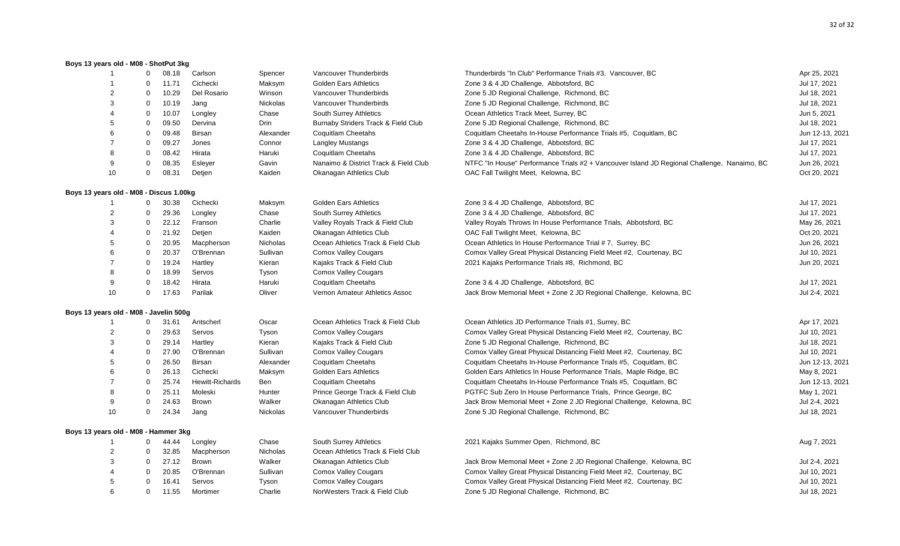## Boys 13 years old - M08 - ShotPut 3kg

| | | | | | | | |
|---|---|---|---|---|---|---|---|
| 1 | 0 | 08.18 | Carlson | Spencer | Vancouver Thunderbirds | Thunderbirds "In Club" Performance Trials #3, Vancouver, BC | Apr 25, 2021 |
| 1 | 0 | 11.71 | Cichecki | Maksym | Golden Ears Athletics | Zone 3 & 4 JD Challenge, Abbotsford, BC | Jul 17, 2021 |
| 2 | 0 | 10.29 | Del Rosario | Winson | Vancouver Thunderbirds | Zone 5 JD Regional Challenge, Richmond, BC | Jul 18, 2021 |
| 3 | 0 | 10.19 | Jang | Nickolas | Vancouver Thunderbirds | Zone 5 JD Regional Challenge, Richmond, BC | Jul 18, 2021 |
| 4 | 0 | 10.07 | Longley | Chase | South Surrey Athletics | Ocean Athletics Track Meet, Surrey, BC | Jun 5, 2021 |
| 5 | 0 | 09.50 | Dervina | Drin | Burnaby Striders Track & Field Club | Zone 5 JD Regional Challenge, Richmond, BC | Jul 18, 2021 |
| 6 | 0 | 09.48 | Birsan | Alexander | Coquitlam Cheetahs | Coquitlam Cheetahs In-House Performance Trials #5, Coquitlam, BC | Jun 12-13, 2021 |
| 7 | 0 | 09.27 | Jones | Connor | Langley Mustangs | Zone 3 & 4 JD Challenge, Abbotsford, BC | Jul 17, 2021 |
| 8 | 0 | 08.42 | Hirata | Haruki | Coquitlam Cheetahs | Zone 3 & 4 JD Challenge, Abbotsford, BC | Jul 17, 2021 |
| 9 | 0 | 08.35 | Esleyer | Gavin | Nanaimo & District Track & Field Club | NTFC "In House" Performance Trials #2 + Vancouver Island JD Regional Challenge, Nanaimo, BC | Jun 26, 2021 |
| 10 | 0 | 08.31 | Detjen | Kaiden | Okanagan Athletics Club | OAC Fall Twilight Meet, Kelowna, BC | Oct 20, 2021 |

## Boys 13 years old - M08 - Discus 1.00kg

| | | | | | | | |
|---|---|---|---|---|---|---|---|
| 1 | 0 | 30.38 | Cichecki | Maksym | Golden Ears Athletics | Zone 3 & 4 JD Challenge, Abbotsford, BC | Jul 17, 2021 |
| 2 | 0 | 29.36 | Longley | Chase | South Surrey Athletics | Zone 3 & 4 JD Challenge, Abbotsford, BC | Jul 17, 2021 |
| 3 | 0 | 22.12 | Franson | Charlie | Valley Royals Track & Field Club | Valley Royals Throws In House Performance Trials, Abbotsford, BC | May 26, 2021 |
| 4 | 0 | 21.92 | Detjen | Kaiden | Okanagan Athletics Club | OAC Fall Twilight Meet, Kelowna, BC | Oct 20, 2021 |
| 5 | 0 | 20.95 | Macpherson | Nicholas | Ocean Athletics Track & Field Club | Ocean Athletics In House Performance Trial # 7, Surrey, BC | Jun 26, 2021 |
| 6 | 0 | 20.37 | O'Brennan | Sullivan | Comox Valley Cougars | Comox Valley Great Physical Distancing Field Meet #2, Courtenay, BC | Jul 10, 2021 |
| 7 | 0 | 19.24 | Hartley | Kieran | Kajaks Track & Field Club | 2021 Kajaks Performance Trials #8, Richmond, BC | Jun 20, 2021 |
| 8 | 0 | 18.99 | Servos | Tyson | Comox Valley Cougars | | |
| 9 | 0 | 18.42 | Hirata | Haruki | Coquitlam Cheetahs | Zone 3 & 4 JD Challenge, Abbotsford, BC | Jul 17, 2021 |
| 10 | 0 | 17.63 | Parilak | Oliver | Vernon Amateur Athletics Assoc | Jack Brow Memorial Meet + Zone 2 JD Regional Challenge, Kelowna, BC | Jul 2-4, 2021 |

## Boys 13 years old - M08 - Javelin 500g

| | | | | | | | |
|---|---|---|---|---|---|---|---|
| 1 | 0 | 31.61 | Antscherl | Oscar | Ocean Athletics Track & Field Club | Ocean Athletics JD Performance Trials #1, Surrey, BC | Apr 17, 2021 |
| 2 | 0 | 29.63 | Servos | Tyson | Comox Valley Cougars | Comox Valley Great Physical Distancing Field Meet #2, Courtenay, BC | Jul 10, 2021 |
| 3 | 0 | 29.14 | Hartley | Kieran | Kajaks Track & Field Club | Zone 5 JD Regional Challenge, Richmond, BC | Jul 18, 2021 |
| 4 | 0 | 27.90 | O'Brennan | Sullivan | Comox Valley Cougars | Comox Valley Great Physical Distancing Field Meet #2, Courtenay, BC | Jul 10, 2021 |
| 5 | 0 | 26.50 | Birsan | Alexander | Coquitlam Cheetahs | Coquitlam Cheetahs In-House Performance Trials #5, Coquitlam, BC | Jun 12-13, 2021 |
| 6 | 0 | 26.13 | Cichecki | Maksym | Golden Ears Athletics | Golden Ears Athletics In House Performance Trials, Maple Ridge, BC | May 8, 2021 |
| 7 | 0 | 25.74 | Hewitt-Richards | Ben | Coquitlam Cheetahs | Coquitlam Cheetahs In-House Performance Trials #5, Coquitlam, BC | Jun 12-13, 2021 |
| 8 | 0 | 25.11 | Moleski | Hunter | Prince George Track & Field Club | PGTFC Sub Zero In House Performance Trials, Prince George, BC | May 1, 2021 |
| 9 | 0 | 24.63 | Brown | Walker | Okanagan Athletics Club | Jack Brow Memorial Meet + Zone 2 JD Regional Challenge, Kelowna, BC | Jul 2-4, 2021 |
| 10 | 0 | 24.34 | Jang | Nickolas | Vancouver Thunderbirds | Zone 5 JD Regional Challenge, Richmond, BC | Jul 18, 2021 |

## Boys 13 years old - M08 - Hammer 3kg

| | | | | | | | |
|---|---|---|---|---|---|---|---|
| 1 | 0 | 44.44 | Longley | Chase | South Surrey Athletics | 2021 Kajaks Summer Open, Richmond, BC | Aug 7, 2021 |
| 2 | 0 | 32.85 | Macpherson | Nicholas | Ocean Athletics Track & Field Club | | |
| 3 | 0 | 27.12 | Brown | Walker | Okanagan Athletics Club | Jack Brow Memorial Meet + Zone 2 JD Regional Challenge, Kelowna, BC | Jul 2-4, 2021 |
| 4 | 0 | 20.85 | O'Brennan | Sullivan | Comox Valley Cougars | Comox Valley Great Physical Distancing Field Meet #2, Courtenay, BC | Jul 10, 2021 |
| 5 | 0 | 16.41 | Servos | Tyson | Comox Valley Cougars | Comox Valley Great Physical Distancing Field Meet #2, Courtenay, BC | Jul 10, 2021 |
| 6 | 0 | 11.55 | Mortimer | Charlie | NorWesters Track & Field Club | Zone 5 JD Regional Challenge, Richmond, BC | Jul 18, 2021 |